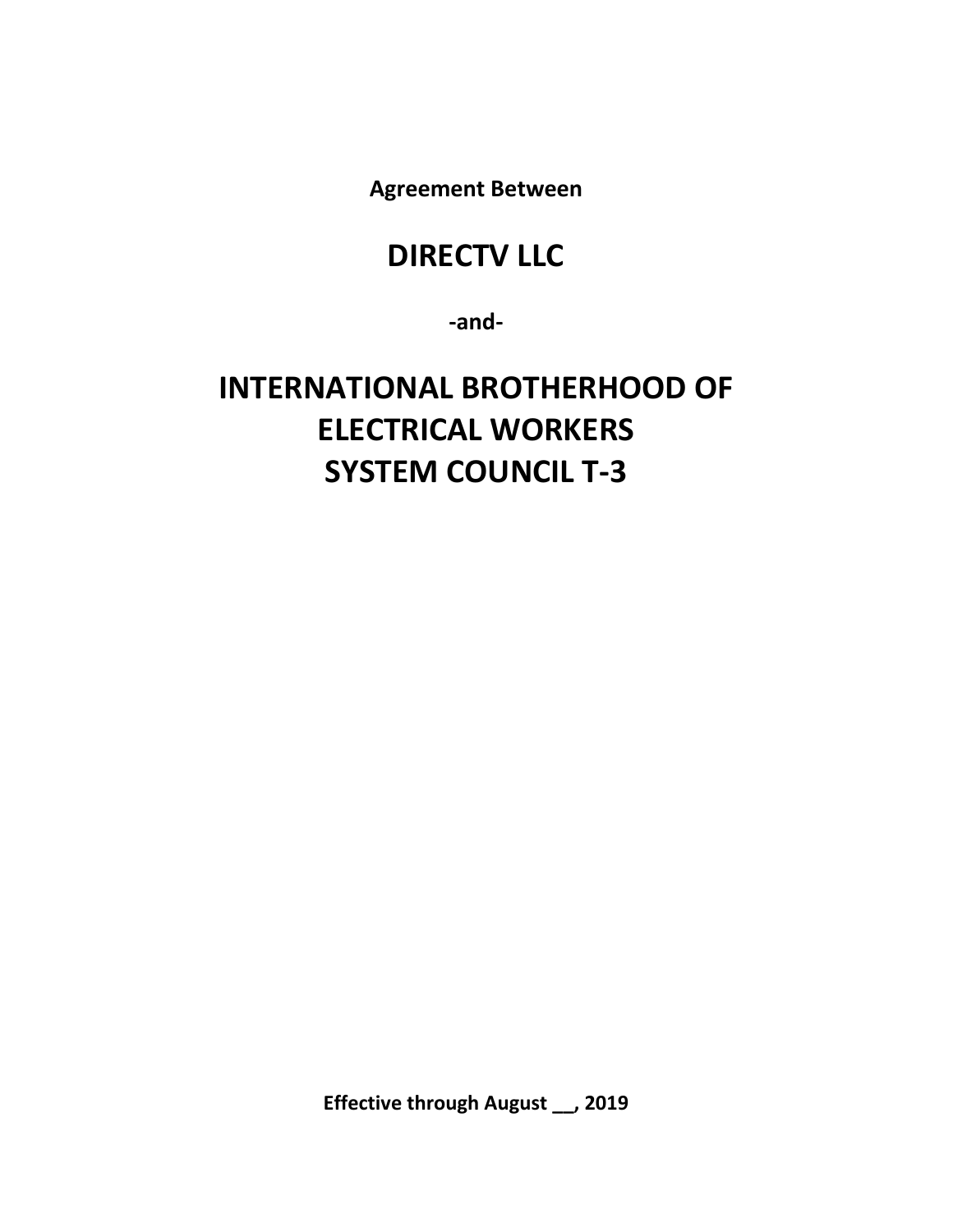**Agreement Between**

# DIRECTV LLC

**-and-**

# INTERNATIONAL BROTHERHOOD OF ELECTRICAL WORKERS SYSTEM COUNCIL T-3

**Effective through August __, 2019**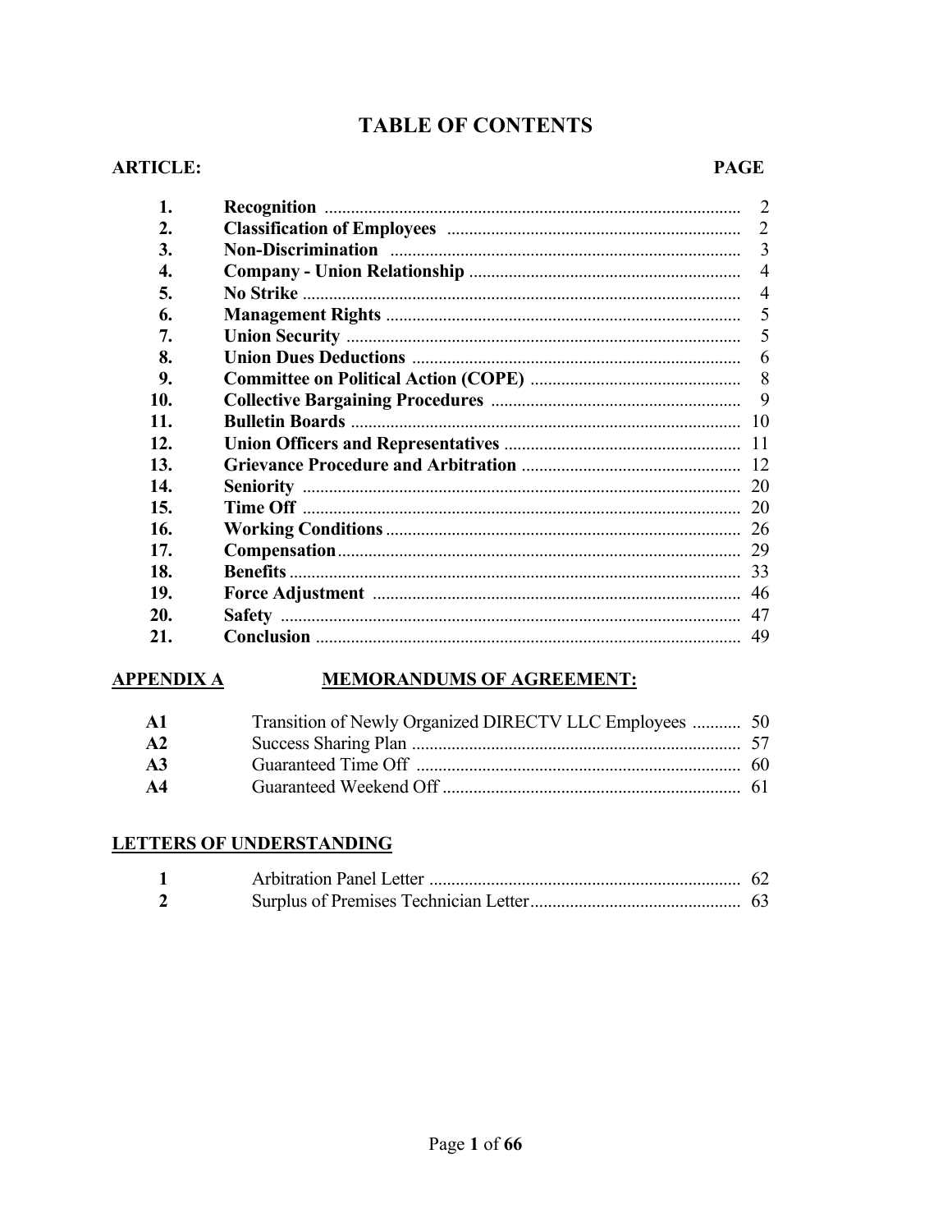# TABLE OF CONTENTS

| ARTICLE: | | PAGE |
|---|---|---|
| 1. | **Recognition** | 2 |
| 2. | **Classification of Employees** | 2 |
| 3. | **Non-Discrimination** | 3 |
| 4. | **Company - Union Relationship** | 4 |
| 5. | **No Strike** | 4 |
| 6. | **Management Rights** | 5 |
| 7. | **Union Security** | 5 |
| 8. | **Union Dues Deductions** | 6 |
| 9. | **Committee on Political Action (COPE)** | 8 |
| 10. | **Collective Bargaining Procedures** | 9 |
| 11. | **Bulletin Boards** | 10 |
| 12. | **Union Officers and Representatives** | 11 |
| 13. | **Grievance Procedure and Arbitration** | 12 |
| 14. | **Seniority** | 20 |
| 15. | **Time Off** | 20 |
| 16. | **Working Conditions** | 26 |
| 17. | **Compensation** | 29 |
| 18. | **Benefits** | 33 |
| 19. | **Force Adjustment** | 46 |
| 20. | **Safety** | 47 |
| 21. | **Conclusion** | 49 |

## APPENDIX A — MEMORANDUMS OF AGREEMENT:

| | | |
|---|---|---|
| **A1** | Transition of Newly Organized DIRECTV LLC Employees | 50 |
| **A2** | Success Sharing Plan | 57 |
| **A3** | Guaranteed Time Off | 60 |
| **A4** | Guaranteed Weekend Off | 61 |

## LETTERS OF UNDERSTANDING

| | | |
|---|---|---|
| **1** | Arbitration Panel Letter | 62 |
| **2** | Surplus of Premises Technician Letter | 63 |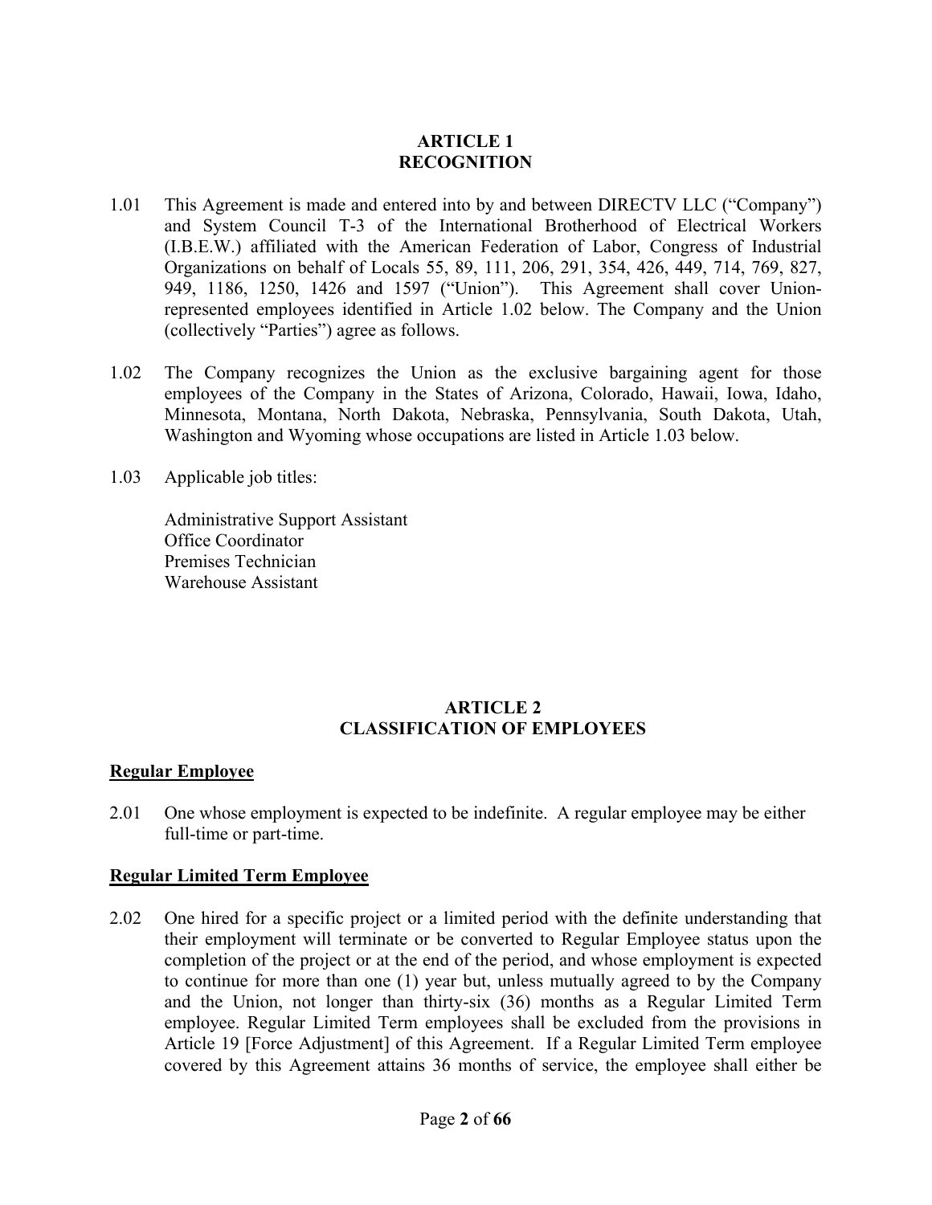## ARTICLE 1
## RECOGNITION

1.01 This Agreement is made and entered into by and between DIRECTV LLC ("Company") and System Council T-3 of the International Brotherhood of Electrical Workers (I.B.E.W.) affiliated with the American Federation of Labor, Congress of Industrial Organizations on behalf of Locals 55, 89, 111, 206, 291, 354, 426, 449, 714, 769, 827, 949, 1186, 1250, 1426 and 1597 ("Union"). This Agreement shall cover Union-represented employees identified in Article 1.02 below. The Company and the Union (collectively "Parties") agree as follows.

1.02 The Company recognizes the Union as the exclusive bargaining agent for those employees of the Company in the States of Arizona, Colorado, Hawaii, Iowa, Idaho, Minnesota, Montana, North Dakota, Nebraska, Pennsylvania, South Dakota, Utah, Washington and Wyoming whose occupations are listed in Article 1.03 below.

1.03 Applicable job titles:

Administrative Support Assistant
Office Coordinator
Premises Technician
Warehouse Assistant

## ARTICLE 2
## CLASSIFICATION OF EMPLOYEES

**Regular Employee**

2.01 One whose employment is expected to be indefinite. A regular employee may be either full-time or part-time.

**Regular Limited Term Employee**

2.02 One hired for a specific project or a limited period with the definite understanding that their employment will terminate or be converted to Regular Employee status upon the completion of the project or at the end of the period, and whose employment is expected to continue for more than one (1) year but, unless mutually agreed to by the Company and the Union, not longer than thirty-six (36) months as a Regular Limited Term employee. Regular Limited Term employees shall be excluded from the provisions in Article 19 [Force Adjustment] of this Agreement. If a Regular Limited Term employee covered by this Agreement attains 36 months of service, the employee shall either be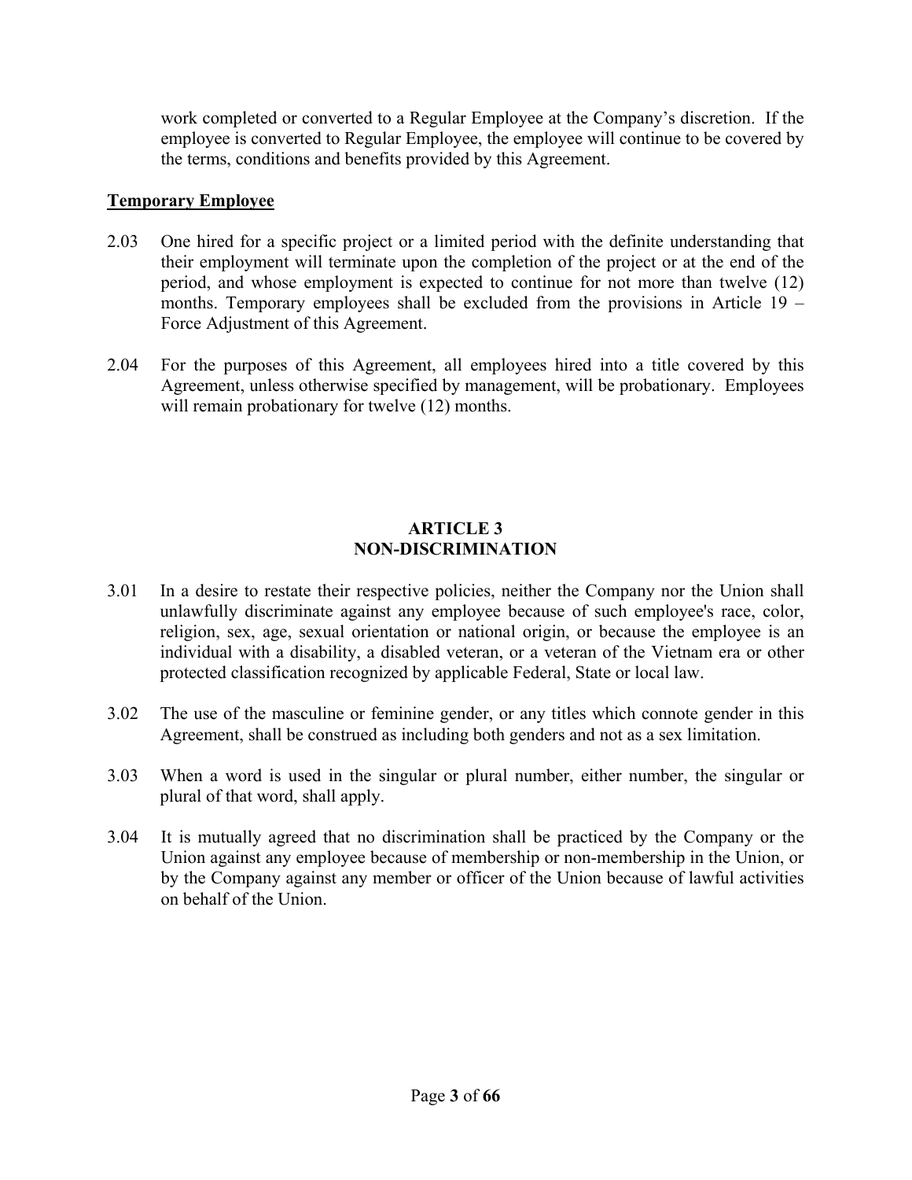work completed or converted to a Regular Employee at the Company's discretion. If the employee is converted to Regular Employee, the employee will continue to be covered by the terms, conditions and benefits provided by this Agreement.

**Temporary Employee**

2.03 One hired for a specific project or a limited period with the definite understanding that their employment will terminate upon the completion of the project or at the end of the period, and whose employment is expected to continue for not more than twelve (12) months. Temporary employees shall be excluded from the provisions in Article 19 – Force Adjustment of this Agreement.

2.04 For the purposes of this Agreement, all employees hired into a title covered by this Agreement, unless otherwise specified by management, will be probationary. Employees will remain probationary for twelve (12) months.

## ARTICLE 3
## NON-DISCRIMINATION

3.01 In a desire to restate their respective policies, neither the Company nor the Union shall unlawfully discriminate against any employee because of such employee's race, color, religion, sex, age, sexual orientation or national origin, or because the employee is an individual with a disability, a disabled veteran, or a veteran of the Vietnam era or other protected classification recognized by applicable Federal, State or local law.

3.02 The use of the masculine or feminine gender, or any titles which connote gender in this Agreement, shall be construed as including both genders and not as a sex limitation.

3.03 When a word is used in the singular or plural number, either number, the singular or plural of that word, shall apply.

3.04 It is mutually agreed that no discrimination shall be practiced by the Company or the Union against any employee because of membership or non-membership in the Union, or by the Company against any member or officer of the Union because of lawful activities on behalf of the Union.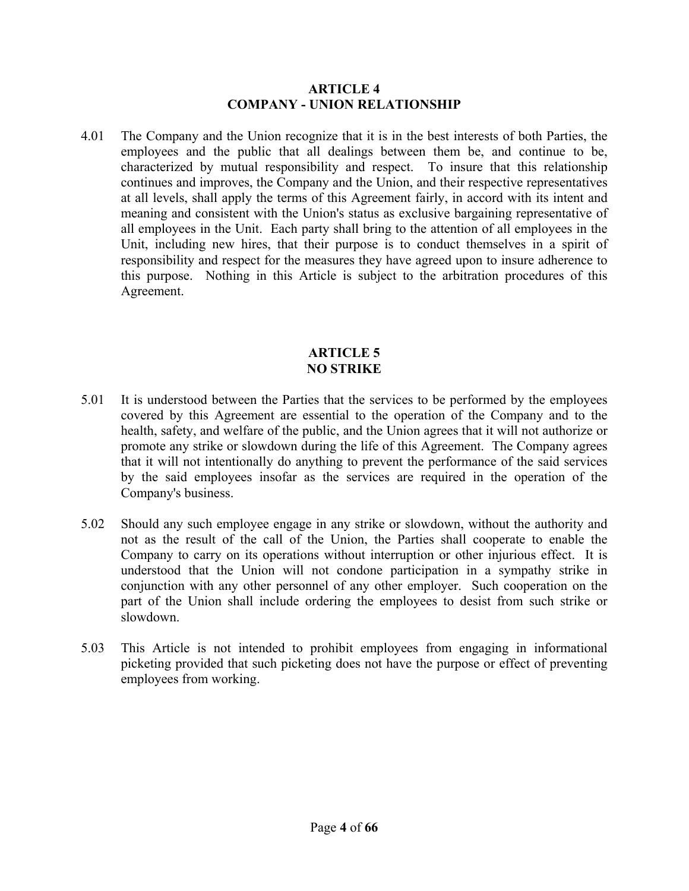## ARTICLE 4
## COMPANY - UNION RELATIONSHIP

4.01 The Company and the Union recognize that it is in the best interests of both Parties, the employees and the public that all dealings between them be, and continue to be, characterized by mutual responsibility and respect. To insure that this relationship continues and improves, the Company and the Union, and their respective representatives at all levels, shall apply the terms of this Agreement fairly, in accord with its intent and meaning and consistent with the Union's status as exclusive bargaining representative of all employees in the Unit. Each party shall bring to the attention of all employees in the Unit, including new hires, that their purpose is to conduct themselves in a spirit of responsibility and respect for the measures they have agreed upon to insure adherence to this purpose. Nothing in this Article is subject to the arbitration procedures of this Agreement.

## ARTICLE 5
## NO STRIKE

5.01 It is understood between the Parties that the services to be performed by the employees covered by this Agreement are essential to the operation of the Company and to the health, safety, and welfare of the public, and the Union agrees that it will not authorize or promote any strike or slowdown during the life of this Agreement. The Company agrees that it will not intentionally do anything to prevent the performance of the said services by the said employees insofar as the services are required in the operation of the Company's business.

5.02 Should any such employee engage in any strike or slowdown, without the authority and not as the result of the call of the Union, the Parties shall cooperate to enable the Company to carry on its operations without interruption or other injurious effect. It is understood that the Union will not condone participation in a sympathy strike in conjunction with any other personnel of any other employer. Such cooperation on the part of the Union shall include ordering the employees to desist from such strike or slowdown.

5.03 This Article is not intended to prohibit employees from engaging in informational picketing provided that such picketing does not have the purpose or effect of preventing employees from working.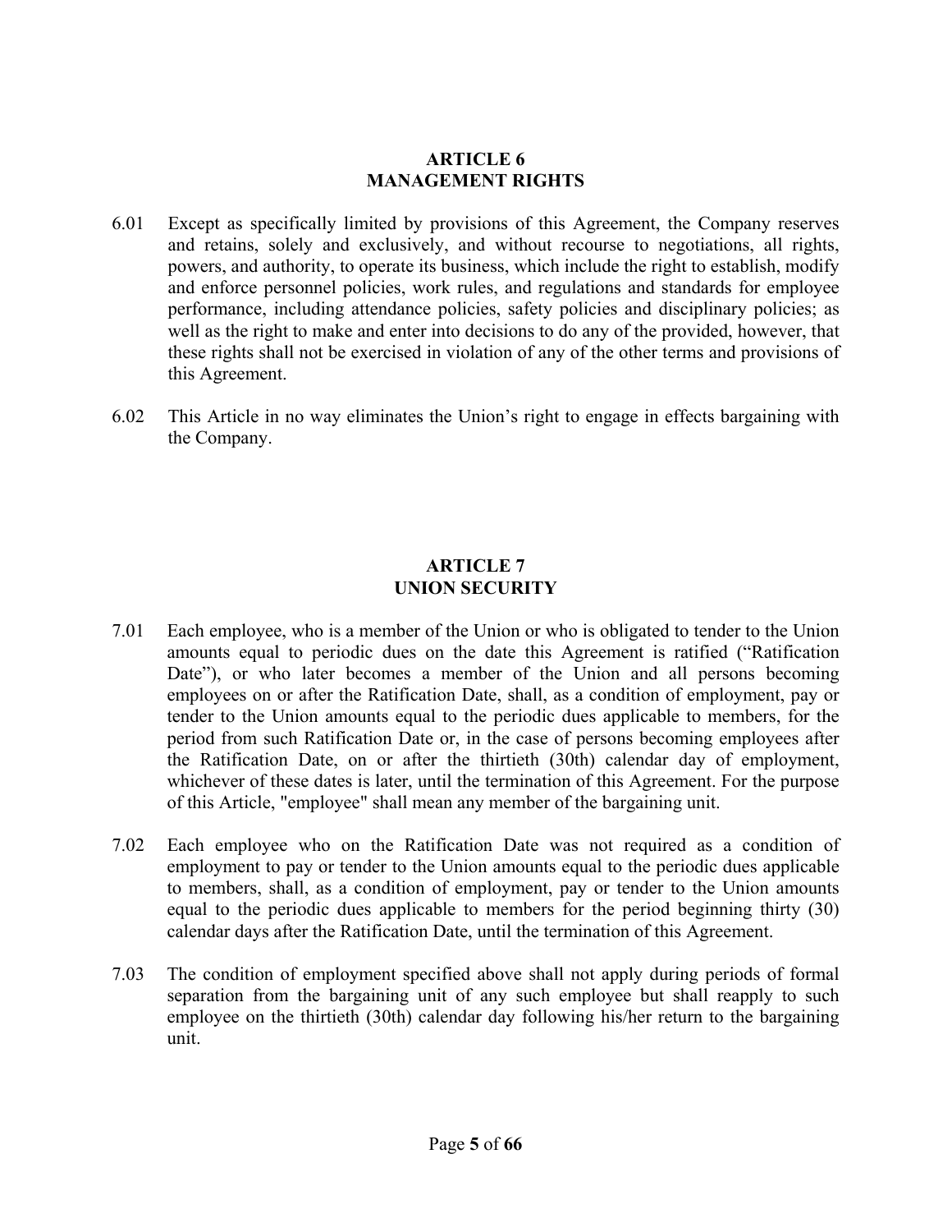## ARTICLE 6
## MANAGEMENT RIGHTS

6.01 Except as specifically limited by provisions of this Agreement, the Company reserves and retains, solely and exclusively, and without recourse to negotiations, all rights, powers, and authority, to operate its business, which include the right to establish, modify and enforce personnel policies, work rules, and regulations and standards for employee performance, including attendance policies, safety policies and disciplinary policies; as well as the right to make and enter into decisions to do any of the provided, however, that these rights shall not be exercised in violation of any of the other terms and provisions of this Agreement.

6.02 This Article in no way eliminates the Union's right to engage in effects bargaining with the Company.

## ARTICLE 7
## UNION SECURITY

7.01 Each employee, who is a member of the Union or who is obligated to tender to the Union amounts equal to periodic dues on the date this Agreement is ratified ("Ratification Date"), or who later becomes a member of the Union and all persons becoming employees on or after the Ratification Date, shall, as a condition of employment, pay or tender to the Union amounts equal to the periodic dues applicable to members, for the period from such Ratification Date or, in the case of persons becoming employees after the Ratification Date, on or after the thirtieth (30th) calendar day of employment, whichever of these dates is later, until the termination of this Agreement. For the purpose of this Article, "employee" shall mean any member of the bargaining unit.

7.02 Each employee who on the Ratification Date was not required as a condition of employment to pay or tender to the Union amounts equal to the periodic dues applicable to members, shall, as a condition of employment, pay or tender to the Union amounts equal to the periodic dues applicable to members for the period beginning thirty (30) calendar days after the Ratification Date, until the termination of this Agreement.

7.03 The condition of employment specified above shall not apply during periods of formal separation from the bargaining unit of any such employee but shall reapply to such employee on the thirtieth (30th) calendar day following his/her return to the bargaining unit.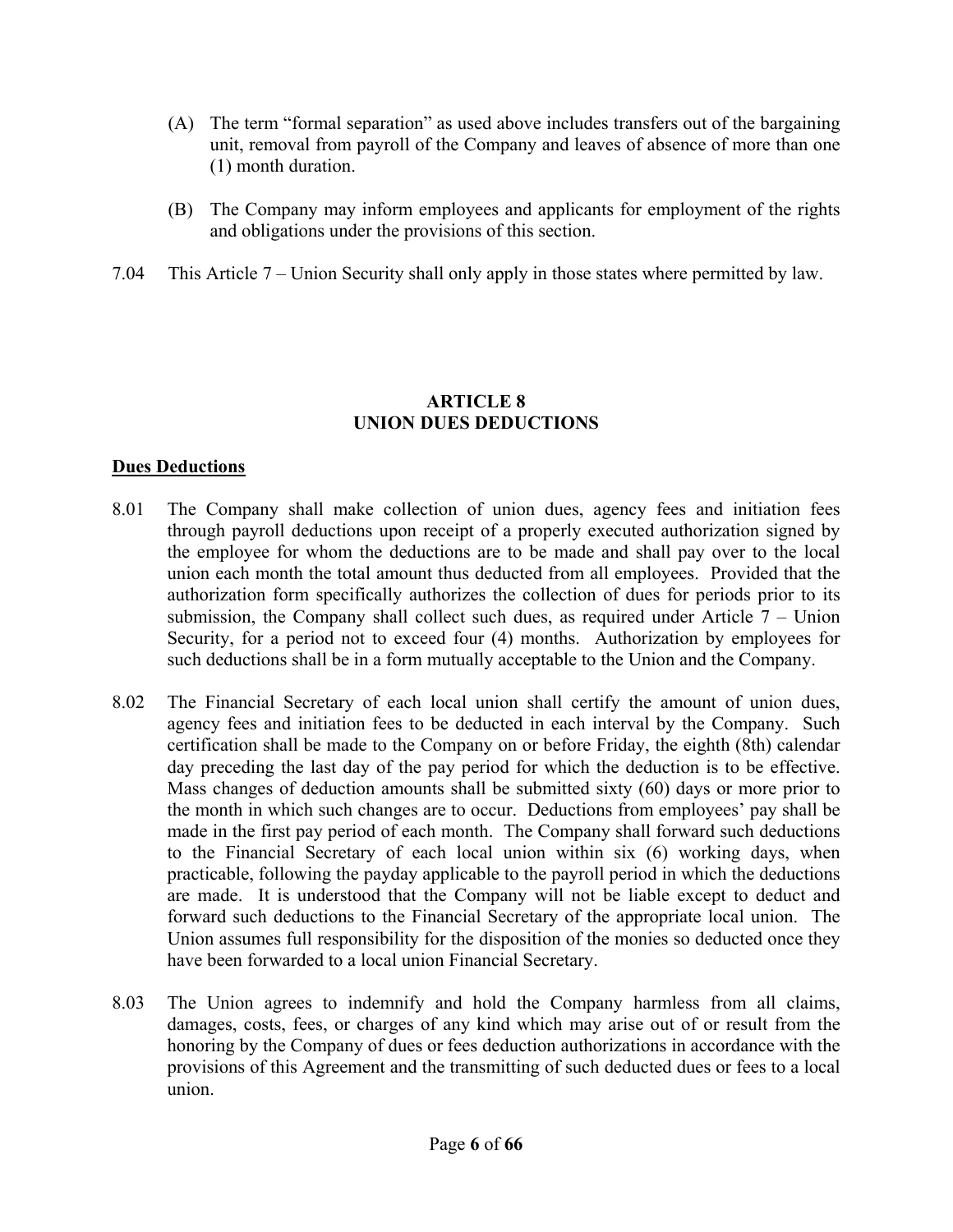(A) The term "formal separation" as used above includes transfers out of the bargaining unit, removal from payroll of the Company and leaves of absence of more than one (1) month duration.

(B) The Company may inform employees and applicants for employment of the rights and obligations under the provisions of this section.

7.04 This Article 7 – Union Security shall only apply in those states where permitted by law.

## ARTICLE 8
## UNION DUES DEDUCTIONS

**Dues Deductions**

8.01 The Company shall make collection of union dues, agency fees and initiation fees through payroll deductions upon receipt of a properly executed authorization signed by the employee for whom the deductions are to be made and shall pay over to the local union each month the total amount thus deducted from all employees. Provided that the authorization form specifically authorizes the collection of dues for periods prior to its submission, the Company shall collect such dues, as required under Article 7 – Union Security, for a period not to exceed four (4) months. Authorization by employees for such deductions shall be in a form mutually acceptable to the Union and the Company.

8.02 The Financial Secretary of each local union shall certify the amount of union dues, agency fees and initiation fees to be deducted in each interval by the Company. Such certification shall be made to the Company on or before Friday, the eighth (8th) calendar day preceding the last day of the pay period for which the deduction is to be effective. Mass changes of deduction amounts shall be submitted sixty (60) days or more prior to the month in which such changes are to occur. Deductions from employees' pay shall be made in the first pay period of each month. The Company shall forward such deductions to the Financial Secretary of each local union within six (6) working days, when practicable, following the payday applicable to the payroll period in which the deductions are made. It is understood that the Company will not be liable except to deduct and forward such deductions to the Financial Secretary of the appropriate local union. The Union assumes full responsibility for the disposition of the monies so deducted once they have been forwarded to a local union Financial Secretary.

8.03 The Union agrees to indemnify and hold the Company harmless from all claims, damages, costs, fees, or charges of any kind which may arise out of or result from the honoring by the Company of dues or fees deduction authorizations in accordance with the provisions of this Agreement and the transmitting of such deducted dues or fees to a local union.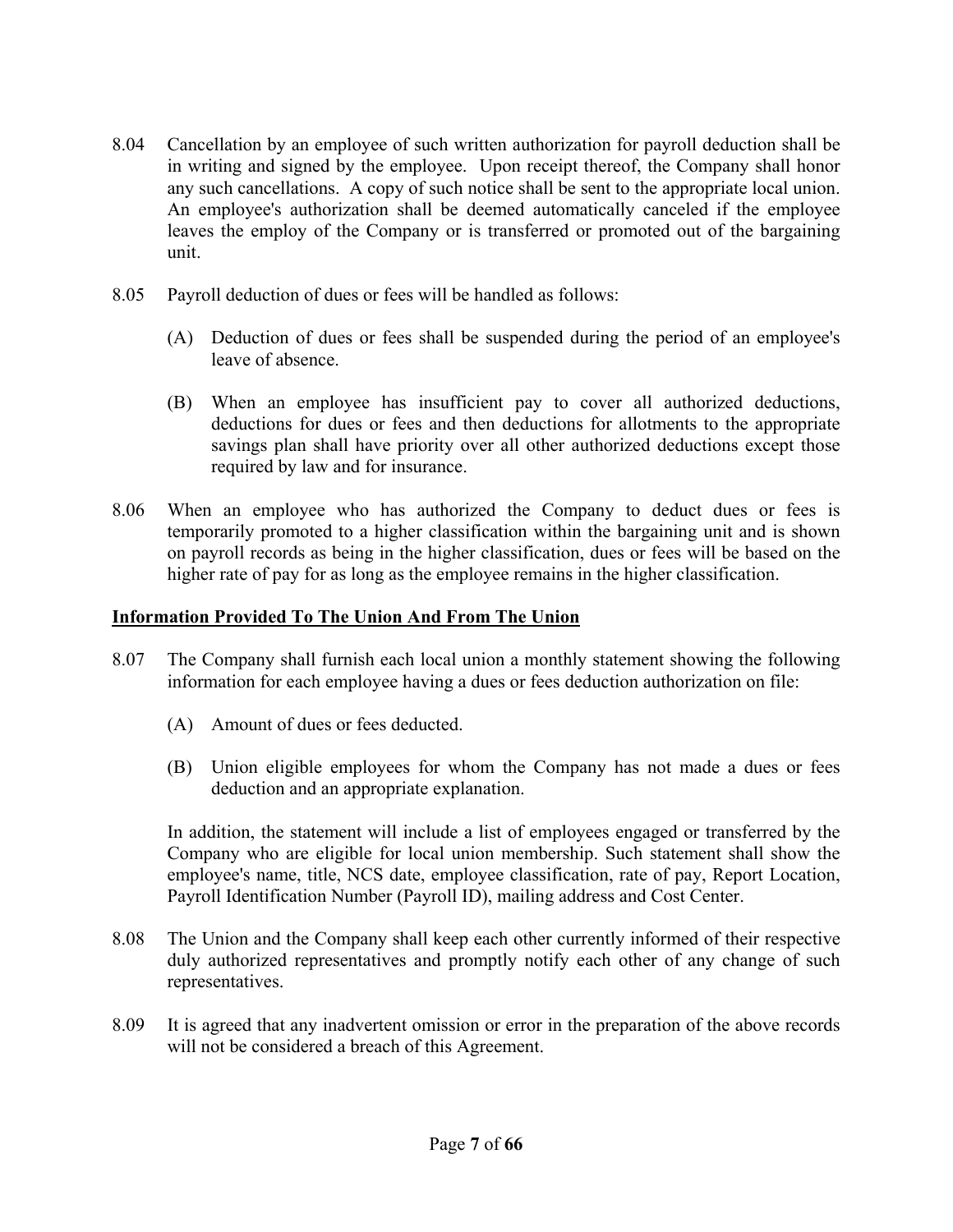8.04 Cancellation by an employee of such written authorization for payroll deduction shall be in writing and signed by the employee. Upon receipt thereof, the Company shall honor any such cancellations. A copy of such notice shall be sent to the appropriate local union. An employee's authorization shall be deemed automatically canceled if the employee leaves the employ of the Company or is transferred or promoted out of the bargaining unit.

8.05 Payroll deduction of dues or fees will be handled as follows:

(A) Deduction of dues or fees shall be suspended during the period of an employee's leave of absence.

(B) When an employee has insufficient pay to cover all authorized deductions, deductions for dues or fees and then deductions for allotments to the appropriate savings plan shall have priority over all other authorized deductions except those required by law and for insurance.

8.06 When an employee who has authorized the Company to deduct dues or fees is temporarily promoted to a higher classification within the bargaining unit and is shown on payroll records as being in the higher classification, dues or fees will be based on the higher rate of pay for as long as the employee remains in the higher classification.

**Information Provided To The Union And From The Union**

8.07 The Company shall furnish each local union a monthly statement showing the following information for each employee having a dues or fees deduction authorization on file:

(A) Amount of dues or fees deducted.

(B) Union eligible employees for whom the Company has not made a dues or fees deduction and an appropriate explanation.

In addition, the statement will include a list of employees engaged or transferred by the Company who are eligible for local union membership. Such statement shall show the employee's name, title, NCS date, employee classification, rate of pay, Report Location, Payroll Identification Number (Payroll ID), mailing address and Cost Center.

8.08 The Union and the Company shall keep each other currently informed of their respective duly authorized representatives and promptly notify each other of any change of such representatives.

8.09 It is agreed that any inadvertent omission or error in the preparation of the above records will not be considered a breach of this Agreement.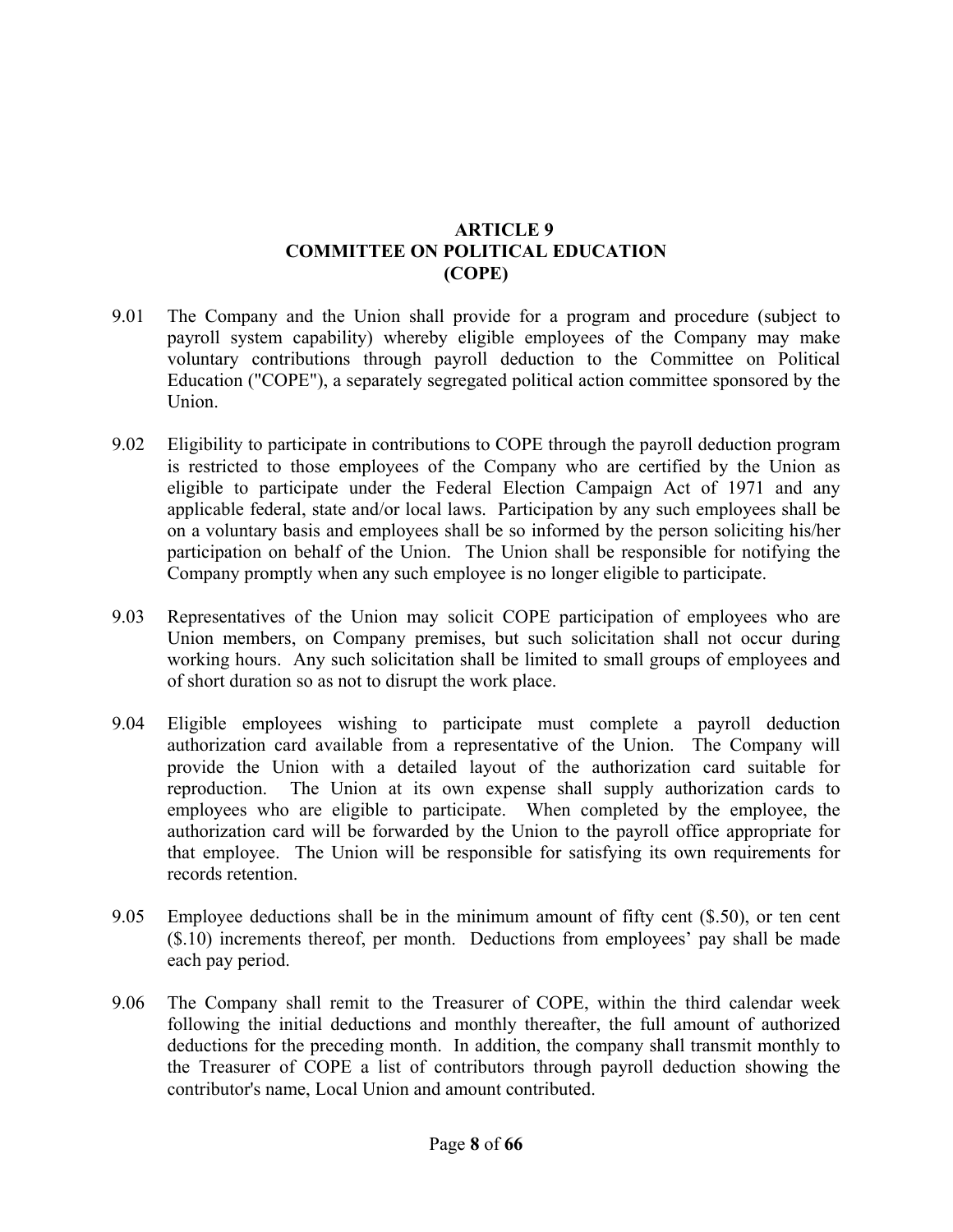## ARTICLE 9
## COMMITTEE ON POLITICAL EDUCATION
## (COPE)

9.01 The Company and the Union shall provide for a program and procedure (subject to payroll system capability) whereby eligible employees of the Company may make voluntary contributions through payroll deduction to the Committee on Political Education ("COPE"), a separately segregated political action committee sponsored by the Union.

9.02 Eligibility to participate in contributions to COPE through the payroll deduction program is restricted to those employees of the Company who are certified by the Union as eligible to participate under the Federal Election Campaign Act of 1971 and any applicable federal, state and/or local laws. Participation by any such employees shall be on a voluntary basis and employees shall be so informed by the person soliciting his/her participation on behalf of the Union. The Union shall be responsible for notifying the Company promptly when any such employee is no longer eligible to participate.

9.03 Representatives of the Union may solicit COPE participation of employees who are Union members, on Company premises, but such solicitation shall not occur during working hours. Any such solicitation shall be limited to small groups of employees and of short duration so as not to disrupt the work place.

9.04 Eligible employees wishing to participate must complete a payroll deduction authorization card available from a representative of the Union. The Company will provide the Union with a detailed layout of the authorization card suitable for reproduction. The Union at its own expense shall supply authorization cards to employees who are eligible to participate. When completed by the employee, the authorization card will be forwarded by the Union to the payroll office appropriate for that employee. The Union will be responsible for satisfying its own requirements for records retention.

9.05 Employee deductions shall be in the minimum amount of fifty cent ($.50), or ten cent ($.10) increments thereof, per month. Deductions from employees' pay shall be made each pay period.

9.06 The Company shall remit to the Treasurer of COPE, within the third calendar week following the initial deductions and monthly thereafter, the full amount of authorized deductions for the preceding month. In addition, the company shall transmit monthly to the Treasurer of COPE a list of contributors through payroll deduction showing the contributor's name, Local Union and amount contributed.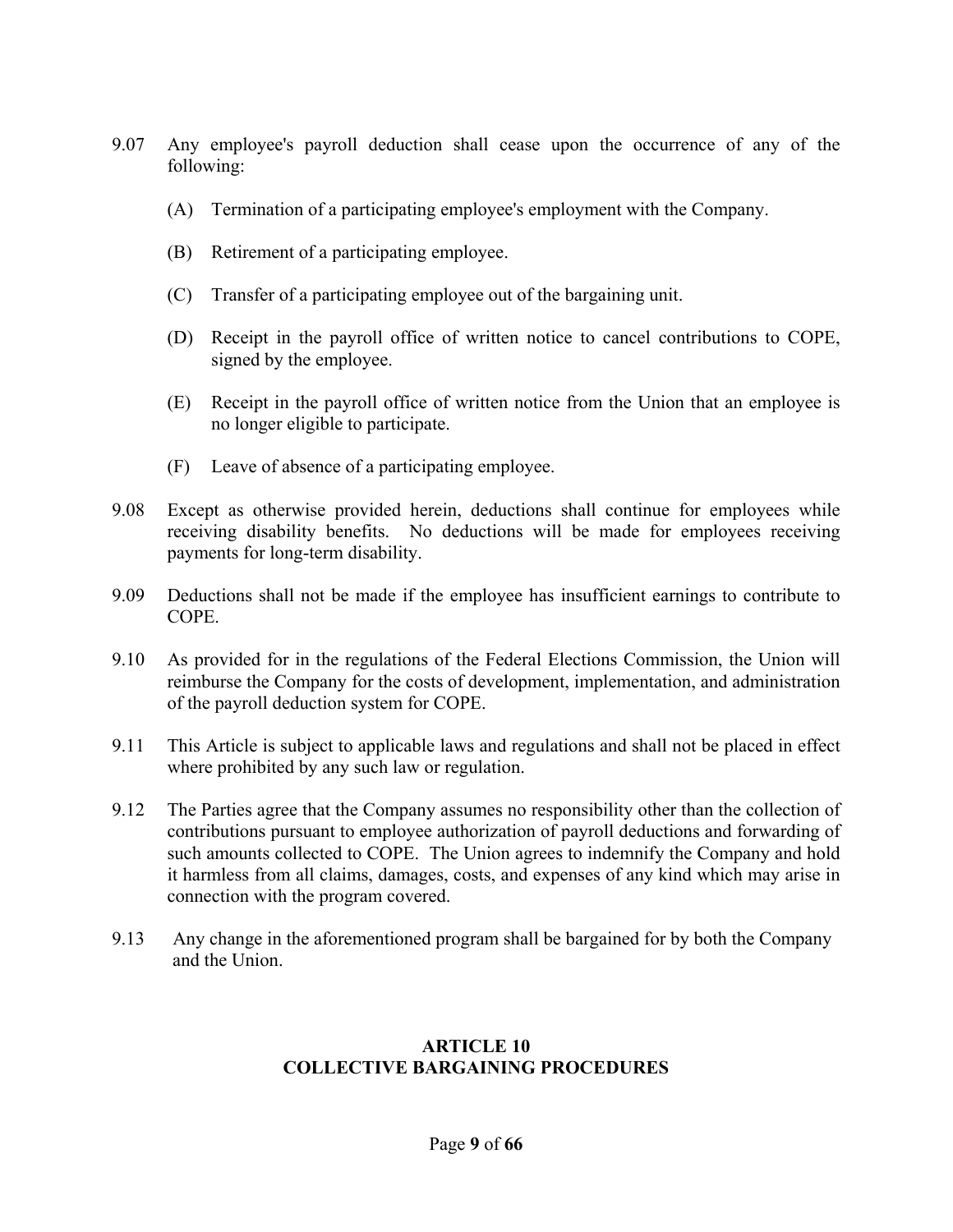9.07 Any employee's payroll deduction shall cease upon the occurrence of any of the following:

   (A) Termination of a participating employee's employment with the Company.

   (B) Retirement of a participating employee.

   (C) Transfer of a participating employee out of the bargaining unit.

   (D) Receipt in the payroll office of written notice to cancel contributions to COPE, signed by the employee.

   (E) Receipt in the payroll office of written notice from the Union that an employee is no longer eligible to participate.

   (F) Leave of absence of a participating employee.

9.08 Except as otherwise provided herein, deductions shall continue for employees while receiving disability benefits. No deductions will be made for employees receiving payments for long-term disability.

9.09 Deductions shall not be made if the employee has insufficient earnings to contribute to COPE.

9.10 As provided for in the regulations of the Federal Elections Commission, the Union will reimburse the Company for the costs of development, implementation, and administration of the payroll deduction system for COPE.

9.11 This Article is subject to applicable laws and regulations and shall not be placed in effect where prohibited by any such law or regulation.

9.12 The Parties agree that the Company assumes no responsibility other than the collection of contributions pursuant to employee authorization of payroll deductions and forwarding of such amounts collected to COPE. The Union agrees to indemnify the Company and hold it harmless from all claims, damages, costs, and expenses of any kind which may arise in connection with the program covered.

9.13 Any change in the aforementioned program shall be bargained for by both the Company and the Union.

## ARTICLE 10
## COLLECTIVE BARGAINING PROCEDURES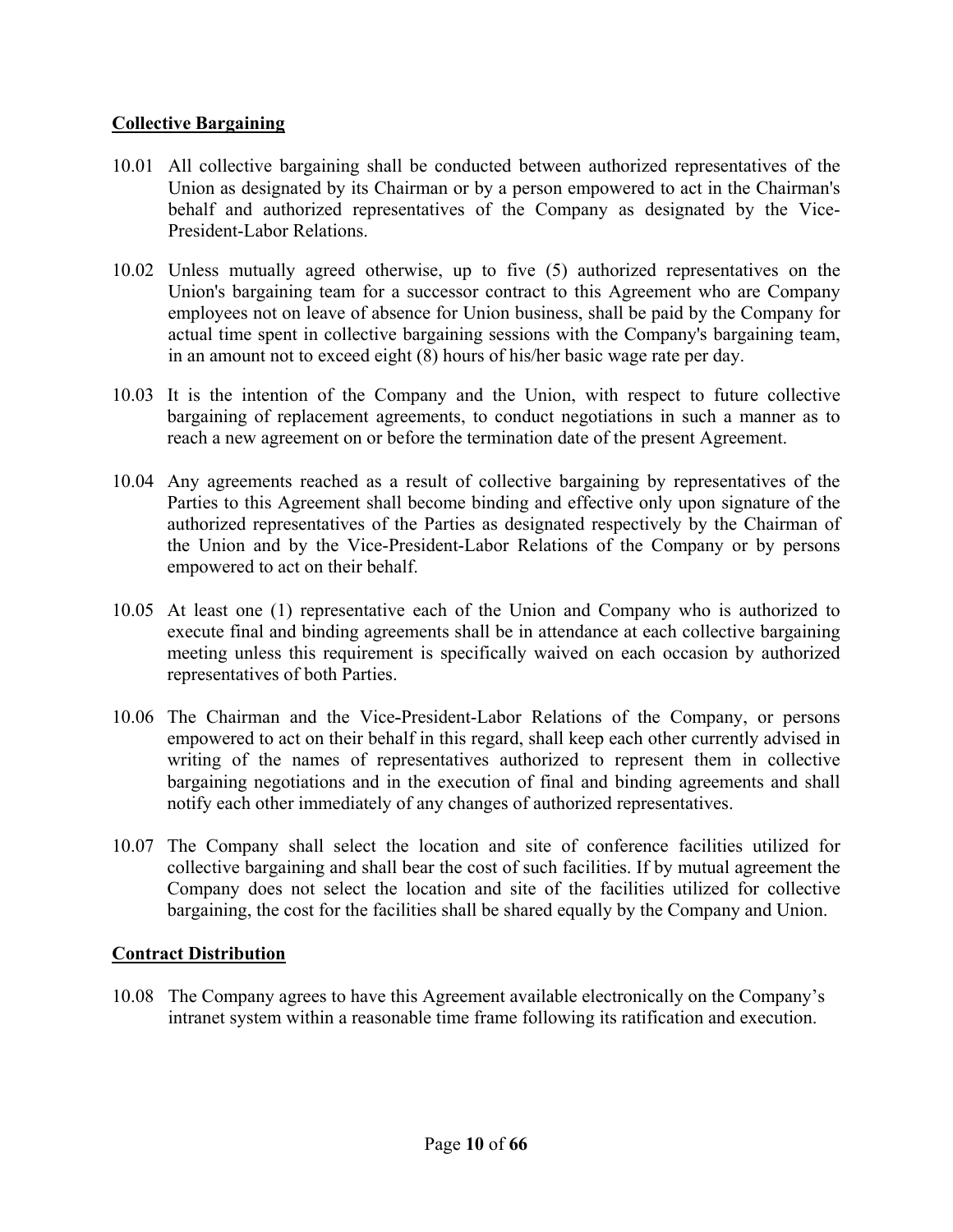**Collective Bargaining**

10.01 All collective bargaining shall be conducted between authorized representatives of the Union as designated by its Chairman or by a person empowered to act in the Chairman's behalf and authorized representatives of the Company as designated by the Vice-President-Labor Relations.

10.02 Unless mutually agreed otherwise, up to five (5) authorized representatives on the Union's bargaining team for a successor contract to this Agreement who are Company employees not on leave of absence for Union business, shall be paid by the Company for actual time spent in collective bargaining sessions with the Company's bargaining team, in an amount not to exceed eight (8) hours of his/her basic wage rate per day.

10.03 It is the intention of the Company and the Union, with respect to future collective bargaining of replacement agreements, to conduct negotiations in such a manner as to reach a new agreement on or before the termination date of the present Agreement.

10.04 Any agreements reached as a result of collective bargaining by representatives of the Parties to this Agreement shall become binding and effective only upon signature of the authorized representatives of the Parties as designated respectively by the Chairman of the Union and by the Vice-President-Labor Relations of the Company or by persons empowered to act on their behalf.

10.05 At least one (1) representative each of the Union and Company who is authorized to execute final and binding agreements shall be in attendance at each collective bargaining meeting unless this requirement is specifically waived on each occasion by authorized representatives of both Parties.

10.06 The Chairman and the Vice-President-Labor Relations of the Company, or persons empowered to act on their behalf in this regard, shall keep each other currently advised in writing of the names of representatives authorized to represent them in collective bargaining negotiations and in the execution of final and binding agreements and shall notify each other immediately of any changes of authorized representatives.

10.07 The Company shall select the location and site of conference facilities utilized for collective bargaining and shall bear the cost of such facilities. If by mutual agreement the Company does not select the location and site of the facilities utilized for collective bargaining, the cost for the facilities shall be shared equally by the Company and Union.

**Contract Distribution**

10.08 The Company agrees to have this Agreement available electronically on the Company's intranet system within a reasonable time frame following its ratification and execution.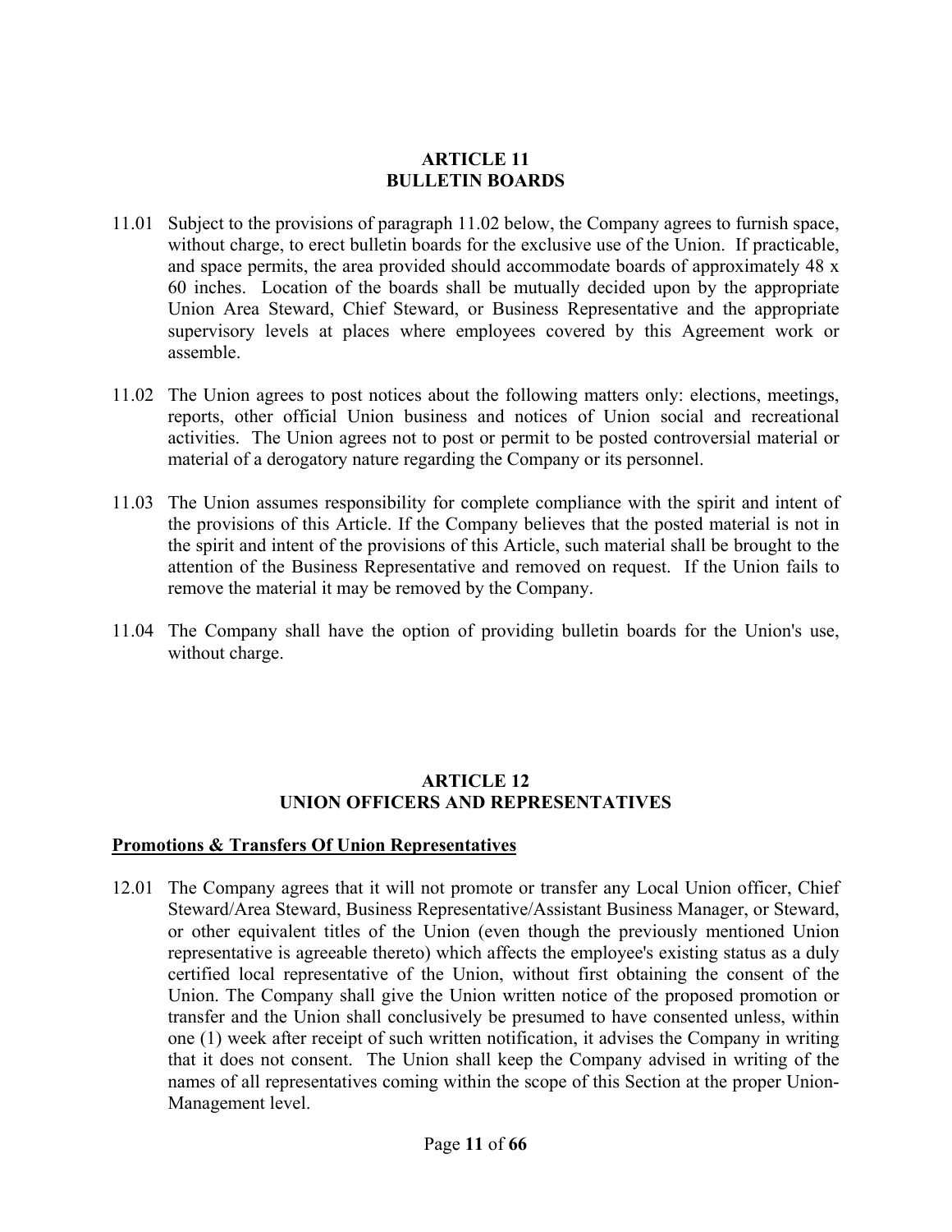## ARTICLE 11
## BULLETIN BOARDS

11.01 Subject to the provisions of paragraph 11.02 below, the Company agrees to furnish space, without charge, to erect bulletin boards for the exclusive use of the Union. If practicable, and space permits, the area provided should accommodate boards of approximately 48 x 60 inches. Location of the boards shall be mutually decided upon by the appropriate Union Area Steward, Chief Steward, or Business Representative and the appropriate supervisory levels at places where employees covered by this Agreement work or assemble.

11.02 The Union agrees to post notices about the following matters only: elections, meetings, reports, other official Union business and notices of Union social and recreational activities. The Union agrees not to post or permit to be posted controversial material or material of a derogatory nature regarding the Company or its personnel.

11.03 The Union assumes responsibility for complete compliance with the spirit and intent of the provisions of this Article. If the Company believes that the posted material is not in the spirit and intent of the provisions of this Article, such material shall be brought to the attention of the Business Representative and removed on request. If the Union fails to remove the material it may be removed by the Company.

11.04 The Company shall have the option of providing bulletin boards for the Union's use, without charge.

## ARTICLE 12
## UNION OFFICERS AND REPRESENTATIVES

**Promotions & Transfers Of Union Representatives**

12.01 The Company agrees that it will not promote or transfer any Local Union officer, Chief Steward/Area Steward, Business Representative/Assistant Business Manager, or Steward, or other equivalent titles of the Union (even though the previously mentioned Union representative is agreeable thereto) which affects the employee's existing status as a duly certified local representative of the Union, without first obtaining the consent of the Union. The Company shall give the Union written notice of the proposed promotion or transfer and the Union shall conclusively be presumed to have consented unless, within one (1) week after receipt of such written notification, it advises the Company in writing that it does not consent. The Union shall keep the Company advised in writing of the names of all representatives coming within the scope of this Section at the proper Union-Management level.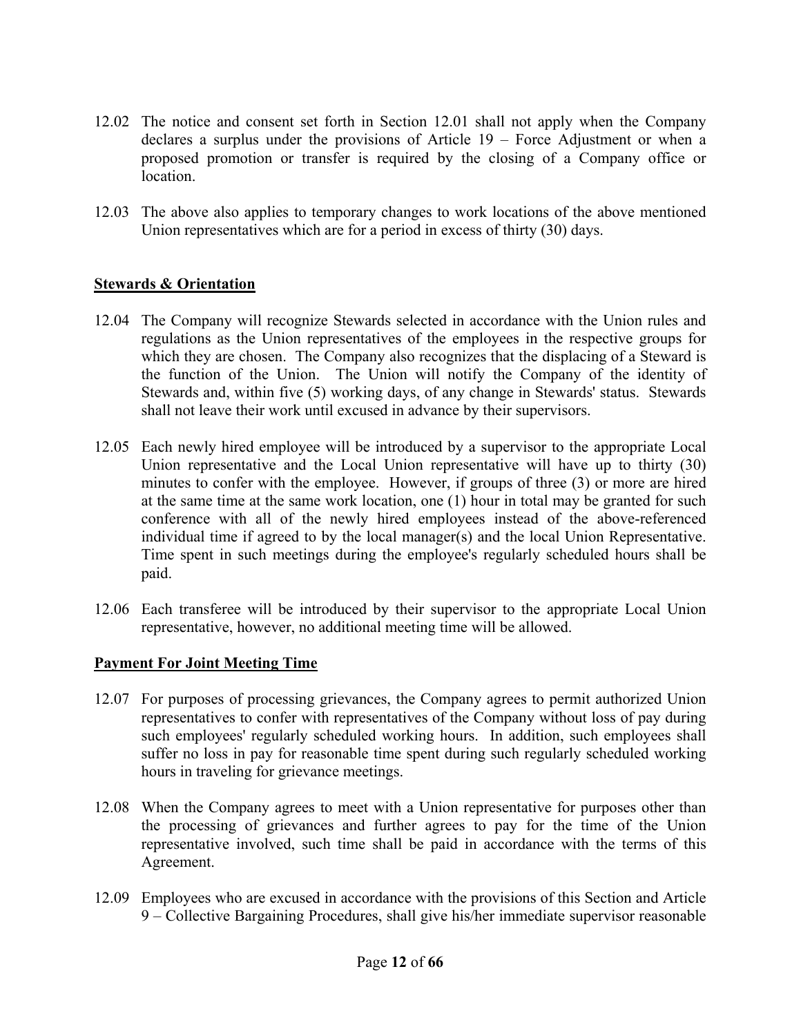12.02 The notice and consent set forth in Section 12.01 shall not apply when the Company declares a surplus under the provisions of Article 19 – Force Adjustment or when a proposed promotion or transfer is required by the closing of a Company office or location.

12.03 The above also applies to temporary changes to work locations of the above mentioned Union representatives which are for a period in excess of thirty (30) days.

**<u>Stewards & Orientation</u>**

12.04 The Company will recognize Stewards selected in accordance with the Union rules and regulations as the Union representatives of the employees in the respective groups for which they are chosen. The Company also recognizes that the displacing of a Steward is the function of the Union. The Union will notify the Company of the identity of Stewards and, within five (5) working days, of any change in Stewards' status. Stewards shall not leave their work until excused in advance by their supervisors.

12.05 Each newly hired employee will be introduced by a supervisor to the appropriate Local Union representative and the Local Union representative will have up to thirty (30) minutes to confer with the employee. However, if groups of three (3) or more are hired at the same time at the same work location, one (1) hour in total may be granted for such conference with all of the newly hired employees instead of the above-referenced individual time if agreed to by the local manager(s) and the local Union Representative. Time spent in such meetings during the employee's regularly scheduled hours shall be paid.

12.06 Each transferee will be introduced by their supervisor to the appropriate Local Union representative, however, no additional meeting time will be allowed.

**<u>Payment For Joint Meeting Time</u>**

12.07 For purposes of processing grievances, the Company agrees to permit authorized Union representatives to confer with representatives of the Company without loss of pay during such employees' regularly scheduled working hours. In addition, such employees shall suffer no loss in pay for reasonable time spent during such regularly scheduled working hours in traveling for grievance meetings.

12.08 When the Company agrees to meet with a Union representative for purposes other than the processing of grievances and further agrees to pay for the time of the Union representative involved, such time shall be paid in accordance with the terms of this Agreement.

12.09 Employees who are excused in accordance with the provisions of this Section and Article 9 – Collective Bargaining Procedures, shall give his/her immediate supervisor reasonable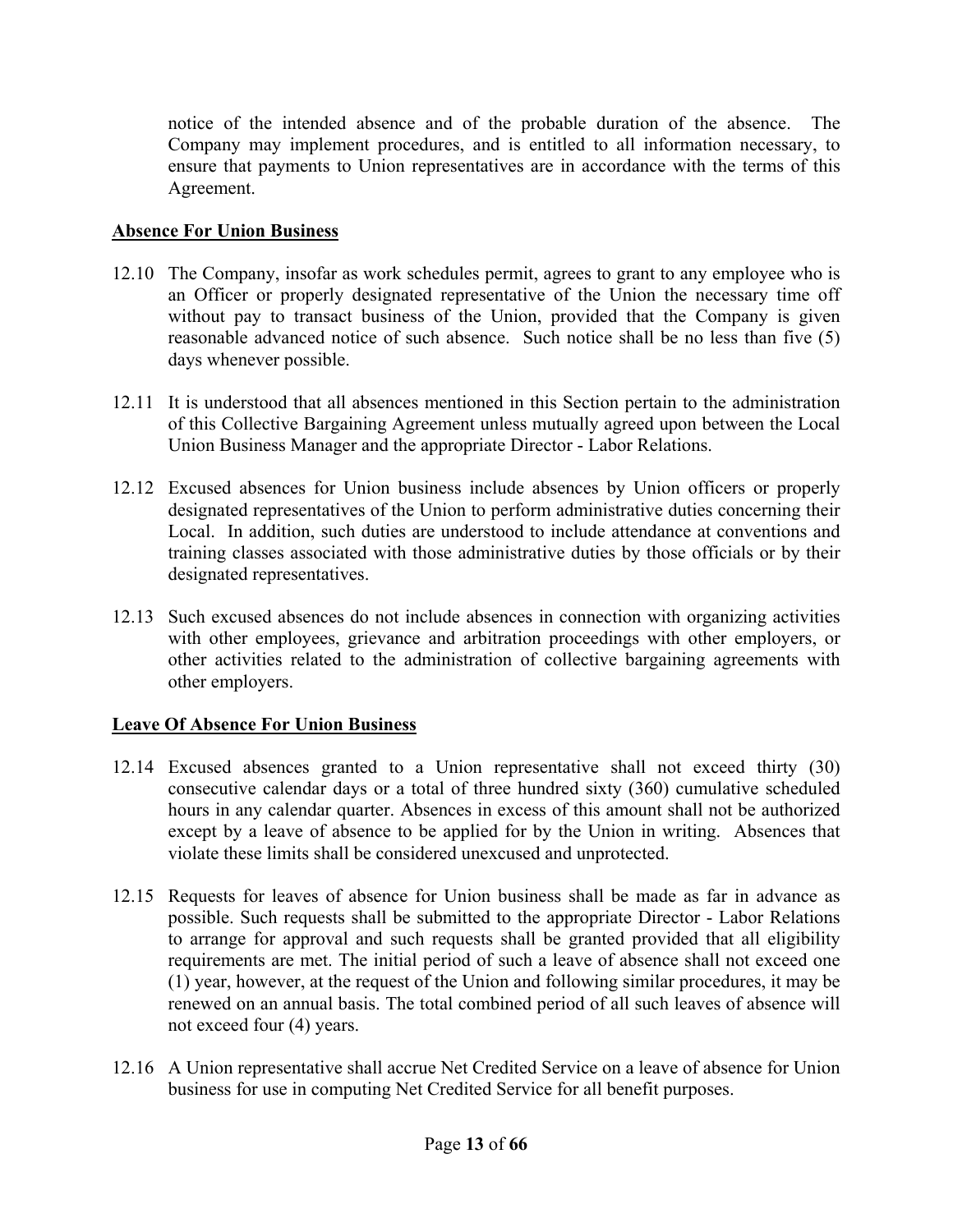notice of the intended absence and of the probable duration of the absence. The Company may implement procedures, and is entitled to all information necessary, to ensure that payments to Union representatives are in accordance with the terms of this Agreement.

**Absence For Union Business**

12.10 The Company, insofar as work schedules permit, agrees to grant to any employee who is an Officer or properly designated representative of the Union the necessary time off without pay to transact business of the Union, provided that the Company is given reasonable advanced notice of such absence. Such notice shall be no less than five (5) days whenever possible.

12.11 It is understood that all absences mentioned in this Section pertain to the administration of this Collective Bargaining Agreement unless mutually agreed upon between the Local Union Business Manager and the appropriate Director - Labor Relations.

12.12 Excused absences for Union business include absences by Union officers or properly designated representatives of the Union to perform administrative duties concerning their Local. In addition, such duties are understood to include attendance at conventions and training classes associated with those administrative duties by those officials or by their designated representatives.

12.13 Such excused absences do not include absences in connection with organizing activities with other employees, grievance and arbitration proceedings with other employers, or other activities related to the administration of collective bargaining agreements with other employers.

**Leave Of Absence For Union Business**

12.14 Excused absences granted to a Union representative shall not exceed thirty (30) consecutive calendar days or a total of three hundred sixty (360) cumulative scheduled hours in any calendar quarter. Absences in excess of this amount shall not be authorized except by a leave of absence to be applied for by the Union in writing. Absences that violate these limits shall be considered unexcused and unprotected.

12.15 Requests for leaves of absence for Union business shall be made as far in advance as possible. Such requests shall be submitted to the appropriate Director - Labor Relations to arrange for approval and such requests shall be granted provided that all eligibility requirements are met. The initial period of such a leave of absence shall not exceed one (1) year, however, at the request of the Union and following similar procedures, it may be renewed on an annual basis. The total combined period of all such leaves of absence will not exceed four (4) years.

12.16 A Union representative shall accrue Net Credited Service on a leave of absence for Union business for use in computing Net Credited Service for all benefit purposes.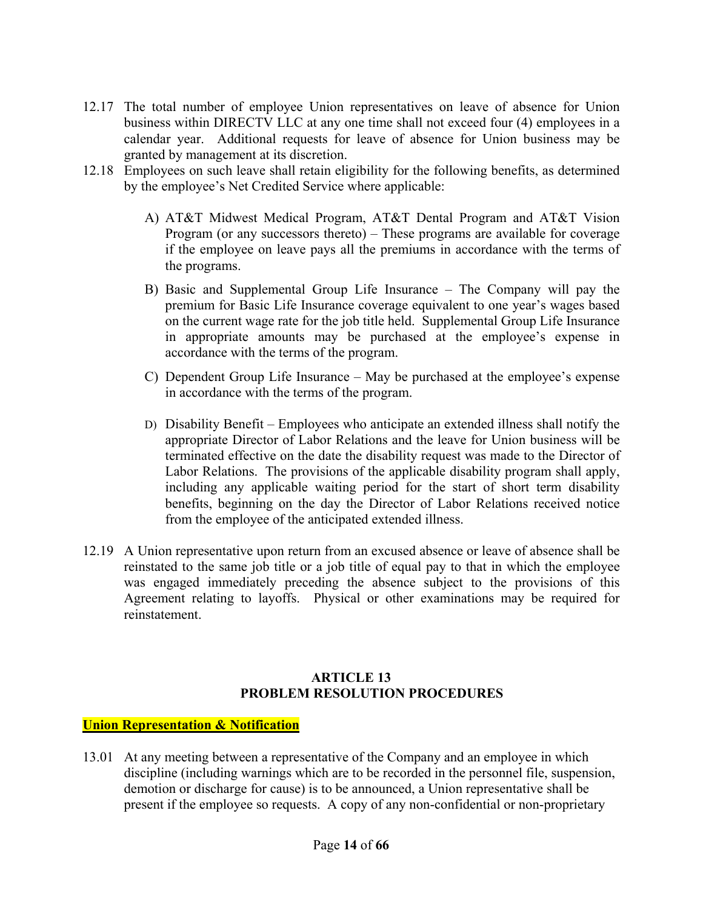12.17 The total number of employee Union representatives on leave of absence for Union business within DIRECTV LLC at any one time shall not exceed four (4) employees in a calendar year. Additional requests for leave of absence for Union business may be granted by management at its discretion.

12.18 Employees on such leave shall retain eligibility for the following benefits, as determined by the employee's Net Credited Service where applicable:

A) AT&T Midwest Medical Program, AT&T Dental Program and AT&T Vision Program (or any successors thereto) – These programs are available for coverage if the employee on leave pays all the premiums in accordance with the terms of the programs.

B) Basic and Supplemental Group Life Insurance – The Company will pay the premium for Basic Life Insurance coverage equivalent to one year's wages based on the current wage rate for the job title held. Supplemental Group Life Insurance in appropriate amounts may be purchased at the employee's expense in accordance with the terms of the program.

C) Dependent Group Life Insurance – May be purchased at the employee's expense in accordance with the terms of the program.

D) Disability Benefit – Employees who anticipate an extended illness shall notify the appropriate Director of Labor Relations and the leave for Union business will be terminated effective on the date the disability request was made to the Director of Labor Relations. The provisions of the applicable disability program shall apply, including any applicable waiting period for the start of short term disability benefits, beginning on the day the Director of Labor Relations received notice from the employee of the anticipated extended illness.

12.19 A Union representative upon return from an excused absence or leave of absence shall be reinstated to the same job title or a job title of equal pay to that in which the employee was engaged immediately preceding the absence subject to the provisions of this Agreement relating to layoffs. Physical or other examinations may be required for reinstatement.

## ARTICLE 13
## PROBLEM RESOLUTION PROCEDURES

**Union Representation & Notification**

13.01 At any meeting between a representative of the Company and an employee in which discipline (including warnings which are to be recorded in the personnel file, suspension, demotion or discharge for cause) is to be announced, a Union representative shall be present if the employee so requests. A copy of any non-confidential or non-proprietary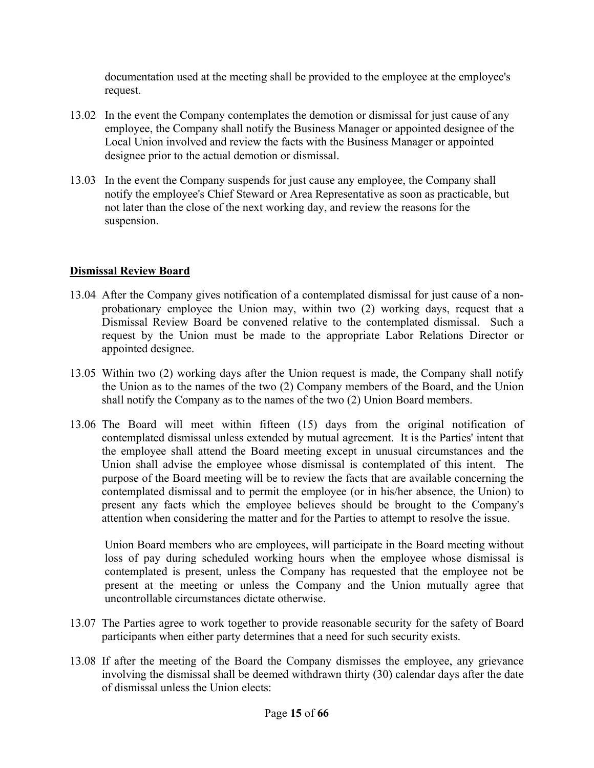documentation used at the meeting shall be provided to the employee at the employee's request.

13.02 In the event the Company contemplates the demotion or dismissal for just cause of any employee, the Company shall notify the Business Manager or appointed designee of the Local Union involved and review the facts with the Business Manager or appointed designee prior to the actual demotion or dismissal.

13.03 In the event the Company suspends for just cause any employee, the Company shall notify the employee's Chief Steward or Area Representative as soon as practicable, but not later than the close of the next working day, and review the reasons for the suspension.

**<u>Dismissal Review Board</u>**

13.04 After the Company gives notification of a contemplated dismissal for just cause of a non-probationary employee the Union may, within two (2) working days, request that a Dismissal Review Board be convened relative to the contemplated dismissal. Such a request by the Union must be made to the appropriate Labor Relations Director or appointed designee.

13.05 Within two (2) working days after the Union request is made, the Company shall notify the Union as to the names of the two (2) Company members of the Board, and the Union shall notify the Company as to the names of the two (2) Union Board members.

13.06 The Board will meet within fifteen (15) days from the original notification of contemplated dismissal unless extended by mutual agreement. It is the Parties' intent that the employee shall attend the Board meeting except in unusual circumstances and the Union shall advise the employee whose dismissal is contemplated of this intent. The purpose of the Board meeting will be to review the facts that are available concerning the contemplated dismissal and to permit the employee (or in his/her absence, the Union) to present any facts which the employee believes should be brought to the Company's attention when considering the matter and for the Parties to attempt to resolve the issue.

Union Board members who are employees, will participate in the Board meeting without loss of pay during scheduled working hours when the employee whose dismissal is contemplated is present, unless the Company has requested that the employee not be present at the meeting or unless the Company and the Union mutually agree that uncontrollable circumstances dictate otherwise.

13.07 The Parties agree to work together to provide reasonable security for the safety of Board participants when either party determines that a need for such security exists.

13.08 If after the meeting of the Board the Company dismisses the employee, any grievance involving the dismissal shall be deemed withdrawn thirty (30) calendar days after the date of dismissal unless the Union elects: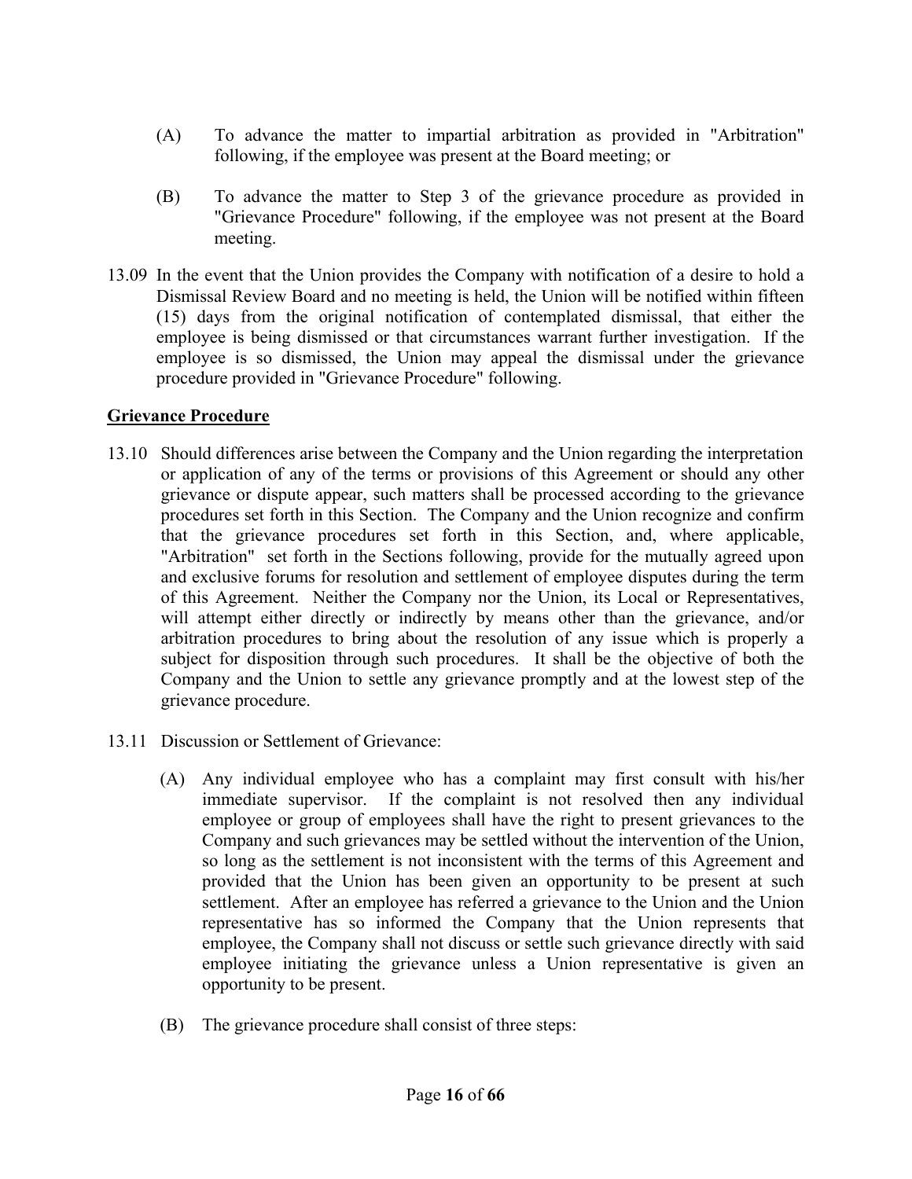(A) To advance the matter to impartial arbitration as provided in "Arbitration" following, if the employee was present at the Board meeting; or

(B) To advance the matter to Step 3 of the grievance procedure as provided in "Grievance Procedure" following, if the employee was not present at the Board meeting.

13.09 In the event that the Union provides the Company with notification of a desire to hold a Dismissal Review Board and no meeting is held, the Union will be notified within fifteen (15) days from the original notification of contemplated dismissal, that either the employee is being dismissed or that circumstances warrant further investigation. If the employee is so dismissed, the Union may appeal the dismissal under the grievance procedure provided in "Grievance Procedure" following.

**Grievance Procedure**

13.10 Should differences arise between the Company and the Union regarding the interpretation or application of any of the terms or provisions of this Agreement or should any other grievance or dispute appear, such matters shall be processed according to the grievance procedures set forth in this Section. The Company and the Union recognize and confirm that the grievance procedures set forth in this Section, and, where applicable, "Arbitration" set forth in the Sections following, provide for the mutually agreed upon and exclusive forums for resolution and settlement of employee disputes during the term of this Agreement. Neither the Company nor the Union, its Local or Representatives, will attempt either directly or indirectly by means other than the grievance, and/or arbitration procedures to bring about the resolution of any issue which is properly a subject for disposition through such procedures. It shall be the objective of both the Company and the Union to settle any grievance promptly and at the lowest step of the grievance procedure.

13.11 Discussion or Settlement of Grievance:

(A) Any individual employee who has a complaint may first consult with his/her immediate supervisor. If the complaint is not resolved then any individual employee or group of employees shall have the right to present grievances to the Company and such grievances may be settled without the intervention of the Union, so long as the settlement is not inconsistent with the terms of this Agreement and provided that the Union has been given an opportunity to be present at such settlement. After an employee has referred a grievance to the Union and the Union representative has so informed the Company that the Union represents that employee, the Company shall not discuss or settle such grievance directly with said employee initiating the grievance unless a Union representative is given an opportunity to be present.

(B) The grievance procedure shall consist of three steps: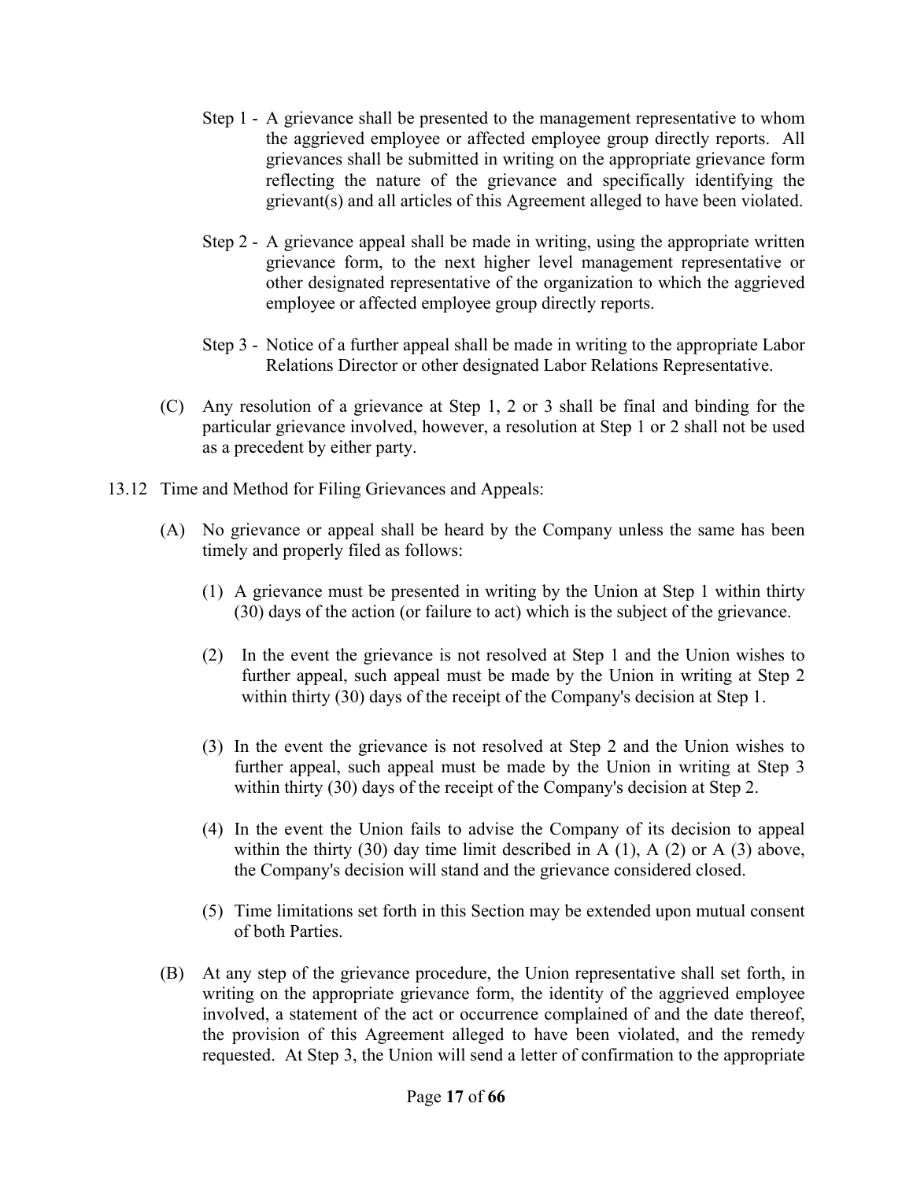Step 1 - A grievance shall be presented to the management representative to whom the aggrieved employee or affected employee group directly reports. All grievances shall be submitted in writing on the appropriate grievance form reflecting the nature of the grievance and specifically identifying the grievant(s) and all articles of this Agreement alleged to have been violated.

Step 2 - A grievance appeal shall be made in writing, using the appropriate written grievance form, to the next higher level management representative or other designated representative of the organization to which the aggrieved employee or affected employee group directly reports.

Step 3 - Notice of a further appeal shall be made in writing to the appropriate Labor Relations Director or other designated Labor Relations Representative.

(C) Any resolution of a grievance at Step 1, 2 or 3 shall be final and binding for the particular grievance involved, however, a resolution at Step 1 or 2 shall not be used as a precedent by either party.

13.12 Time and Method for Filing Grievances and Appeals:

(A) No grievance or appeal shall be heard by the Company unless the same has been timely and properly filed as follows:

(1) A grievance must be presented in writing by the Union at Step 1 within thirty (30) days of the action (or failure to act) which is the subject of the grievance.

(2) In the event the grievance is not resolved at Step 1 and the Union wishes to further appeal, such appeal must be made by the Union in writing at Step 2 within thirty (30) days of the receipt of the Company's decision at Step 1.

(3) In the event the grievance is not resolved at Step 2 and the Union wishes to further appeal, such appeal must be made by the Union in writing at Step 3 within thirty (30) days of the receipt of the Company's decision at Step 2.

(4) In the event the Union fails to advise the Company of its decision to appeal within the thirty (30) day time limit described in A (1), A (2) or A (3) above, the Company's decision will stand and the grievance considered closed.

(5) Time limitations set forth in this Section may be extended upon mutual consent of both Parties.

(B) At any step of the grievance procedure, the Union representative shall set forth, in writing on the appropriate grievance form, the identity of the aggrieved employee involved, a statement of the act or occurrence complained of and the date thereof, the provision of this Agreement alleged to have been violated, and the remedy requested. At Step 3, the Union will send a letter of confirmation to the appropriate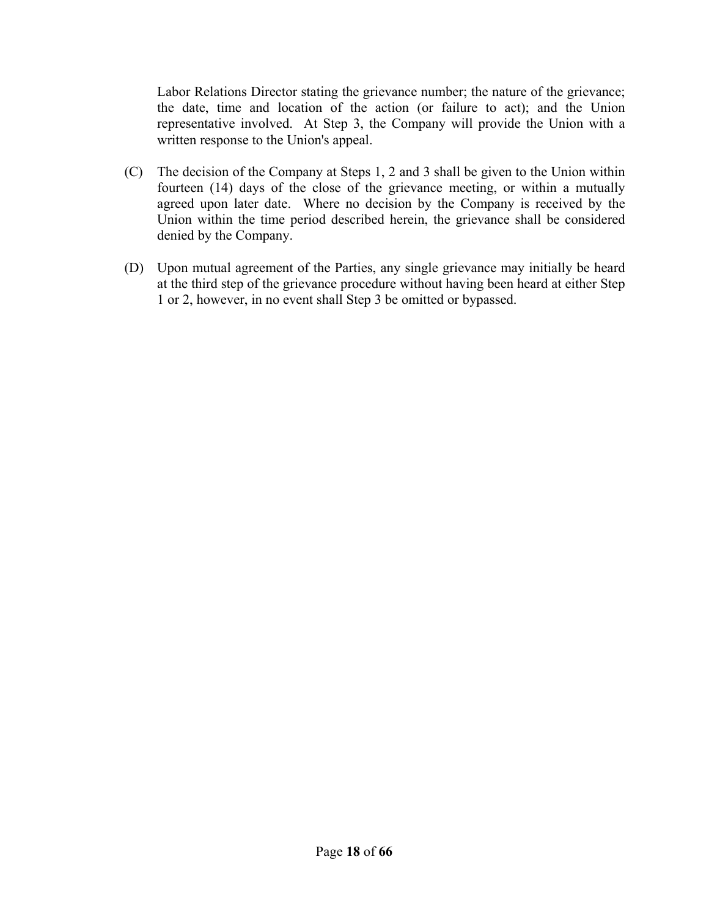Labor Relations Director stating the grievance number; the nature of the grievance; the date, time and location of the action (or failure to act); and the Union representative involved. At Step 3, the Company will provide the Union with a written response to the Union's appeal.

(C) The decision of the Company at Steps 1, 2 and 3 shall be given to the Union within fourteen (14) days of the close of the grievance meeting, or within a mutually agreed upon later date. Where no decision by the Company is received by the Union within the time period described herein, the grievance shall be considered denied by the Company.

(D) Upon mutual agreement of the Parties, any single grievance may initially be heard at the third step of the grievance procedure without having been heard at either Step 1 or 2, however, in no event shall Step 3 be omitted or bypassed.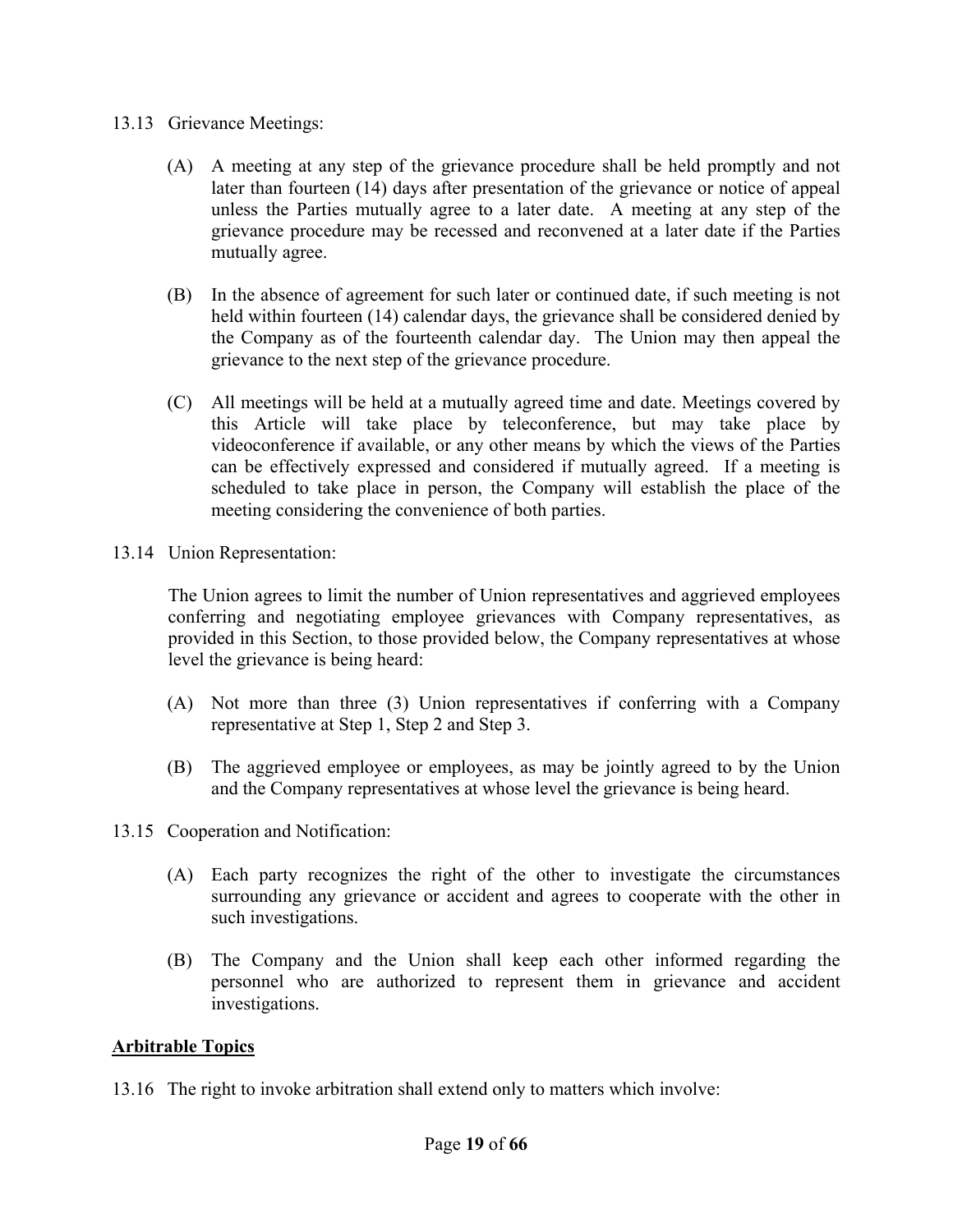13.13 Grievance Meetings:

(A) A meeting at any step of the grievance procedure shall be held promptly and not later than fourteen (14) days after presentation of the grievance or notice of appeal unless the Parties mutually agree to a later date. A meeting at any step of the grievance procedure may be recessed and reconvened at a later date if the Parties mutually agree.

(B) In the absence of agreement for such later or continued date, if such meeting is not held within fourteen (14) calendar days, the grievance shall be considered denied by the Company as of the fourteenth calendar day. The Union may then appeal the grievance to the next step of the grievance procedure.

(C) All meetings will be held at a mutually agreed time and date. Meetings covered by this Article will take place by teleconference, but may take place by videoconference if available, or any other means by which the views of the Parties can be effectively expressed and considered if mutually agreed. If a meeting is scheduled to take place in person, the Company will establish the place of the meeting considering the convenience of both parties.

13.14 Union Representation:

The Union agrees to limit the number of Union representatives and aggrieved employees conferring and negotiating employee grievances with Company representatives, as provided in this Section, to those provided below, the Company representatives at whose level the grievance is being heard:

(A) Not more than three (3) Union representatives if conferring with a Company representative at Step 1, Step 2 and Step 3.

(B) The aggrieved employee or employees, as may be jointly agreed to by the Union and the Company representatives at whose level the grievance is being heard.

13.15 Cooperation and Notification:

(A) Each party recognizes the right of the other to investigate the circumstances surrounding any grievance or accident and agrees to cooperate with the other in such investigations.

(B) The Company and the Union shall keep each other informed regarding the personnel who are authorized to represent them in grievance and accident investigations.

**Arbitrable Topics**

13.16 The right to invoke arbitration shall extend only to matters which involve: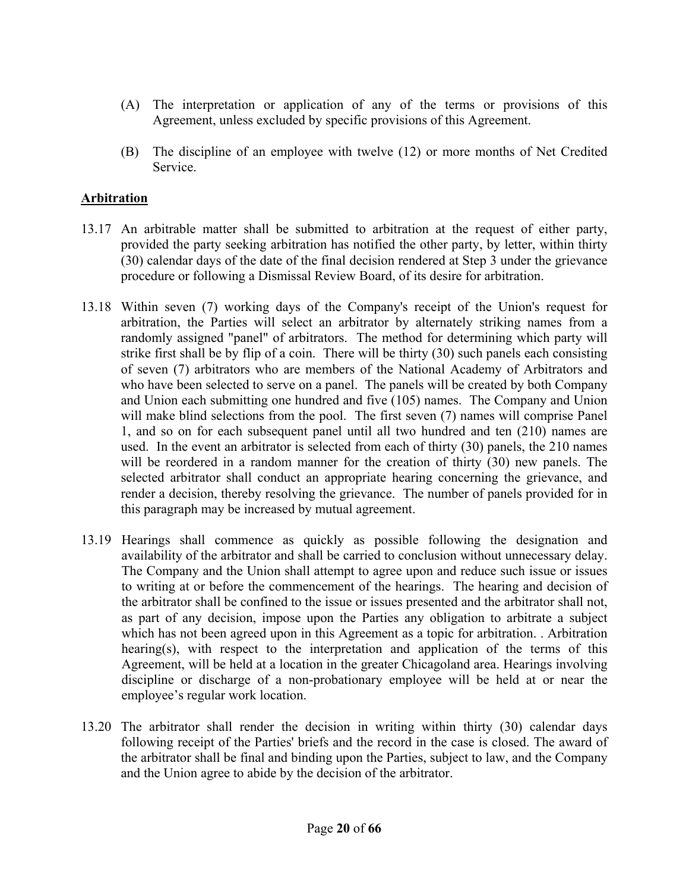(A) The interpretation or application of any of the terms or provisions of this Agreement, unless excluded by specific provisions of this Agreement.

(B) The discipline of an employee with twelve (12) or more months of Net Credited Service.

**Arbitration**

13.17 An arbitrable matter shall be submitted to arbitration at the request of either party, provided the party seeking arbitration has notified the other party, by letter, within thirty (30) calendar days of the date of the final decision rendered at Step 3 under the grievance procedure or following a Dismissal Review Board, of its desire for arbitration.

13.18 Within seven (7) working days of the Company's receipt of the Union's request for arbitration, the Parties will select an arbitrator by alternately striking names from a randomly assigned "panel" of arbitrators. The method for determining which party will strike first shall be by flip of a coin. There will be thirty (30) such panels each consisting of seven (7) arbitrators who are members of the National Academy of Arbitrators and who have been selected to serve on a panel. The panels will be created by both Company and Union each submitting one hundred and five (105) names. The Company and Union will make blind selections from the pool. The first seven (7) names will comprise Panel 1, and so on for each subsequent panel until all two hundred and ten (210) names are used. In the event an arbitrator is selected from each of thirty (30) panels, the 210 names will be reordered in a random manner for the creation of thirty (30) new panels. The selected arbitrator shall conduct an appropriate hearing concerning the grievance, and render a decision, thereby resolving the grievance. The number of panels provided for in this paragraph may be increased by mutual agreement.

13.19 Hearings shall commence as quickly as possible following the designation and availability of the arbitrator and shall be carried to conclusion without unnecessary delay. The Company and the Union shall attempt to agree upon and reduce such issue or issues to writing at or before the commencement of the hearings. The hearing and decision of the arbitrator shall be confined to the issue or issues presented and the arbitrator shall not, as part of any decision, impose upon the Parties any obligation to arbitrate a subject which has not been agreed upon in this Agreement as a topic for arbitration. . Arbitration hearing(s), with respect to the interpretation and application of the terms of this Agreement, will be held at a location in the greater Chicagoland area. Hearings involving discipline or discharge of a non-probationary employee will be held at or near the employee's regular work location.

13.20 The arbitrator shall render the decision in writing within thirty (30) calendar days following receipt of the Parties' briefs and the record in the case is closed. The award of the arbitrator shall be final and binding upon the Parties, subject to law, and the Company and the Union agree to abide by the decision of the arbitrator.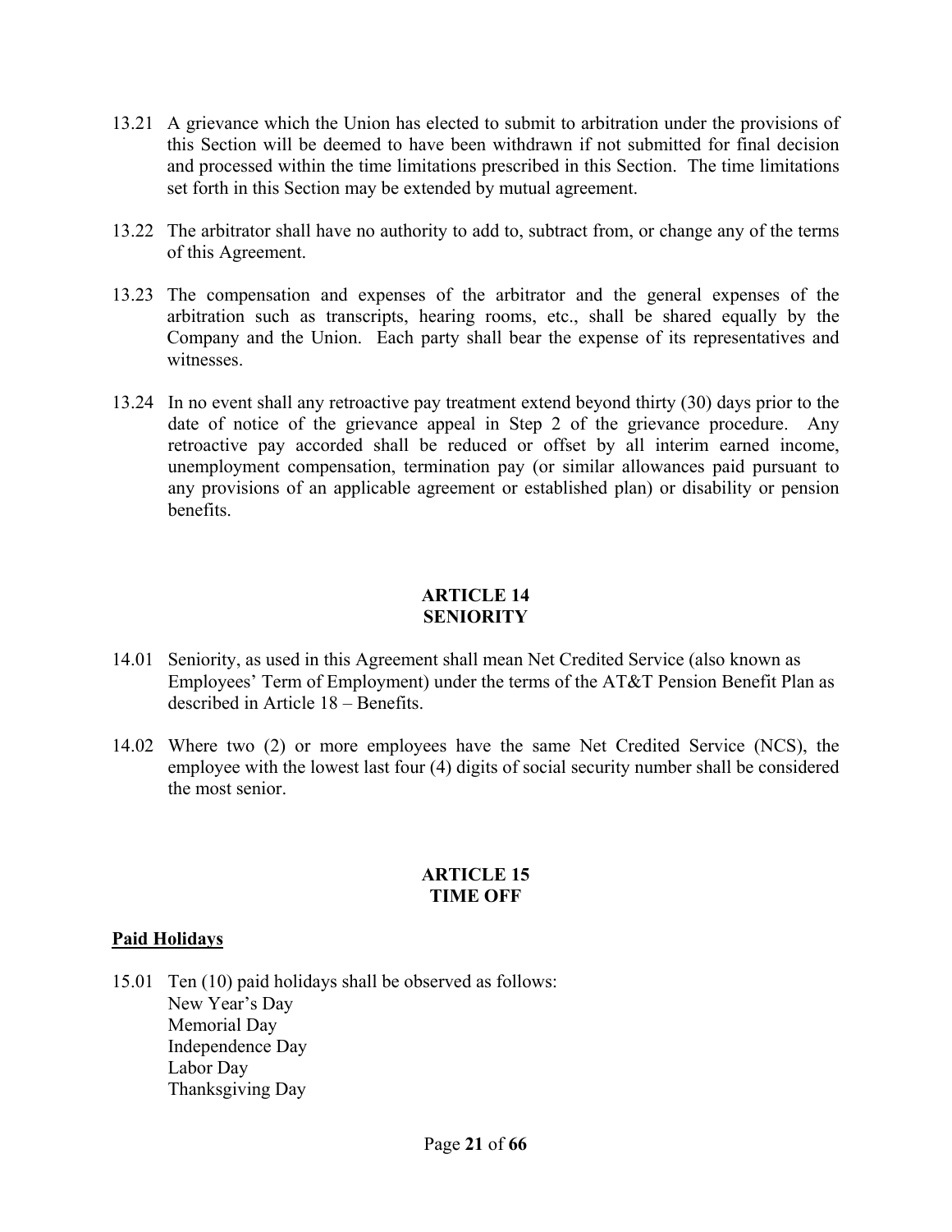13.21 A grievance which the Union has elected to submit to arbitration under the provisions of this Section will be deemed to have been withdrawn if not submitted for final decision and processed within the time limitations prescribed in this Section. The time limitations set forth in this Section may be extended by mutual agreement.

13.22 The arbitrator shall have no authority to add to, subtract from, or change any of the terms of this Agreement.

13.23 The compensation and expenses of the arbitrator and the general expenses of the arbitration such as transcripts, hearing rooms, etc., shall be shared equally by the Company and the Union. Each party shall bear the expense of its representatives and witnesses.

13.24 In no event shall any retroactive pay treatment extend beyond thirty (30) days prior to the date of notice of the grievance appeal in Step 2 of the grievance procedure. Any retroactive pay accorded shall be reduced or offset by all interim earned income, unemployment compensation, termination pay (or similar allowances paid pursuant to any provisions of an applicable agreement or established plan) or disability or pension benefits.

## ARTICLE 14
## SENIORITY

14.01 Seniority, as used in this Agreement shall mean Net Credited Service (also known as Employees' Term of Employment) under the terms of the AT&T Pension Benefit Plan as described in Article 18 – Benefits.

14.02 Where two (2) or more employees have the same Net Credited Service (NCS), the employee with the lowest last four (4) digits of social security number shall be considered the most senior.

## ARTICLE 15
## TIME OFF

**Paid Holidays**

15.01 Ten (10) paid holidays shall be observed as follows:
New Year's Day
Memorial Day
Independence Day
Labor Day
Thanksgiving Day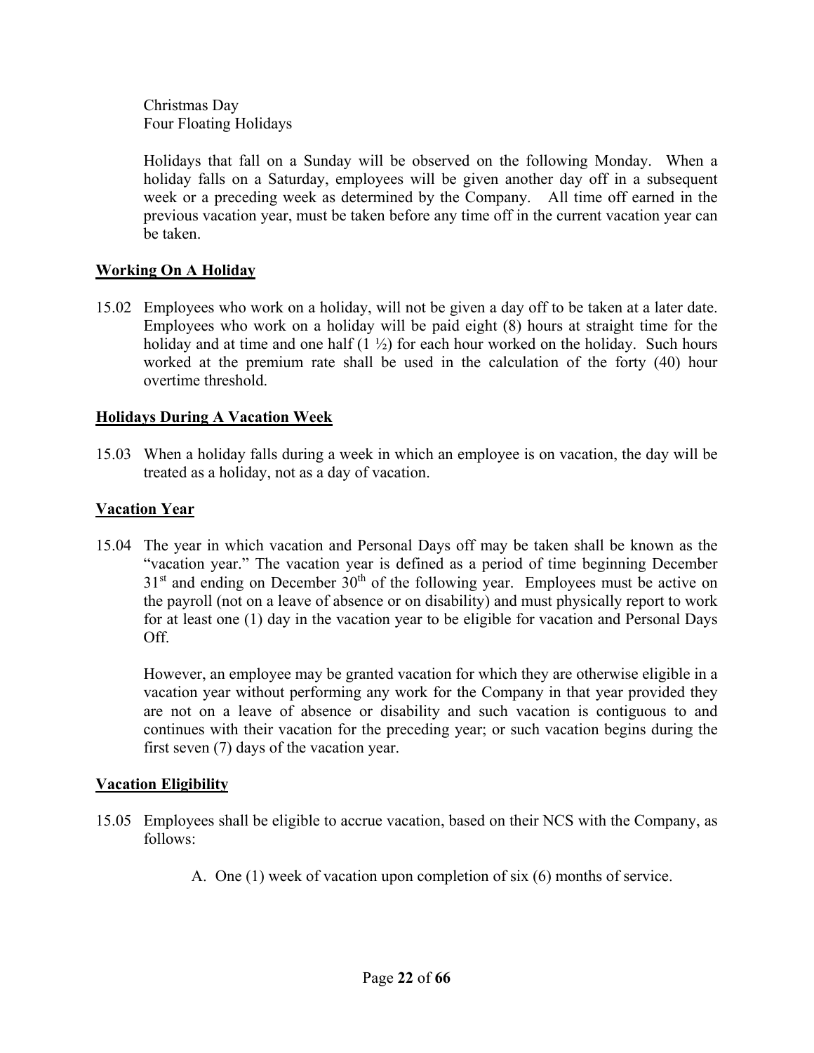Christmas Day  
Four Floating Holidays

Holidays that fall on a Sunday will be observed on the following Monday. When a holiday falls on a Saturday, employees will be given another day off in a subsequent week or a preceding week as determined by the Company. All time off earned in the previous vacation year, must be taken before any time off in the current vacation year can be taken.

**<u>Working On A Holiday</u>**

15.02 Employees who work on a holiday, will not be given a day off to be taken at a later date. Employees who work on a holiday will be paid eight (8) hours at straight time for the holiday and at time and one half (1 ½) for each hour worked on the holiday. Such hours worked at the premium rate shall be used in the calculation of the forty (40) hour overtime threshold.

**<u>Holidays During A Vacation Week</u>**

15.03 When a holiday falls during a week in which an employee is on vacation, the day will be treated as a holiday, not as a day of vacation.

**<u>Vacation Year</u>**

15.04 The year in which vacation and Personal Days off may be taken shall be known as the "vacation year." The vacation year is defined as a period of time beginning December 31st and ending on December 30th of the following year. Employees must be active on the payroll (not on a leave of absence or on disability) and must physically report to work for at least one (1) day in the vacation year to be eligible for vacation and Personal Days Off.

However, an employee may be granted vacation for which they are otherwise eligible in a vacation year without performing any work for the Company in that year provided they are not on a leave of absence or disability and such vacation is contiguous to and continues with their vacation for the preceding year; or such vacation begins during the first seven (7) days of the vacation year.

**<u>Vacation Eligibility</u>**

15.05 Employees shall be eligible to accrue vacation, based on their NCS with the Company, as follows:

A. One (1) week of vacation upon completion of six (6) months of service.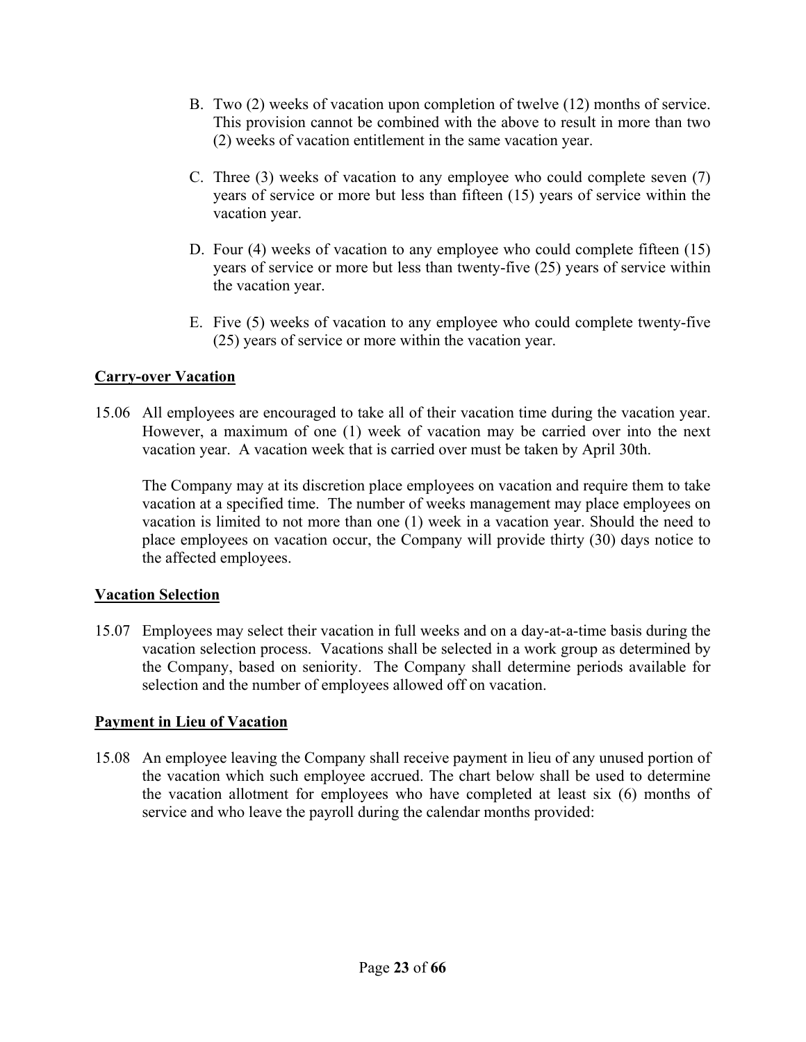B. Two (2) weeks of vacation upon completion of twelve (12) months of service. This provision cannot be combined with the above to result in more than two (2) weeks of vacation entitlement in the same vacation year.

C. Three (3) weeks of vacation to any employee who could complete seven (7) years of service or more but less than fifteen (15) years of service within the vacation year.

D. Four (4) weeks of vacation to any employee who could complete fifteen (15) years of service or more but less than twenty-five (25) years of service within the vacation year.

E. Five (5) weeks of vacation to any employee who could complete twenty-five (25) years of service or more within the vacation year.

**Carry-over Vacation**

15.06 All employees are encouraged to take all of their vacation time during the vacation year. However, a maximum of one (1) week of vacation may be carried over into the next vacation year. A vacation week that is carried over must be taken by April 30th.

The Company may at its discretion place employees on vacation and require them to take vacation at a specified time. The number of weeks management may place employees on vacation is limited to not more than one (1) week in a vacation year. Should the need to place employees on vacation occur, the Company will provide thirty (30) days notice to the affected employees.

**Vacation Selection**

15.07 Employees may select their vacation in full weeks and on a day-at-a-time basis during the vacation selection process. Vacations shall be selected in a work group as determined by the Company, based on seniority. The Company shall determine periods available for selection and the number of employees allowed off on vacation.

**Payment in Lieu of Vacation**

15.08 An employee leaving the Company shall receive payment in lieu of any unused portion of the vacation which such employee accrued. The chart below shall be used to determine the vacation allotment for employees who have completed at least six (6) months of service and who leave the payroll during the calendar months provided: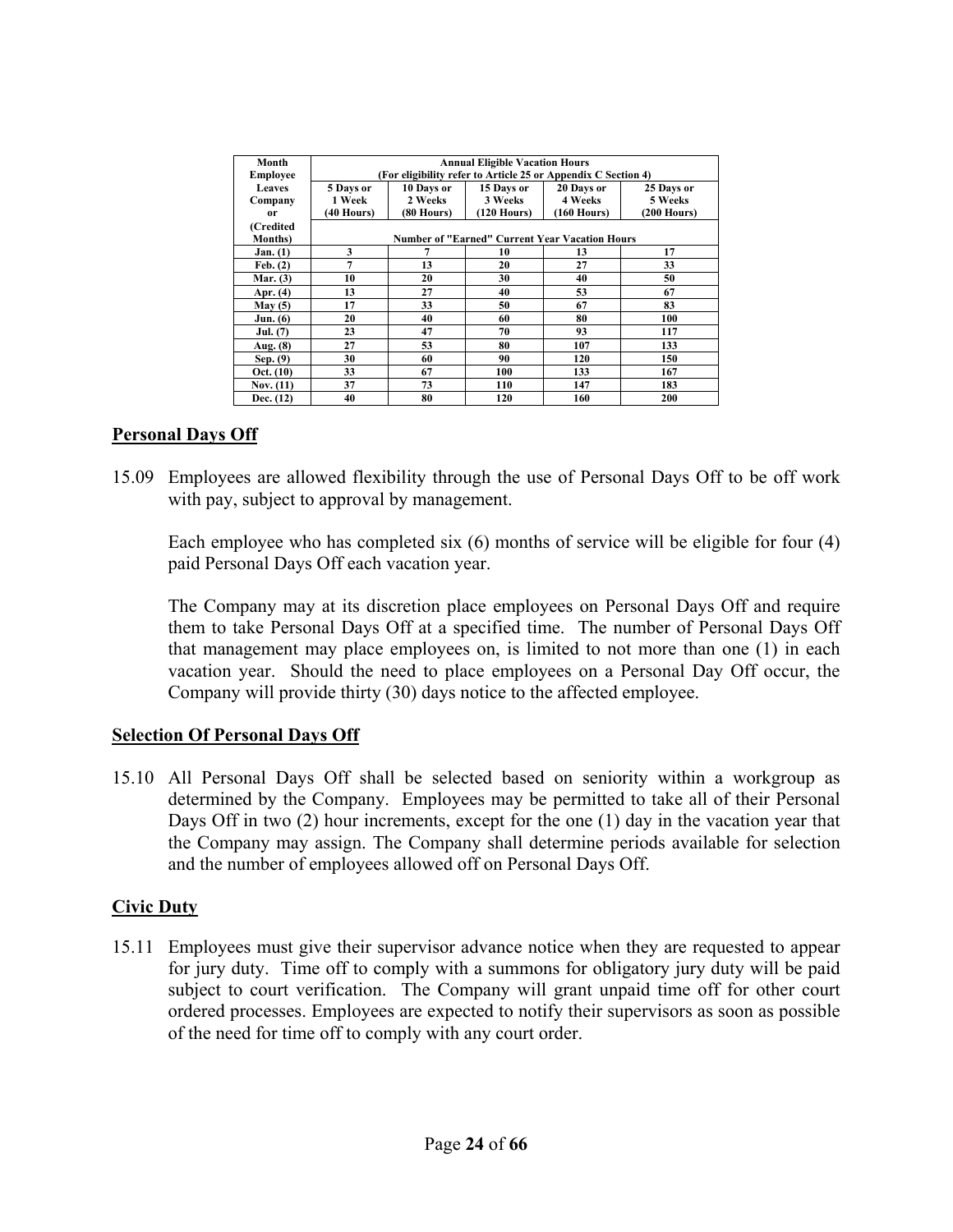| Month Employee Leaves Company or (Credited Months) | Annual Eligible Vacation Hours (For eligibility refer to Article 25 or Appendix C Section 4) | | | | |
|---|---|---|---|---|---|
| | 5 Days or 1 Week (40 Hours) | 10 Days or 2 Weeks (80 Hours) | 15 Days or 3 Weeks (120 Hours) | 20 Days or 4 Weeks (160 Hours) | 25 Days or 5 Weeks (200 Hours) |
| | Number of "Earned" Current Year Vacation Hours | | | | |
| **Jan. (1)** | **3** | **7** | **10** | **13** | **17** |
| **Feb. (2)** | **7** | **13** | **20** | **27** | **33** |
| **Mar. (3)** | **10** | **20** | **30** | **40** | **50** |
| **Apr. (4)** | **13** | **27** | **40** | **53** | **67** |
| **May (5)** | **17** | **33** | **50** | **67** | **83** |
| **Jun. (6)** | **20** | **40** | **60** | **80** | **100** |
| **Jul. (7)** | **23** | **47** | **70** | **93** | **117** |
| **Aug. (8)** | **27** | **53** | **80** | **107** | **133** |
| **Sep. (9)** | **30** | **60** | **90** | **120** | **150** |
| **Oct. (10)** | **33** | **67** | **100** | **133** | **167** |
| **Nov. (11)** | **37** | **73** | **110** | **147** | **183** |
| **Dec. (12)** | **40** | **80** | **120** | **160** | **200** |

## Personal Days Off

15.09 Employees are allowed flexibility through the use of Personal Days Off to be off work with pay, subject to approval by management.

Each employee who has completed six (6) months of service will be eligible for four (4) paid Personal Days Off each vacation year.

The Company may at its discretion place employees on Personal Days Off and require them to take Personal Days Off at a specified time. The number of Personal Days Off that management may place employees on, is limited to not more than one (1) in each vacation year. Should the need to place employees on a Personal Day Off occur, the Company will provide thirty (30) days notice to the affected employee.

## Selection Of Personal Days Off

15.10 All Personal Days Off shall be selected based on seniority within a workgroup as determined by the Company. Employees may be permitted to take all of their Personal Days Off in two (2) hour increments, except for the one (1) day in the vacation year that the Company may assign. The Company shall determine periods available for selection and the number of employees allowed off on Personal Days Off.

## Civic Duty

15.11 Employees must give their supervisor advance notice when they are requested to appear for jury duty. Time off to comply with a summons for obligatory jury duty will be paid subject to court verification. The Company will grant unpaid time off for other court ordered processes. Employees are expected to notify their supervisors as soon as possible of the need for time off to comply with any court order.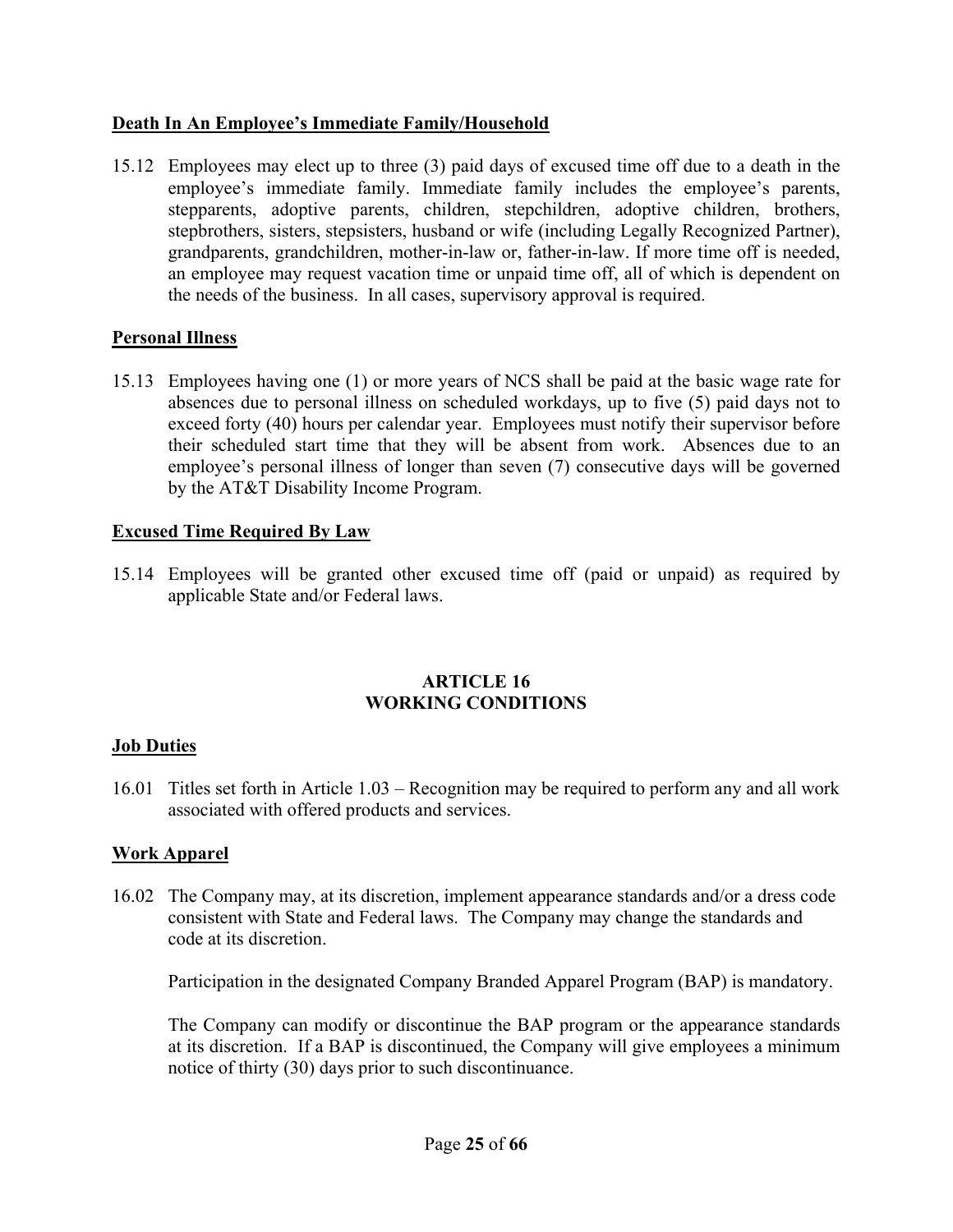**Death In An Employee's Immediate Family/Household**

15.12 Employees may elect up to three (3) paid days of excused time off due to a death in the employee's immediate family. Immediate family includes the employee's parents, stepparents, adoptive parents, children, stepchildren, adoptive children, brothers, stepbrothers, sisters, stepsisters, husband or wife (including Legally Recognized Partner), grandparents, grandchildren, mother-in-law or, father-in-law. If more time off is needed, an employee may request vacation time or unpaid time off, all of which is dependent on the needs of the business. In all cases, supervisory approval is required.

**Personal Illness**

15.13 Employees having one (1) or more years of NCS shall be paid at the basic wage rate for absences due to personal illness on scheduled workdays, up to five (5) paid days not to exceed forty (40) hours per calendar year. Employees must notify their supervisor before their scheduled start time that they will be absent from work. Absences due to an employee's personal illness of longer than seven (7) consecutive days will be governed by the AT&T Disability Income Program.

**Excused Time Required By Law**

15.14 Employees will be granted other excused time off (paid or unpaid) as required by applicable State and/or Federal laws.

## ARTICLE 16
## WORKING CONDITIONS

**Job Duties**

16.01 Titles set forth in Article 1.03 – Recognition may be required to perform any and all work associated with offered products and services.

**Work Apparel**

16.02 The Company may, at its discretion, implement appearance standards and/or a dress code consistent with State and Federal laws. The Company may change the standards and code at its discretion.

Participation in the designated Company Branded Apparel Program (BAP) is mandatory.

The Company can modify or discontinue the BAP program or the appearance standards at its discretion. If a BAP is discontinued, the Company will give employees a minimum notice of thirty (30) days prior to such discontinuance.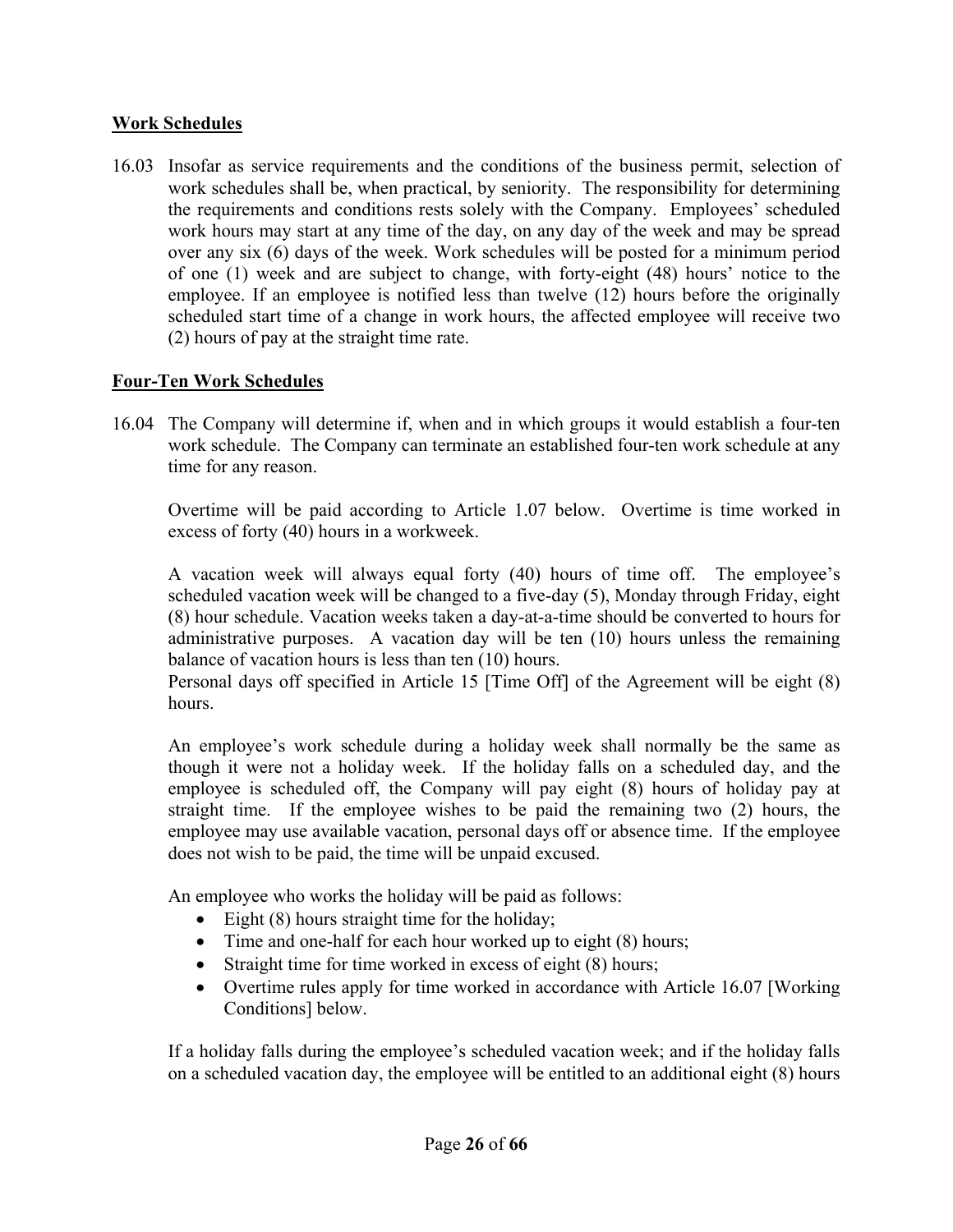## Work Schedules

16.03 Insofar as service requirements and the conditions of the business permit, selection of work schedules shall be, when practical, by seniority. The responsibility for determining the requirements and conditions rests solely with the Company. Employees' scheduled work hours may start at any time of the day, on any day of the week and may be spread over any six (6) days of the week. Work schedules will be posted for a minimum period of one (1) week and are subject to change, with forty-eight (48) hours' notice to the employee. If an employee is notified less than twelve (12) hours before the originally scheduled start time of a change in work hours, the affected employee will receive two (2) hours of pay at the straight time rate.

## Four-Ten Work Schedules

16.04 The Company will determine if, when and in which groups it would establish a four-ten work schedule. The Company can terminate an established four-ten work schedule at any time for any reason.

Overtime will be paid according to Article 1.07 below. Overtime is time worked in excess of forty (40) hours in a workweek.

A vacation week will always equal forty (40) hours of time off. The employee's scheduled vacation week will be changed to a five-day (5), Monday through Friday, eight (8) hour schedule. Vacation weeks taken a day-at-a-time should be converted to hours for administrative purposes. A vacation day will be ten (10) hours unless the remaining balance of vacation hours is less than ten (10) hours.
Personal days off specified in Article 15 [Time Off] of the Agreement will be eight (8) hours.

An employee's work schedule during a holiday week shall normally be the same as though it were not a holiday week. If the holiday falls on a scheduled day, and the employee is scheduled off, the Company will pay eight (8) hours of holiday pay at straight time. If the employee wishes to be paid the remaining two (2) hours, the employee may use available vacation, personal days off or absence time. If the employee does not wish to be paid, the time will be unpaid excused.

An employee who works the holiday will be paid as follows:

- Eight (8) hours straight time for the holiday;
- Time and one-half for each hour worked up to eight (8) hours;
- Straight time for time worked in excess of eight (8) hours;
- Overtime rules apply for time worked in accordance with Article 16.07 [Working Conditions] below.

If a holiday falls during the employee's scheduled vacation week; and if the holiday falls on a scheduled vacation day, the employee will be entitled to an additional eight (8) hours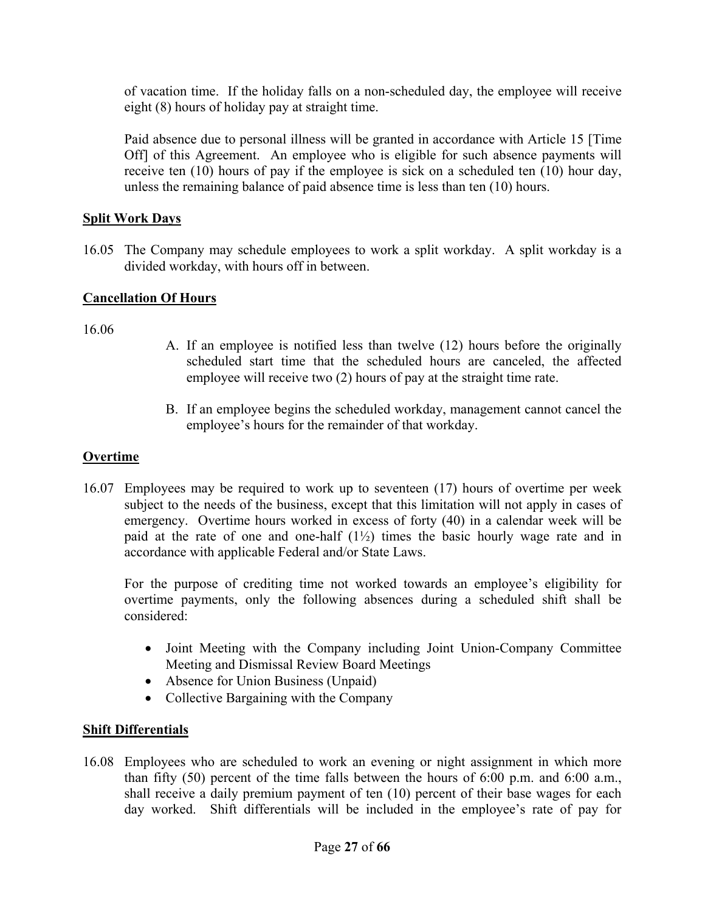of vacation time. If the holiday falls on a non-scheduled day, the employee will receive eight (8) hours of holiday pay at straight time.

Paid absence due to personal illness will be granted in accordance with Article 15 [Time Off] of this Agreement. An employee who is eligible for such absence payments will receive ten (10) hours of pay if the employee is sick on a scheduled ten (10) hour day, unless the remaining balance of paid absence time is less than ten (10) hours.

**Split Work Days**

16.05 The Company may schedule employees to work a split workday. A split workday is a divided workday, with hours off in between.

**Cancellation Of Hours**

16.06

A. If an employee is notified less than twelve (12) hours before the originally scheduled start time that the scheduled hours are canceled, the affected employee will receive two (2) hours of pay at the straight time rate.

B. If an employee begins the scheduled workday, management cannot cancel the employee's hours for the remainder of that workday.

**Overtime**

16.07 Employees may be required to work up to seventeen (17) hours of overtime per week subject to the needs of the business, except that this limitation will not apply in cases of emergency. Overtime hours worked in excess of forty (40) in a calendar week will be paid at the rate of one and one-half (1½) times the basic hourly wage rate and in accordance with applicable Federal and/or State Laws.

For the purpose of crediting time not worked towards an employee's eligibility for overtime payments, only the following absences during a scheduled shift shall be considered:

- Joint Meeting with the Company including Joint Union-Company Committee Meeting and Dismissal Review Board Meetings
- Absence for Union Business (Unpaid)
- Collective Bargaining with the Company

**Shift Differentials**

16.08 Employees who are scheduled to work an evening or night assignment in which more than fifty (50) percent of the time falls between the hours of 6:00 p.m. and 6:00 a.m., shall receive a daily premium payment of ten (10) percent of their base wages for each day worked. Shift differentials will be included in the employee's rate of pay for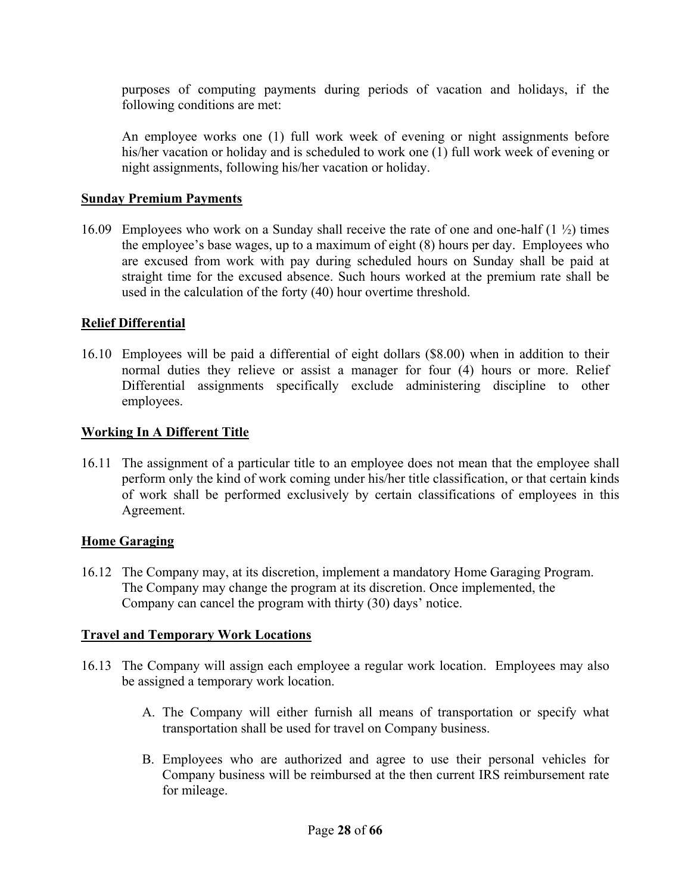purposes of computing payments during periods of vacation and holidays, if the following conditions are met:

An employee works one (1) full work week of evening or night assignments before his/her vacation or holiday and is scheduled to work one (1) full work week of evening or night assignments, following his/her vacation or holiday.

**Sunday Premium Payments**

16.09 Employees who work on a Sunday shall receive the rate of one and one-half (1 ½) times the employee's base wages, up to a maximum of eight (8) hours per day. Employees who are excused from work with pay during scheduled hours on Sunday shall be paid at straight time for the excused absence. Such hours worked at the premium rate shall be used in the calculation of the forty (40) hour overtime threshold.

**Relief Differential**

16.10 Employees will be paid a differential of eight dollars ($8.00) when in addition to their normal duties they relieve or assist a manager for four (4) hours or more. Relief Differential assignments specifically exclude administering discipline to other employees.

**Working In A Different Title**

16.11 The assignment of a particular title to an employee does not mean that the employee shall perform only the kind of work coming under his/her title classification, or that certain kinds of work shall be performed exclusively by certain classifications of employees in this Agreement.

**Home Garaging**

16.12 The Company may, at its discretion, implement a mandatory Home Garaging Program. The Company may change the program at its discretion. Once implemented, the Company can cancel the program with thirty (30) days' notice.

**Travel and Temporary Work Locations**

16.13 The Company will assign each employee a regular work location. Employees may also be assigned a temporary work location.

A. The Company will either furnish all means of transportation or specify what transportation shall be used for travel on Company business.

B. Employees who are authorized and agree to use their personal vehicles for Company business will be reimbursed at the then current IRS reimbursement rate for mileage.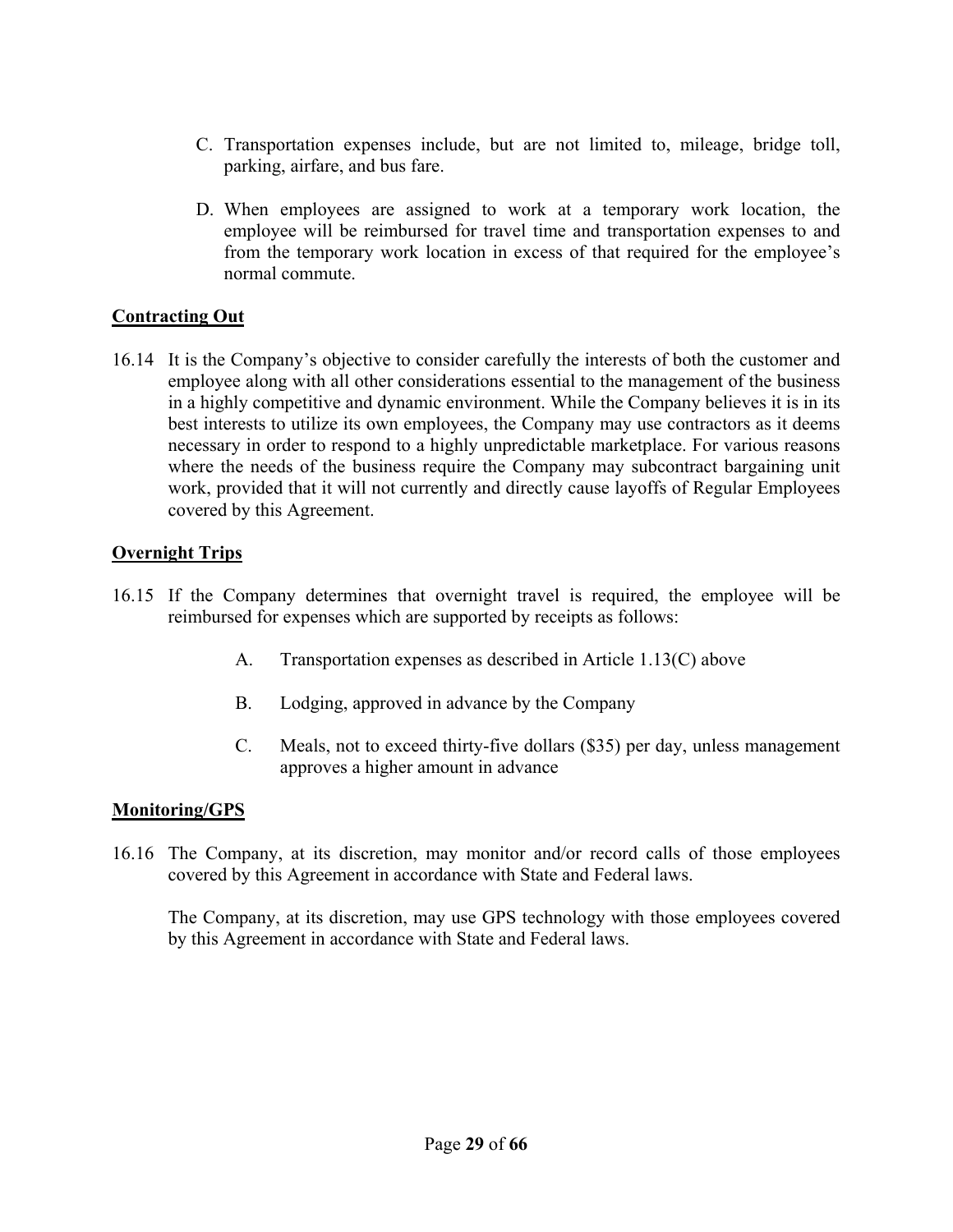C. Transportation expenses include, but are not limited to, mileage, bridge toll, parking, airfare, and bus fare.

D. When employees are assigned to work at a temporary work location, the employee will be reimbursed for travel time and transportation expenses to and from the temporary work location in excess of that required for the employee's normal commute.

**Contracting Out**

16.14 It is the Company's objective to consider carefully the interests of both the customer and employee along with all other considerations essential to the management of the business in a highly competitive and dynamic environment. While the Company believes it is in its best interests to utilize its own employees, the Company may use contractors as it deems necessary in order to respond to a highly unpredictable marketplace. For various reasons where the needs of the business require the Company may subcontract bargaining unit work, provided that it will not currently and directly cause layoffs of Regular Employees covered by this Agreement.

**Overnight Trips**

16.15 If the Company determines that overnight travel is required, the employee will be reimbursed for expenses which are supported by receipts as follows:

A. Transportation expenses as described in Article 1.13(C) above

B. Lodging, approved in advance by the Company

C. Meals, not to exceed thirty-five dollars ($35) per day, unless management approves a higher amount in advance

**Monitoring/GPS**

16.16 The Company, at its discretion, may monitor and/or record calls of those employees covered by this Agreement in accordance with State and Federal laws.

The Company, at its discretion, may use GPS technology with those employees covered by this Agreement in accordance with State and Federal laws.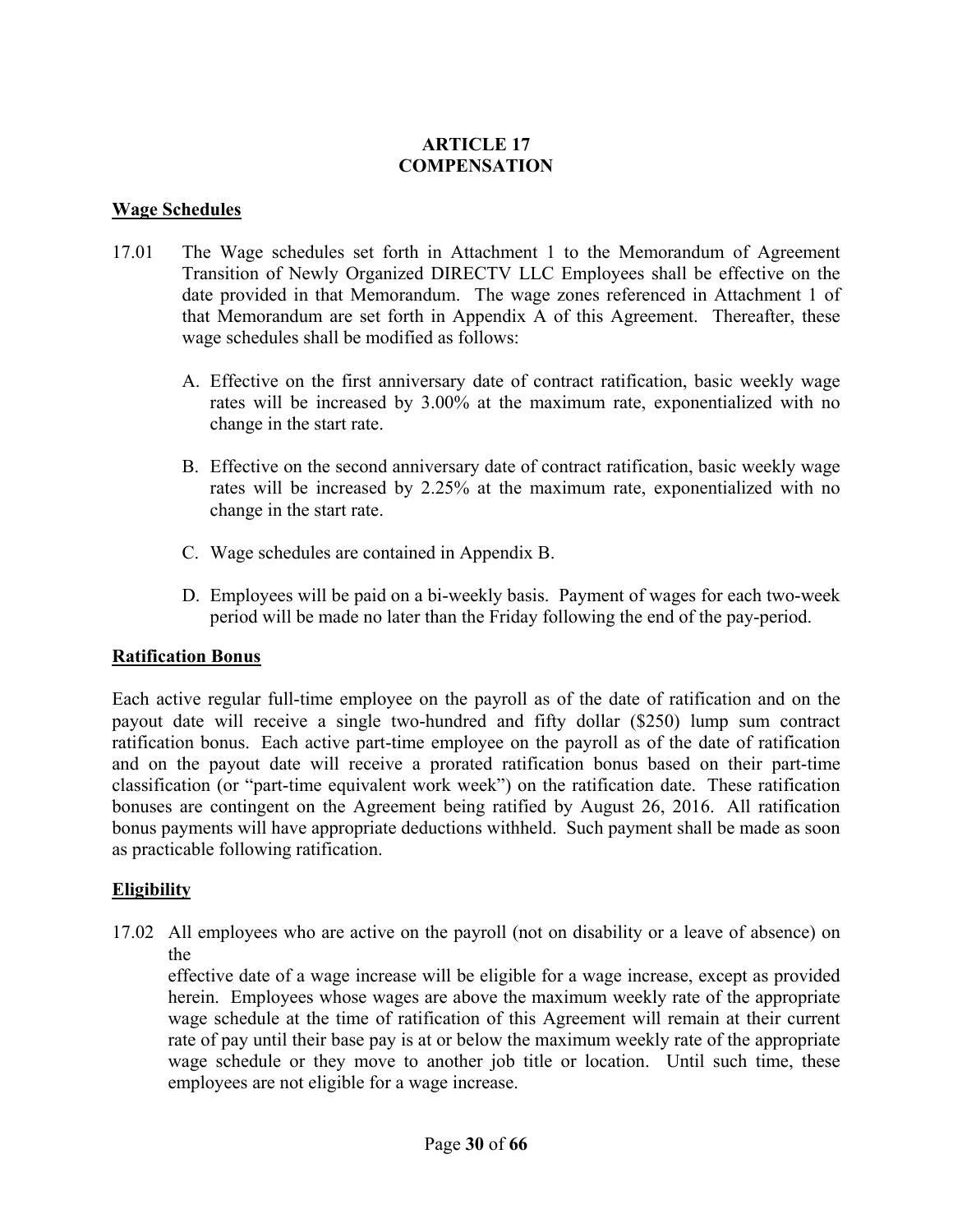## ARTICLE 17
## COMPENSATION

**Wage Schedules**

17.01 The Wage schedules set forth in Attachment 1 to the Memorandum of Agreement Transition of Newly Organized DIRECTV LLC Employees shall be effective on the date provided in that Memorandum. The wage zones referenced in Attachment 1 of that Memorandum are set forth in Appendix A of this Agreement. Thereafter, these wage schedules shall be modified as follows:

A. Effective on the first anniversary date of contract ratification, basic weekly wage rates will be increased by 3.00% at the maximum rate, exponentialized with no change in the start rate.

B. Effective on the second anniversary date of contract ratification, basic weekly wage rates will be increased by 2.25% at the maximum rate, exponentialized with no change in the start rate.

C. Wage schedules are contained in Appendix B.

D. Employees will be paid on a bi-weekly basis. Payment of wages for each two-week period will be made no later than the Friday following the end of the pay-period.

**Ratification Bonus**

Each active regular full-time employee on the payroll as of the date of ratification and on the payout date will receive a single two-hundred and fifty dollar ($250) lump sum contract ratification bonus. Each active part-time employee on the payroll as of the date of ratification and on the payout date will receive a prorated ratification bonus based on their part-time classification (or "part-time equivalent work week") on the ratification date. These ratification bonuses are contingent on the Agreement being ratified by August 26, 2016. All ratification bonus payments will have appropriate deductions withheld. Such payment shall be made as soon as practicable following ratification.

**Eligibility**

17.02 All employees who are active on the payroll (not on disability or a leave of absence) on the effective date of a wage increase will be eligible for a wage increase, except as provided herein. Employees whose wages are above the maximum weekly rate of the appropriate wage schedule at the time of ratification of this Agreement will remain at their current rate of pay until their base pay is at or below the maximum weekly rate of the appropriate wage schedule or they move to another job title or location. Until such time, these employees are not eligible for a wage increase.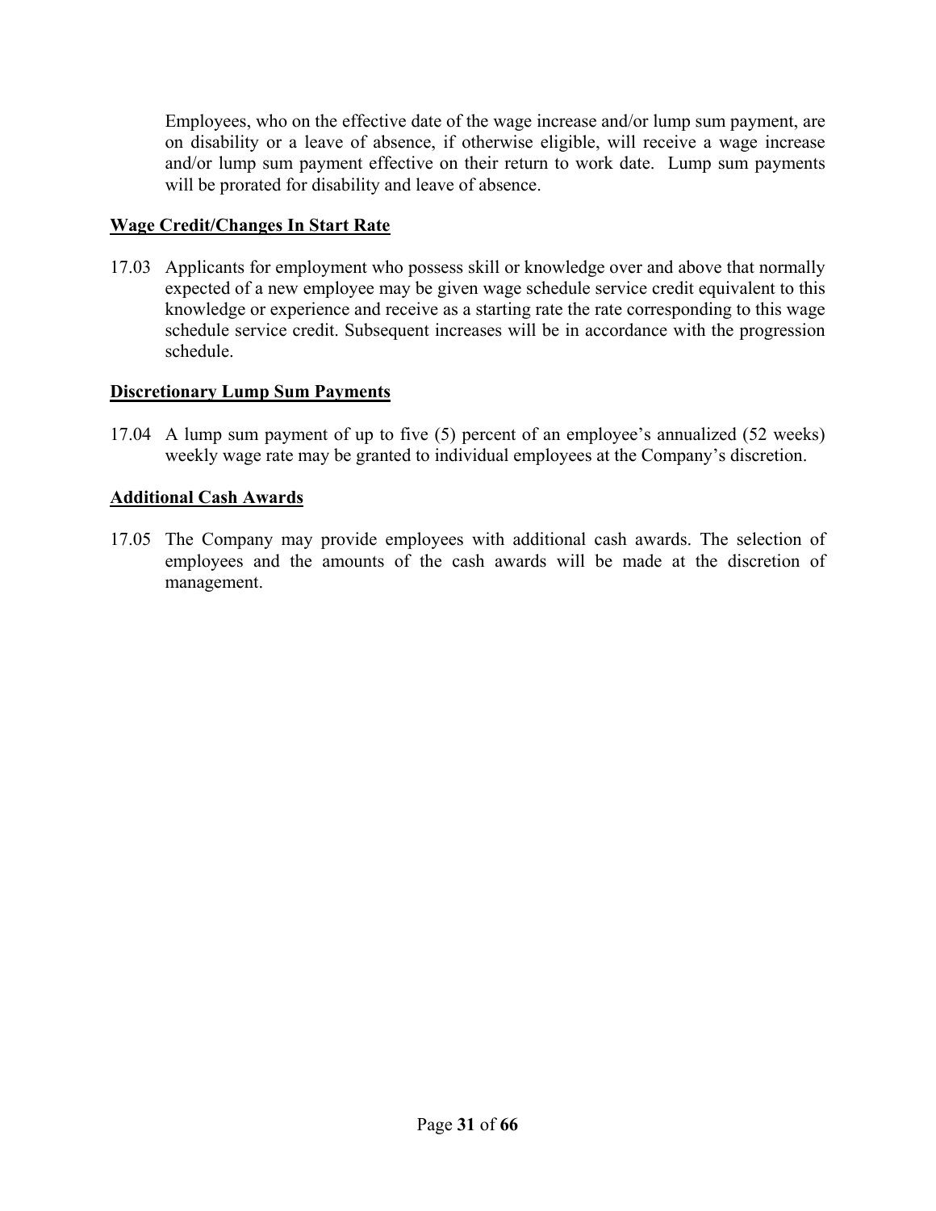Employees, who on the effective date of the wage increase and/or lump sum payment, are on disability or a leave of absence, if otherwise eligible, will receive a wage increase and/or lump sum payment effective on their return to work date. Lump sum payments will be prorated for disability and leave of absence.

**Wage Credit/Changes In Start Rate**

17.03 Applicants for employment who possess skill or knowledge over and above that normally expected of a new employee may be given wage schedule service credit equivalent to this knowledge or experience and receive as a starting rate the rate corresponding to this wage schedule service credit. Subsequent increases will be in accordance with the progression schedule.

**Discretionary Lump Sum Payments**

17.04 A lump sum payment of up to five (5) percent of an employee's annualized (52 weeks) weekly wage rate may be granted to individual employees at the Company's discretion.

**Additional Cash Awards**

17.05 The Company may provide employees with additional cash awards. The selection of employees and the amounts of the cash awards will be made at the discretion of management.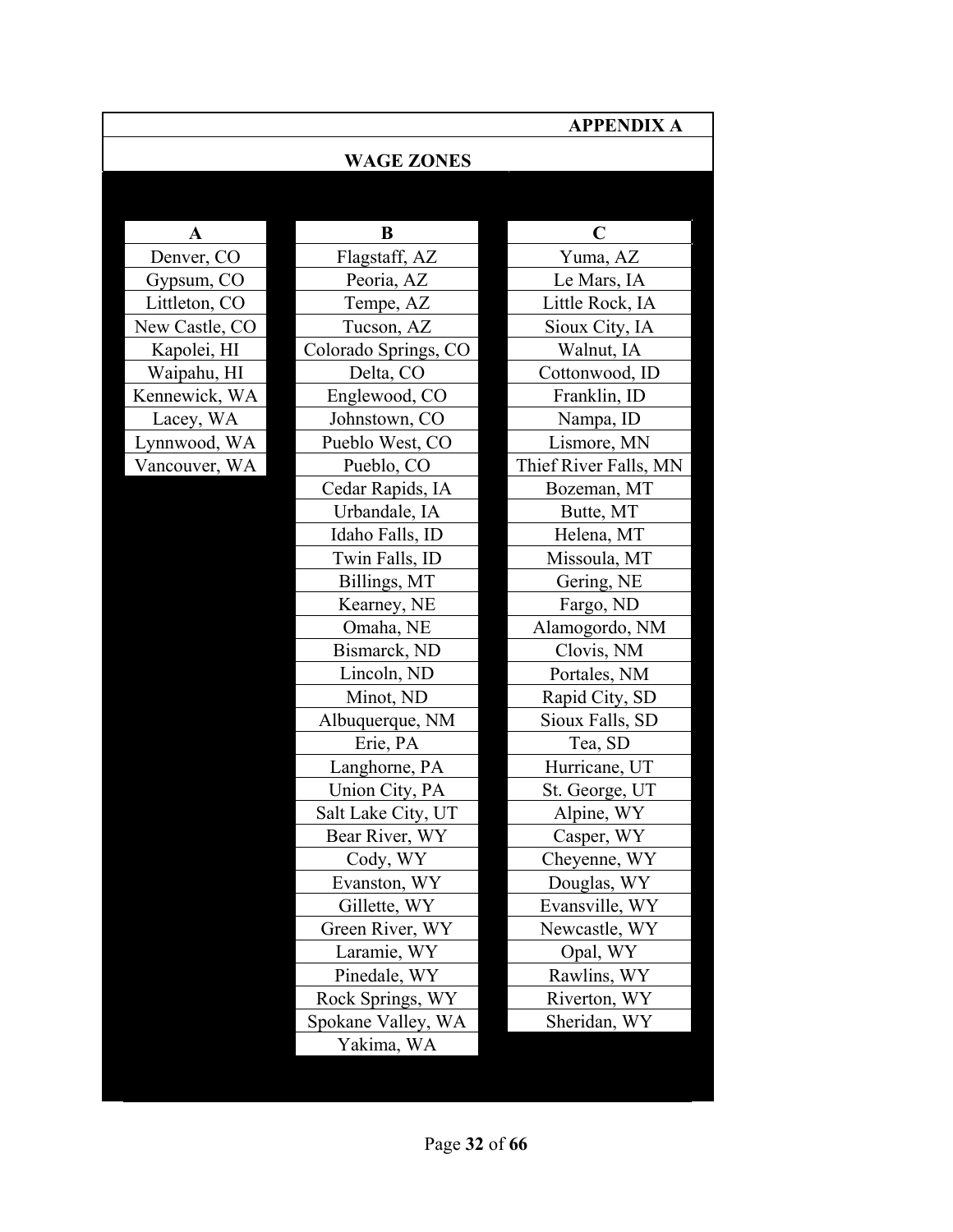**APPENDIX A**

## WAGE ZONES

| A | B | C |
|---|---|---|
| Denver, CO | Flagstaff, AZ | Yuma, AZ |
| Gypsum, CO | Peoria, AZ | Le Mars, IA |
| Littleton, CO | Tempe, AZ | Little Rock, IA |
| New Castle, CO | Tucson, AZ | Sioux City, IA |
| Kapolei, HI | Colorado Springs, CO | Walnut, IA |
| Waipahu, HI | Delta, CO | Cottonwood, ID |
| Kennewick, WA | Englewood, CO | Franklin, ID |
| Lacey, WA | Johnstown, CO | Nampa, ID |
| Lynnwood, WA | Pueblo West, CO | Lismore, MN |
| Vancouver, WA | Pueblo, CO | Thief River Falls, MN |
| | Cedar Rapids, IA | Bozeman, MT |
| | Urbandale, IA | Butte, MT |
| | Idaho Falls, ID | Helena, MT |
| | Twin Falls, ID | Missoula, MT |
| | Billings, MT | Gering, NE |
| | Kearney, NE | Fargo, ND |
| | Omaha, NE | Alamogordo, NM |
| | Bismarck, ND | Clovis, NM |
| | Lincoln, ND | Portales, NM |
| | Minot, ND | Rapid City, SD |
| | Albuquerque, NM | Sioux Falls, SD |
| | Erie, PA | Tea, SD |
| | Langhorne, PA | Hurricane, UT |
| | Union City, PA | St. George, UT |
| | Salt Lake City, UT | Alpine, WY |
| | Bear River, WY | Casper, WY |
| | Cody, WY | Cheyenne, WY |
| | Evanston, WY | Douglas, WY |
| | Gillette, WY | Evansville, WY |
| | Green River, WY | Newcastle, WY |
| | Laramie, WY | Opal, WY |
| | Pinedale, WY | Rawlins, WY |
| | Rock Springs, WY | Riverton, WY |
| | Spokane Valley, WA | Sheridan, WY |
| | Yakima, WA | |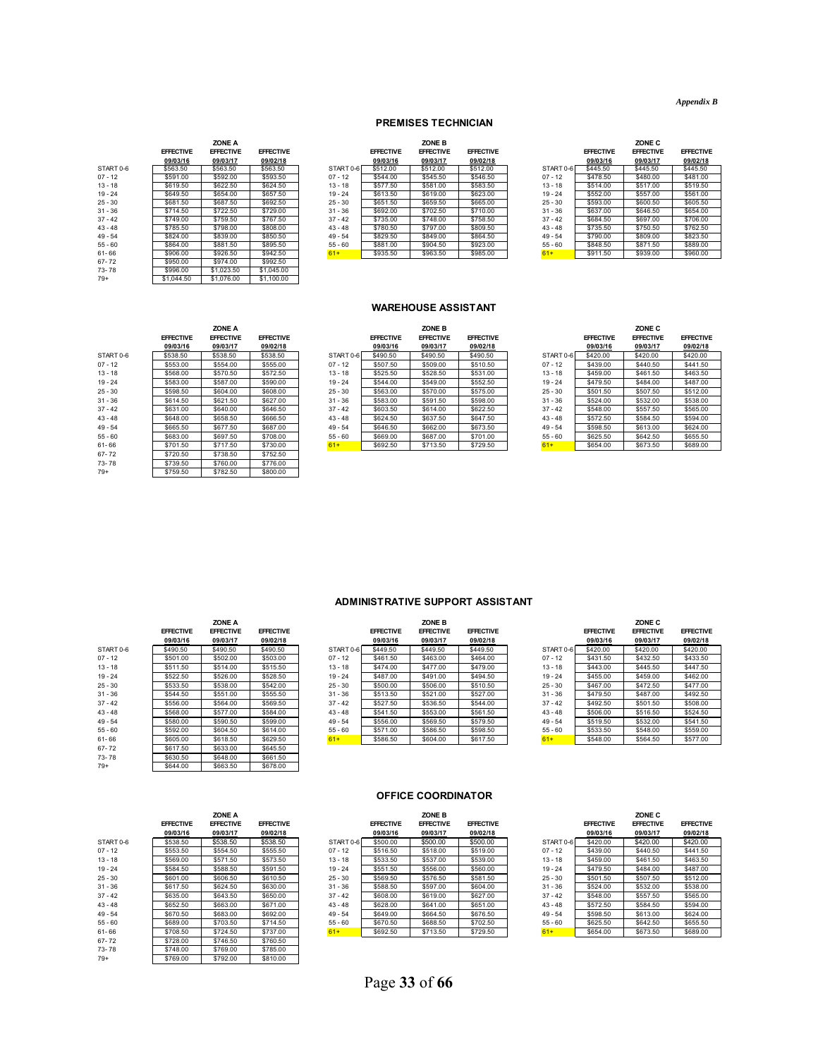*Appendix B*

## PREMISES TECHNICIAN

| ZONE A | EFFECTIVE 09/03/16 | EFFECTIVE 09/03/17 | EFFECTIVE 09/02/18 |
|---|---|---|---|
| START 0-6 | $563.50 | $563.50 | $563.50 |
| 07 - 12 | $591.00 | $592.00 | $593.50 |
| 13 - 18 | $619.50 | $622.50 | $624.50 |
| 19 - 24 | $649.50 | $654.00 | $657.50 |
| 25 - 30 | $681.50 | $687.50 | $692.50 |
| 31 - 36 | $714.50 | $722.50 | $729.00 |
| 37 - 42 | $749.00 | $759.50 | $767.50 |
| 43 - 48 | $785.50 | $798.00 | $808.00 |
| 49 - 54 | $824.00 | $839.00 | $850.50 |
| 55 - 60 | $864.00 | $881.50 | $895.50 |
| 61- 66 | $906.00 | $926.50 | $942.50 |
| 67- 72 | $950.00 | $974.00 | $992.50 |
| 73- 78 | $996.00 | $1,023.50 | $1,045.00 |
| 79+ | $1,044.50 | $1,076.00 | $1,100.00 |

| ZONE B | EFFECTIVE 09/03/16 | EFFECTIVE 09/03/17 | EFFECTIVE 09/02/18 |
|---|---|---|---|
| START 0-6 | $512.00 | $512.00 | $512.00 |
| 07 - 12 | $544.00 | $545.50 | $546.50 |
| 13 - 18 | $577.50 | $581.00 | $583.50 |
| 19 - 24 | $613.50 | $619.00 | $623.00 |
| 25 - 30 | $651.50 | $659.50 | $665.00 |
| 31 - 36 | $692.00 | $702.50 | $710.00 |
| 37 - 42 | $735.00 | $748.00 | $758.50 |
| 43 - 48 | $780.50 | $797.00 | $809.50 |
| 49 - 54 | $829.50 | $849.00 | $864.50 |
| 55 - 60 | $881.00 | $904.50 | $923.00 |
| 61+ | $935.50 | $963.50 | $985.00 |

| ZONE C | EFFECTIVE 09/03/16 | EFFECTIVE 09/03/17 | EFFECTIVE 09/02/18 |
|---|---|---|---|
| START 0-6 | $445.50 | $445.50 | $445.50 |
| 07 - 12 | $478.50 | $480.00 | $481.00 |
| 13 - 18 | $514.00 | $517.00 | $519.50 |
| 19 - 24 | $552.00 | $557.00 | $561.00 |
| 25 - 30 | $593.00 | $600.50 | $605.50 |
| 31 - 36 | $637.00 | $646.50 | $654.00 |
| 37 - 42 | $684.50 | $697.00 | $706.00 |
| 43 - 48 | $735.50 | $750.50 | $762.50 |
| 49 - 54 | $790.00 | $809.00 | $823.50 |
| 55 - 60 | $848.50 | $871.50 | $889.00 |
| 61+ | $911.50 | $939.00 | $960.00 |

## WAREHOUSE ASSISTANT

| ZONE A | EFFECTIVE 09/03/16 | EFFECTIVE 09/03/17 | EFFECTIVE 09/02/18 |
|---|---|---|---|
| START 0-6 | $538.50 | $538.50 | $538.50 |
| 07 - 12 | $553.00 | $554.00 | $555.00 |
| 13 - 18 | $568.00 | $570.50 | $572.50 |
| 19 - 24 | $583.00 | $587.00 | $590.00 |
| 25 - 30 | $598.50 | $604.00 | $608.00 |
| 31 - 36 | $614.50 | $621.50 | $627.00 |
| 37 - 42 | $631.00 | $640.00 | $646.50 |
| 43 - 48 | $648.00 | $658.50 | $666.50 |
| 49 - 54 | $665.50 | $677.50 | $687.00 |
| 55 - 60 | $683.00 | $697.50 | $708.00 |
| 61- 66 | $701.50 | $717.50 | $730.00 |
| 67- 72 | $720.50 | $738.50 | $752.50 |
| 73- 78 | $739.50 | $760.00 | $776.00 |
| 79+ | $759.50 | $782.50 | $800.00 |

| ZONE B | EFFECTIVE 09/03/16 | EFFECTIVE 09/03/17 | EFFECTIVE 09/02/18 |
|---|---|---|---|
| START 0-6 | $490.50 | $490.50 | $490.50 |
| 07 - 12 | $507.50 | $509.00 | $510.50 |
| 13 - 18 | $525.50 | $528.50 | $531.00 |
| 19 - 24 | $544.00 | $549.00 | $552.50 |
| 25 - 30 | $563.00 | $570.00 | $575.00 |
| 31 - 36 | $583.00 | $591.50 | $598.00 |
| 37 - 42 | $603.50 | $614.00 | $622.50 |
| 43 - 48 | $624.50 | $637.50 | $647.50 |
| 49 - 54 | $646.50 | $662.00 | $673.50 |
| 55 - 60 | $669.00 | $687.00 | $701.00 |
| 61+ | $692.50 | $713.50 | $729.50 |

| ZONE C | EFFECTIVE 09/03/16 | EFFECTIVE 09/03/17 | EFFECTIVE 09/02/18 |
|---|---|---|---|
| START 0-6 | $420.00 | $420.00 | $420.00 |
| 07 - 12 | $439.00 | $440.50 | $441.50 |
| 13 - 18 | $459.00 | $461.50 | $463.50 |
| 19 - 24 | $479.50 | $484.00 | $487.00 |
| 25 - 30 | $501.50 | $507.50 | $512.00 |
| 31 - 36 | $524.00 | $532.00 | $538.00 |
| 37 - 42 | $548.00 | $557.50 | $565.00 |
| 43 - 48 | $572.50 | $584.50 | $594.00 |
| 49 - 54 | $598.50 | $613.00 | $624.00 |
| 55 - 60 | $625.50 | $642.50 | $655.50 |
| 61+ | $654.00 | $673.50 | $689.00 |

## ADMINISTRATIVE SUPPORT ASSISTANT

| ZONE A | EFFECTIVE 09/03/16 | EFFECTIVE 09/03/17 | EFFECTIVE 09/02/18 |
|---|---|---|---|
| START 0-6 | $490.50 | $490.50 | $490.50 |
| 07 - 12 | $501.00 | $502.00 | $503.00 |
| 13 - 18 | $511.50 | $514.00 | $515.50 |
| 19 - 24 | $522.50 | $526.00 | $528.50 |
| 25 - 30 | $533.50 | $538.00 | $542.00 |
| 31 - 36 | $544.50 | $551.00 | $555.50 |
| 37 - 42 | $556.00 | $564.00 | $569.50 |
| 43 - 48 | $568.00 | $577.00 | $584.00 |
| 49 - 54 | $580.00 | $590.50 | $599.00 |
| 55 - 60 | $592.00 | $604.50 | $614.00 |
| 61- 66 | $605.00 | $618.50 | $629.50 |
| 67- 72 | $617.50 | $633.00 | $645.50 |
| 73- 78 | $630.50 | $648.00 | $661.50 |
| 79+ | $644.00 | $663.50 | $678.00 |

| ZONE B | EFFECTIVE 09/03/16 | EFFECTIVE 09/03/17 | EFFECTIVE 09/02/18 |
|---|---|---|---|
| START 0-6 | $449.50 | $449.50 | $449.50 |
| 07 - 12 | $461.50 | $463.00 | $464.00 |
| 13 - 18 | $474.00 | $477.00 | $479.00 |
| 19 - 24 | $487.00 | $491.00 | $494.50 |
| 25 - 30 | $500.00 | $506.00 | $510.50 |
| 31 - 36 | $513.50 | $521.00 | $527.00 |
| 37 - 42 | $527.50 | $536.50 | $544.00 |
| 43 - 48 | $541.50 | $553.00 | $561.50 |
| 49 - 54 | $556.00 | $569.50 | $579.50 |
| 55 - 60 | $571.00 | $586.50 | $598.50 |
| 61+ | $586.50 | $604.00 | $617.50 |

| ZONE C | EFFECTIVE 09/03/16 | EFFECTIVE 09/03/17 | EFFECTIVE 09/02/18 |
|---|---|---|---|
| START 0-6 | $420.00 | $420.00 | $420.00 |
| 07 - 12 | $431.50 | $432.50 | $433.50 |
| 13 - 18 | $443.00 | $445.50 | $447.50 |
| 19 - 24 | $455.00 | $459.00 | $462.00 |
| 25 - 30 | $467.00 | $472.50 | $477.00 |
| 31 - 36 | $479.50 | $487.00 | $492.50 |
| 37 - 42 | $492.50 | $501.50 | $508.00 |
| 43 - 48 | $506.00 | $516.50 | $524.50 |
| 49 - 54 | $519.50 | $532.00 | $541.50 |
| 55 - 60 | $533.50 | $548.00 | $559.50 |
| 61+ | $548.00 | $564.50 | $577.00 |

## OFFICE COORDINATOR

| ZONE A | EFFECTIVE 09/03/16 | EFFECTIVE 09/03/17 | EFFECTIVE 09/02/18 |
|---|---|---|---|
| START 0-6 | $538.50 | $538.50 | $538.50 |
| 07 - 12 | $553.50 | $554.50 | $555.50 |
| 13 - 18 | $569.00 | $571.50 | $573.50 |
| 19 - 24 | $584.50 | $588.50 | $591.50 |
| 25 - 30 | $601.00 | $606.50 | $610.50 |
| 31 - 36 | $617.50 | $624.50 | $630.00 |
| 37 - 42 | $635.00 | $643.50 | $650.00 |
| 43 - 48 | $652.50 | $663.00 | $671.00 |
| 49 - 54 | $670.50 | $683.00 | $692.00 |
| 55 - 60 | $689.00 | $703.50 | $714.50 |
| 61- 66 | $708.50 | $724.50 | $737.00 |
| 67- 72 | $728.00 | $746.50 | $760.50 |
| 73- 78 | $748.00 | $769.00 | $785.00 |
| 79+ | $769.00 | $792.00 | $810.00 |

| ZONE B | EFFECTIVE 09/03/16 | EFFECTIVE 09/03/17 | EFFECTIVE 09/02/18 |
|---|---|---|---|
| START 0-6 | $500.00 | $500.00 | $500.00 |
| 07 - 12 | $516.50 | $518.00 | $519.00 |
| 13 - 18 | $533.50 | $537.00 | $539.00 |
| 19 - 24 | $551.50 | $556.00 | $560.00 |
| 25 - 30 | $569.50 | $576.50 | $581.50 |
| 31 - 36 | $588.50 | $597.00 | $604.00 |
| 37 - 42 | $608.00 | $619.00 | $627.00 |
| 43 - 48 | $628.00 | $641.00 | $651.00 |
| 49 - 54 | $649.00 | $664.50 | $676.50 |
| 55 - 60 | $670.50 | $688.50 | $702.50 |
| 61+ | $692.50 | $713.50 | $729.50 |

| ZONE C | EFFECTIVE 09/03/16 | EFFECTIVE 09/03/17 | EFFECTIVE 09/02/18 |
|---|---|---|---|
| START 0-6 | $420.00 | $420.00 | $420.00 |
| 07 - 12 | $439.00 | $440.50 | $441.50 |
| 13 - 18 | $459.00 | $461.50 | $463.50 |
| 19 - 24 | $479.50 | $484.00 | $487.00 |
| 25 - 30 | $501.50 | $507.50 | $512.00 |
| 31 - 36 | $524.00 | $532.00 | $538.00 |
| 37 - 42 | $548.00 | $557.50 | $565.00 |
| 43 - 48 | $572.50 | $584.50 | $594.00 |
| 49 - 54 | $598.50 | $613.00 | $624.00 |
| 55 - 60 | $625.50 | $642.50 | $655.50 |
| 61+ | $654.00 | $673.50 | $689.00 |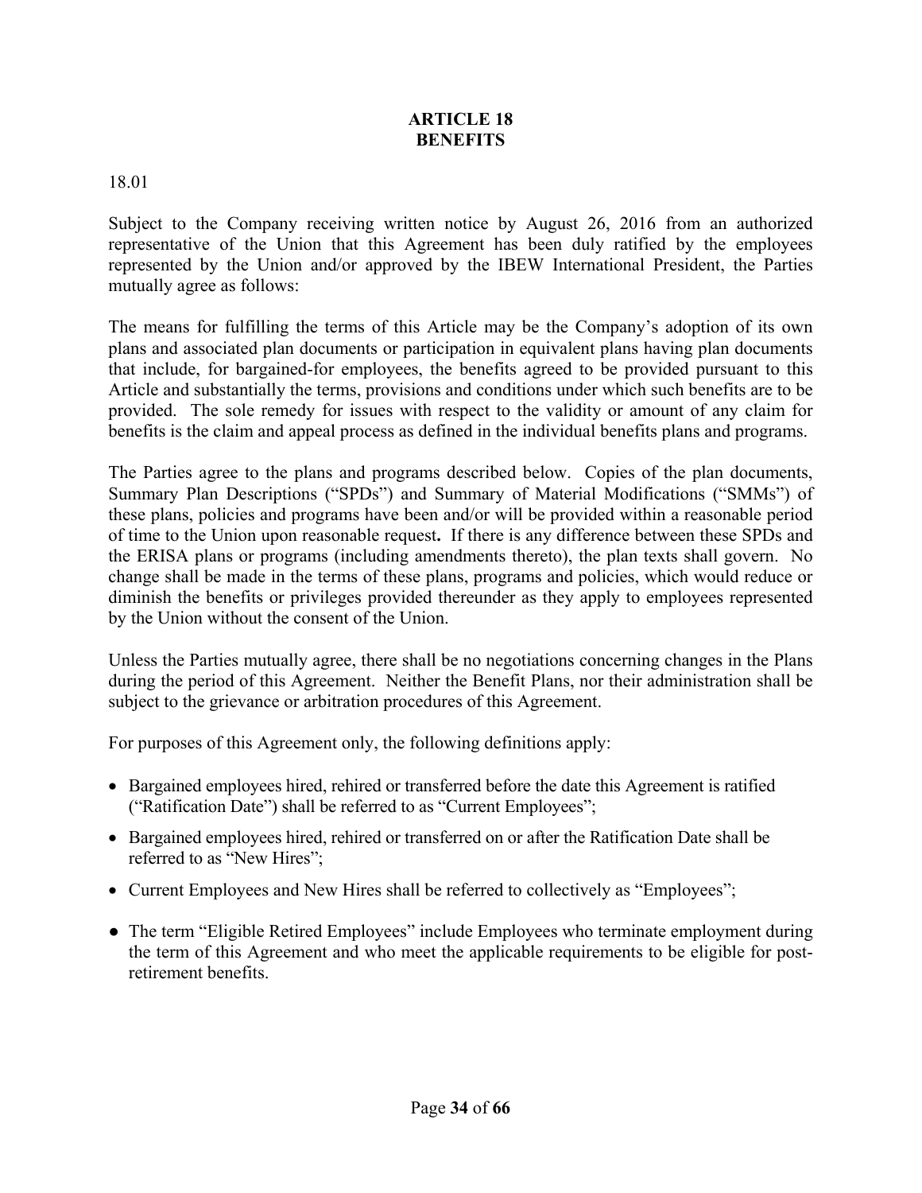# ARTICLE 18
# BENEFITS

18.01

Subject to the Company receiving written notice by August 26, 2016 from an authorized representative of the Union that this Agreement has been duly ratified by the employees represented by the Union and/or approved by the IBEW International President, the Parties mutually agree as follows:

The means for fulfilling the terms of this Article may be the Company's adoption of its own plans and associated plan documents or participation in equivalent plans having plan documents that include, for bargained-for employees, the benefits agreed to be provided pursuant to this Article and substantially the terms, provisions and conditions under which such benefits are to be provided. The sole remedy for issues with respect to the validity or amount of any claim for benefits is the claim and appeal process as defined in the individual benefits plans and programs.

The Parties agree to the plans and programs described below. Copies of the plan documents, Summary Plan Descriptions ("SPDs") and Summary of Material Modifications ("SMMs") of these plans, policies and programs have been and/or will be provided within a reasonable period of time to the Union upon reasonable request**.** If there is any difference between these SPDs and the ERISA plans or programs (including amendments thereto), the plan texts shall govern. No change shall be made in the terms of these plans, programs and policies, which would reduce or diminish the benefits or privileges provided thereunder as they apply to employees represented by the Union without the consent of the Union.

Unless the Parties mutually agree, there shall be no negotiations concerning changes in the Plans during the period of this Agreement. Neither the Benefit Plans, nor their administration shall be subject to the grievance or arbitration procedures of this Agreement.

For purposes of this Agreement only, the following definitions apply:

- Bargained employees hired, rehired or transferred before the date this Agreement is ratified ("Ratification Date") shall be referred to as "Current Employees";
- Bargained employees hired, rehired or transferred on or after the Ratification Date shall be referred to as "New Hires";
- Current Employees and New Hires shall be referred to collectively as "Employees";
- The term "Eligible Retired Employees" include Employees who terminate employment during the term of this Agreement and who meet the applicable requirements to be eligible for post-retirement benefits.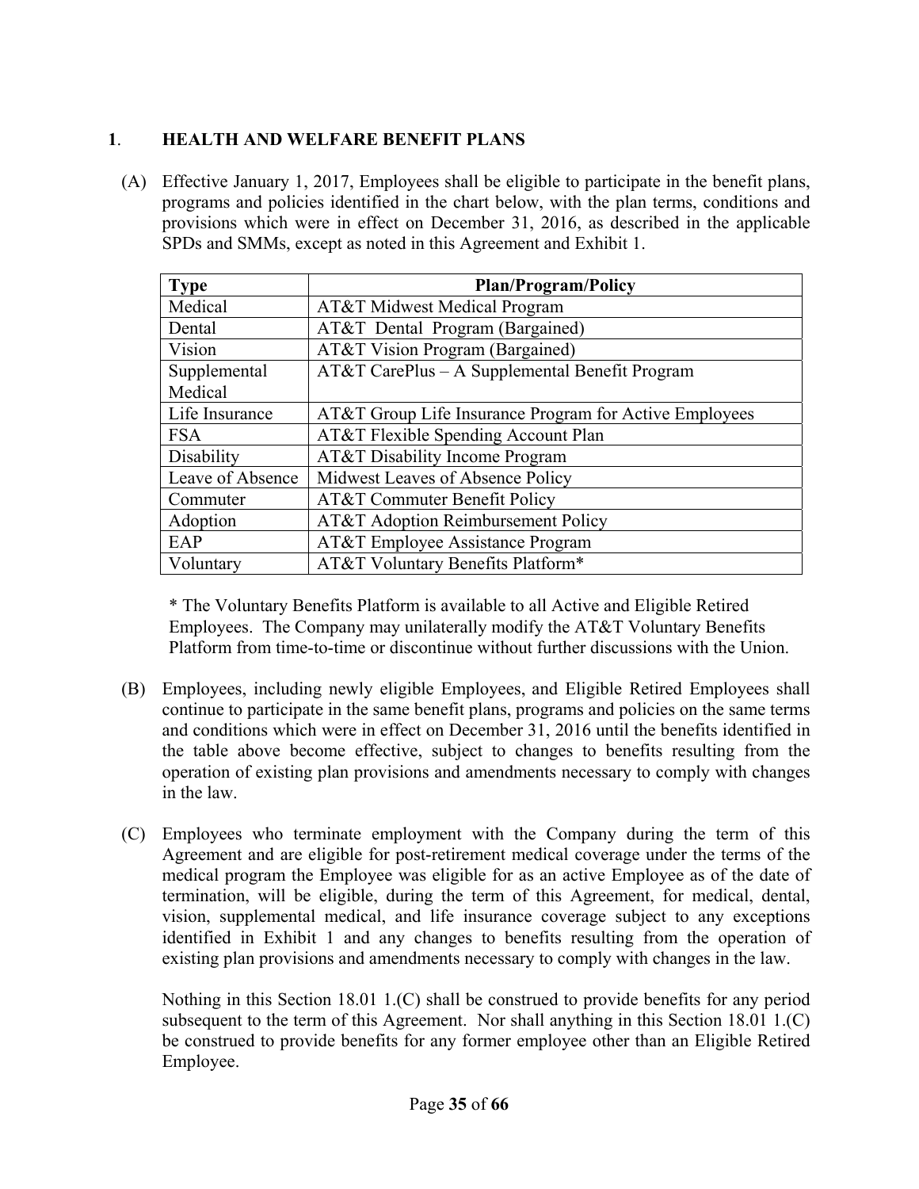## 1. HEALTH AND WELFARE BENEFIT PLANS

(A) Effective January 1, 2017, Employees shall be eligible to participate in the benefit plans, programs and policies identified in the chart below, with the plan terms, conditions and provisions which were in effect on December 31, 2016, as described in the applicable SPDs and SMMs, except as noted in this Agreement and Exhibit 1.

| Type | Plan/Program/Policy |
|---|---|
| Medical | AT&T Midwest Medical Program |
| Dental | AT&T Dental Program (Bargained) |
| Vision | AT&T Vision Program (Bargained) |
| Supplemental Medical | AT&T CarePlus – A Supplemental Benefit Program |
| Life Insurance | AT&T Group Life Insurance Program for Active Employees |
| FSA | AT&T Flexible Spending Account Plan |
| Disability | AT&T Disability Income Program |
| Leave of Absence | Midwest Leaves of Absence Policy |
| Commuter | AT&T Commuter Benefit Policy |
| Adoption | AT&T Adoption Reimbursement Policy |
| EAP | AT&T Employee Assistance Program |
| Voluntary | AT&T Voluntary Benefits Platform* |

* The Voluntary Benefits Platform is available to all Active and Eligible Retired Employees. The Company may unilaterally modify the AT&T Voluntary Benefits Platform from time-to-time or discontinue without further discussions with the Union.

(B) Employees, including newly eligible Employees, and Eligible Retired Employees shall continue to participate in the same benefit plans, programs and policies on the same terms and conditions which were in effect on December 31, 2016 until the benefits identified in the table above become effective, subject to changes to benefits resulting from the operation of existing plan provisions and amendments necessary to comply with changes in the law.

(C) Employees who terminate employment with the Company during the term of this Agreement and are eligible for post-retirement medical coverage under the terms of the medical program the Employee was eligible for as an active Employee as of the date of termination, will be eligible, during the term of this Agreement, for medical, dental, vision, supplemental medical, and life insurance coverage subject to any exceptions identified in Exhibit 1 and any changes to benefits resulting from the operation of existing plan provisions and amendments necessary to comply with changes in the law.

Nothing in this Section 18.01 1.(C) shall be construed to provide benefits for any period subsequent to the term of this Agreement. Nor shall anything in this Section 18.01 1.(C) be construed to provide benefits for any former employee other than an Eligible Retired Employee.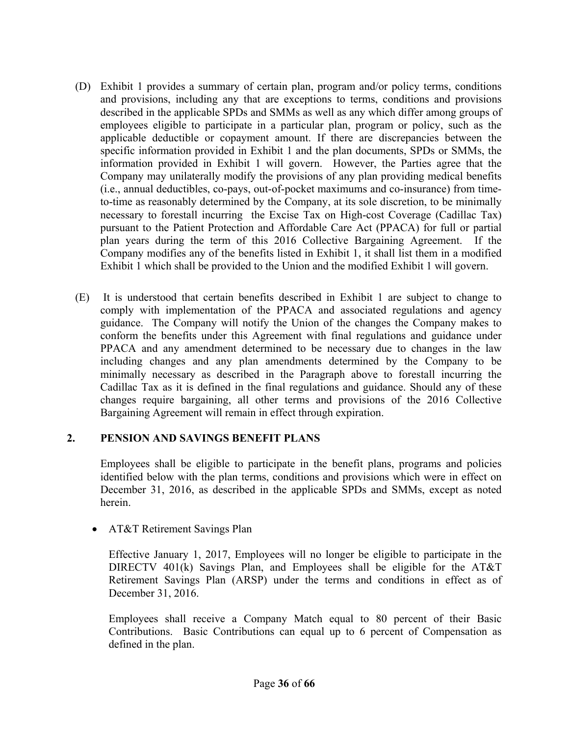(D) Exhibit 1 provides a summary of certain plan, program and/or policy terms, conditions and provisions, including any that are exceptions to terms, conditions and provisions described in the applicable SPDs and SMMs as well as any which differ among groups of employees eligible to participate in a particular plan, program or policy, such as the applicable deductible or copayment amount. If there are discrepancies between the specific information provided in Exhibit 1 and the plan documents, SPDs or SMMs, the information provided in Exhibit 1 will govern. However, the Parties agree that the Company may unilaterally modify the provisions of any plan providing medical benefits (i.e., annual deductibles, co-pays, out-of-pocket maximums and co-insurance) from time-to-time as reasonably determined by the Company, at its sole discretion, to be minimally necessary to forestall incurring the Excise Tax on High-cost Coverage (Cadillac Tax) pursuant to the Patient Protection and Affordable Care Act (PPACA) for full or partial plan years during the term of this 2016 Collective Bargaining Agreement. If the Company modifies any of the benefits listed in Exhibit 1, it shall list them in a modified Exhibit 1 which shall be provided to the Union and the modified Exhibit 1 will govern.

(E) It is understood that certain benefits described in Exhibit 1 are subject to change to comply with implementation of the PPACA and associated regulations and agency guidance. The Company will notify the Union of the changes the Company makes to conform the benefits under this Agreement with final regulations and guidance under PPACA and any amendment determined to be necessary due to changes in the law including changes and any plan amendments determined by the Company to be minimally necessary as described in the Paragraph above to forestall incurring the Cadillac Tax as it is defined in the final regulations and guidance. Should any of these changes require bargaining, all other terms and provisions of the 2016 Collective Bargaining Agreement will remain in effect through expiration.

## 2. PENSION AND SAVINGS BENEFIT PLANS

Employees shall be eligible to participate in the benefit plans, programs and policies identified below with the plan terms, conditions and provisions which were in effect on December 31, 2016, as described in the applicable SPDs and SMMs, except as noted herein.

- AT&T Retirement Savings Plan

  Effective January 1, 2017, Employees will no longer be eligible to participate in the DIRECTV 401(k) Savings Plan, and Employees shall be eligible for the AT&T Retirement Savings Plan (ARSP) under the terms and conditions in effect as of December 31, 2016.

  Employees shall receive a Company Match equal to 80 percent of their Basic Contributions. Basic Contributions can equal up to 6 percent of Compensation as defined in the plan.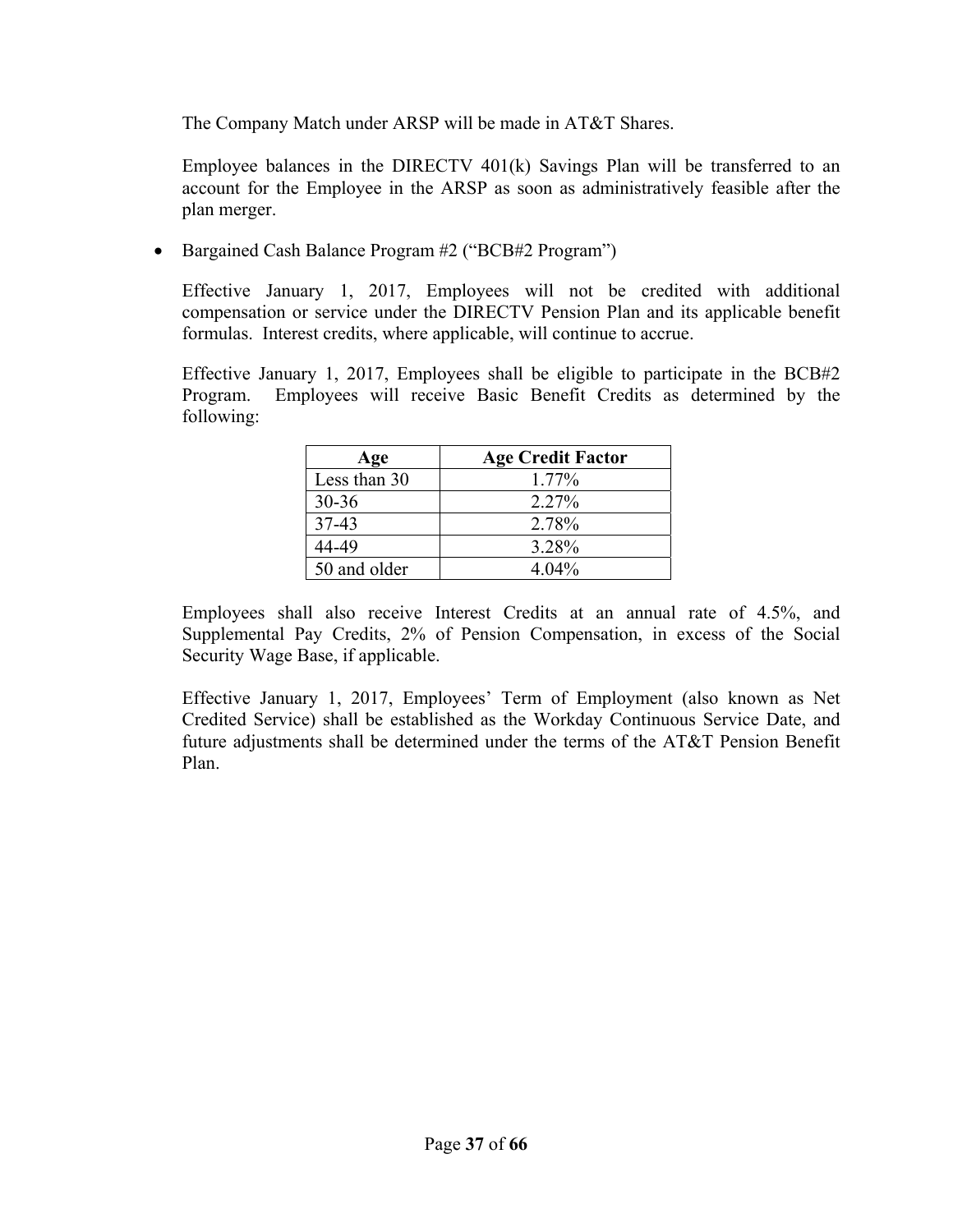The Company Match under ARSP will be made in AT&T Shares.

Employee balances in the DIRECTV 401(k) Savings Plan will be transferred to an account for the Employee in the ARSP as soon as administratively feasible after the plan merger.

- Bargained Cash Balance Program #2 ("BCB#2 Program")

Effective January 1, 2017, Employees will not be credited with additional compensation or service under the DIRECTV Pension Plan and its applicable benefit formulas. Interest credits, where applicable, will continue to accrue.

Effective January 1, 2017, Employees shall be eligible to participate in the BCB#2 Program. Employees will receive Basic Benefit Credits as determined by the following:

| Age | Age Credit Factor |
|---|---|
| Less than 30 | 1.77% |
| 30-36 | 2.27% |
| 37-43 | 2.78% |
| 44-49 | 3.28% |
| 50 and older | 4.04% |

Employees shall also receive Interest Credits at an annual rate of 4.5%, and Supplemental Pay Credits, 2% of Pension Compensation, in excess of the Social Security Wage Base, if applicable.

Effective January 1, 2017, Employees' Term of Employment (also known as Net Credited Service) shall be established as the Workday Continuous Service Date, and future adjustments shall be determined under the terms of the AT&T Pension Benefit Plan.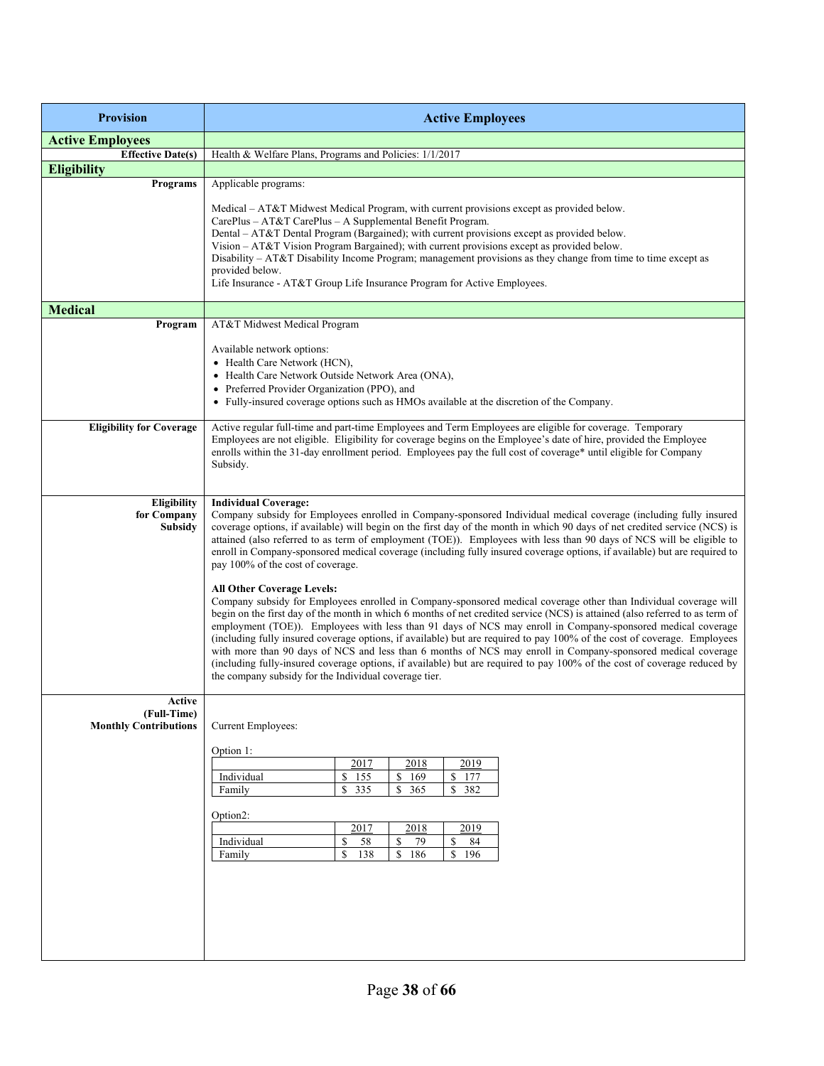| Provision | Active Employees |
|---|---|
| **Active Employees** | |
| **Effective Date(s)** | Health & Welfare Plans, Programs and Policies: 1/1/2017 |
| **Eligibility** | |
| **Programs** | Applicable programs:<br><br>Medical – AT&T Midwest Medical Program, with current provisions except as provided below.<br>CarePlus – AT&T CarePlus – A Supplemental Benefit Program.<br>Dental – AT&T Dental Program (Bargained); with current provisions except as provided below.<br>Vision – AT&T Vision Program Bargained); with current provisions except as provided below.<br>Disability – AT&T Disability Income Program; management provisions as they change from time to time except as provided below.<br>Life Insurance - AT&T Group Life Insurance Program for Active Employees. |
| **Medical** | |
| **Program** | AT&T Midwest Medical Program<br><br>Available network options:<br>• Health Care Network (HCN),<br>• Health Care Network Outside Network Area (ONA),<br>• Preferred Provider Organization (PPO), and<br>• Fully-insured coverage options such as HMOs available at the discretion of the Company. |
| **Eligibility for Coverage** | Active regular full-time and part-time Employees and Term Employees are eligible for coverage. Temporary Employees are not eligible. Eligibility for coverage begins on the Employee's date of hire, provided the Employee enrolls within the 31-day enrollment period. Employees pay the full cost of coverage* until eligible for Company Subsidy. |
| **Eligibility for Company Subsidy** | **Individual Coverage:**<br>Company subsidy for Employees enrolled in Company-sponsored Individual medical coverage (including fully insured coverage options, if available) will begin on the first day of the month in which 90 days of net credited service (NCS) is attained (also referred to as term of employment (TOE)). Employees with less than 90 days of NCS will be eligible to enroll in Company-sponsored medical coverage (including fully insured coverage options, if available) but are required to pay 100% of the cost of coverage.<br><br>**All Other Coverage Levels:**<br>Company subsidy for Employees enrolled in Company-sponsored medical coverage other than Individual coverage will begin on the first day of the month in which 6 months of net credited service (NCS) is attained (also referred to as term of employment (TOE)). Employees with less than 91 days of NCS may enroll in Company-sponsored medical coverage (including fully insured coverage options, if available) but are required to pay 100% of the cost of coverage. Employees with more than 90 days of NCS and less than 6 months of NCS may enroll in Company-sponsored medical coverage (including fully-insured coverage options, if available) but are required to pay 100% of the cost of coverage reduced by the company subsidy for the Individual coverage tier. |
| **Active (Full-Time) Monthly Contributions** | Current Employees:<br><br>Option 1:<br><br>(see table below)<br><br>Option2:<br><br>(see table below) |

Option 1:

| | 2017 | 2018 | 2019 |
|---|---|---|---|
| Individual | $ 155 | $ 169 | $ 177 |
| Family | $ 335 | $ 365 | $ 382 |

Option2:

| | 2017 | 2018 | 2019 |
|---|---|---|---|
| Individual | $ 58 | $ 79 | $ 84 |
| Family | $ 138 | $ 186 | $ 196 |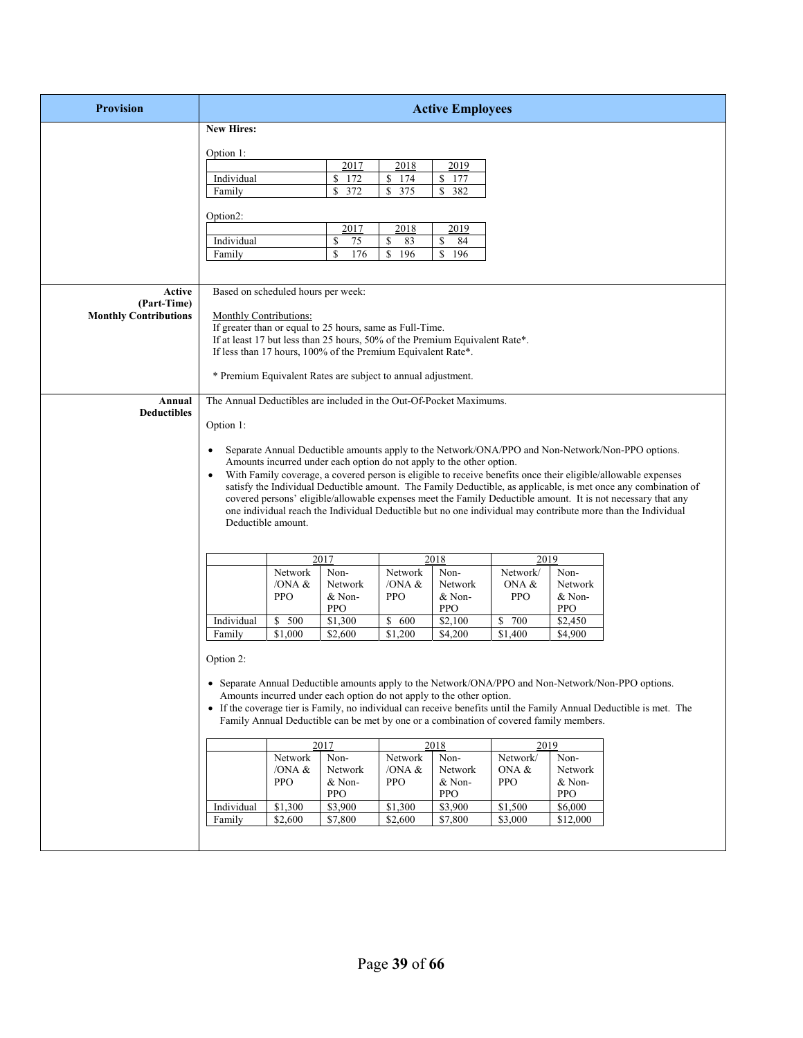| Provision | Active Employees |
|---|---|
| | **New Hires:** |

Option 1:

| | 2017 | 2018 | 2019 |
|---|---|---|---|
| Individual | $ 172 | $ 174 | $ 177 |
| Family | $ 372 | $ 375 | $ 382 |

Option2:

| | 2017 | 2018 | 2019 |
|---|---|---|---|
| Individual | $ 75 | $ 83 | $ 84 |
| Family | $ 176 | $ 196 | $ 196 |

**Active (Part-Time) Monthly Contributions**

Based on scheduled hours per week:

Monthly Contributions:
If greater than or equal to 25 hours, same as Full-Time.
If at least 17 but less than 25 hours, 50% of the Premium Equivalent Rate*.
If less than 17 hours, 100% of the Premium Equivalent Rate*.

* Premium Equivalent Rates are subject to annual adjustment.

**Annual Deductibles**

The Annual Deductibles are included in the Out-Of-Pocket Maximums.

Option 1:

- Separate Annual Deductible amounts apply to the Network/ONA/PPO and Non-Network/Non-PPO options. Amounts incurred under each option do not apply to the other option.
- With Family coverage, a covered person is eligible to receive benefits once their eligible/allowable expenses satisfy the Individual Deductible amount. The Family Deductible, as applicable, is met once any combination of covered persons' eligible/allowable expenses meet the Family Deductible amount. It is not necessary that any one individual reach the Individual Deductible but no one individual may contribute more than the Individual Deductible amount.

| | 2017 | | 2018 | | 2019 | |
|---|---|---|---|---|---|---|
| | Network /ONA & PPO | Non-Network & Non-PPO | Network /ONA & PPO | Non-Network & Non-PPO | Network/ ONA & PPO | Non-Network & Non-PPO |
| Individual | $ 500 | $1,300 | $ 600 | $2,100 | $ 700 | $2,450 |
| Family | $1,000 | $2,600 | $1,200 | $4,200 | $1,400 | $4,900 |

Option 2:

- Separate Annual Deductible amounts apply to the Network/ONA/PPO and Non-Network/Non-PPO options. Amounts incurred under each option do not apply to the other option.
- If the coverage tier is Family, no individual can receive benefits until the Family Annual Deductible is met. The Family Annual Deductible can be met by one or a combination of covered family members.

| | 2017 | | 2018 | | 2019 | |
|---|---|---|---|---|---|---|
| | Network /ONA & PPO | Non-Network & Non-PPO | Network /ONA & PPO | Non-Network & Non-PPO | Network/ ONA & PPO | Non-Network & Non-PPO |
| Individual | $1,300 | $3,900 | $1,300 | $3,900 | $1,500 | $6,000 |
| Family | $2,600 | $7,800 | $2,600 | $7,800 | $3,000 | $12,000 |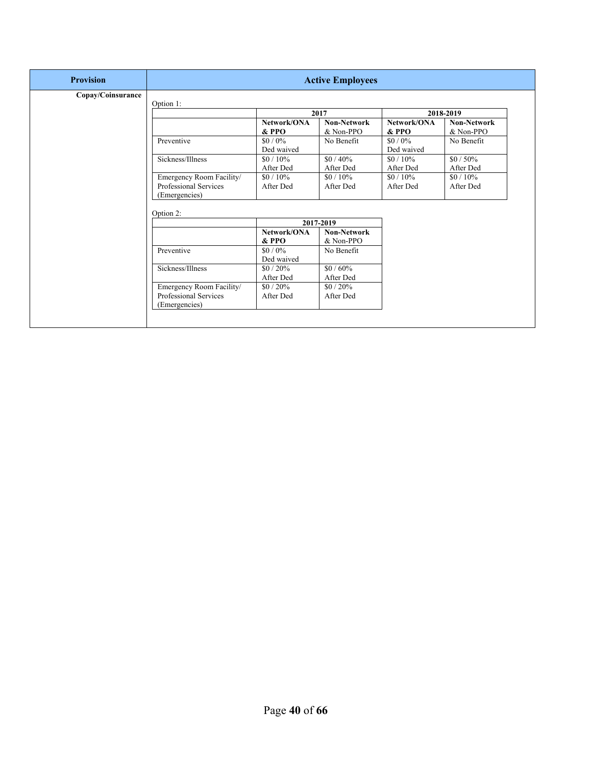| Provision | Active Employees |
|---|---|
| **Copay/Coinsurance** | |

Option 1:

| | 2017 | | 2018-2019 | |
|---|---|---|---|---|
| | **Network/ONA & PPO** | **Non-Network** & Non-PPO | **Network/ONA & PPO** | **Non-Network** & Non-PPO |
| Preventive | $0 / 0% Ded waived | No Benefit | $0 / 0% Ded waived | No Benefit |
| Sickness/Illness | $0 / 10% After Ded | $0 / 40% After Ded | $0 / 10% After Ded | $0 / 50% After Ded |
| Emergency Room Facility/ Professional Services (Emergencies) | $0 / 10% After Ded | $0 / 10% After Ded | $0 / 10% After Ded | $0 / 10% After Ded |

Option 2:

| | 2017-2019 | |
|---|---|---|
| | **Network/ONA & PPO** | **Non-Network** & Non-PPO |
| Preventive | $0 / 0% Ded waived | No Benefit |
| Sickness/Illness | $0 / 20% After Ded | $0 / 60% After Ded |
| Emergency Room Facility/ Professional Services (Emergencies) | $0 / 20% After Ded | $0 / 20% After Ded |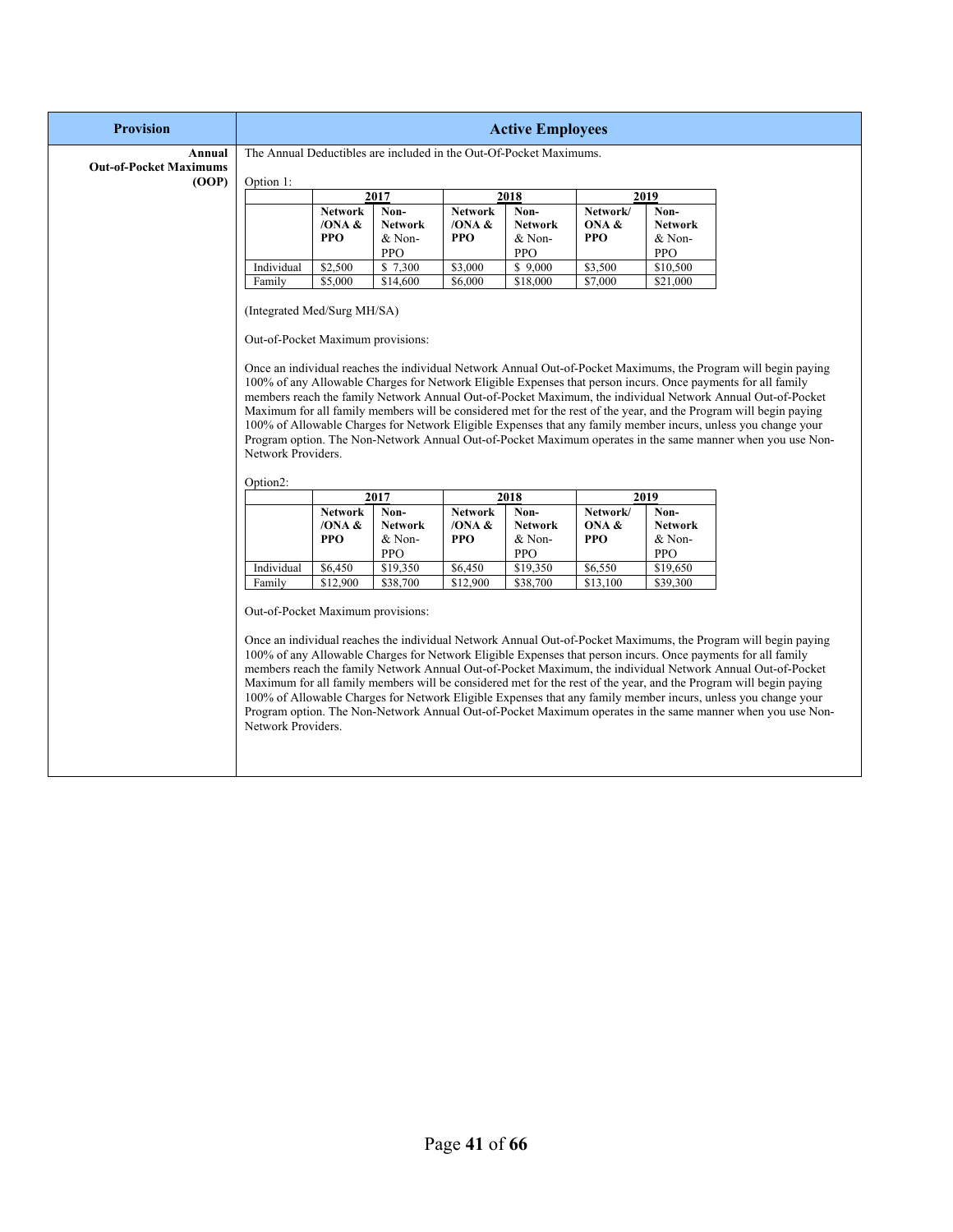| Provision | Active Employees |
|---|---|
| **Annual Out-of-Pocket Maximums (OOP)** | The Annual Deductibles are included in the Out-Of-Pocket Maximums. |

Option 1:

| | 2017 | | 2018 | | 2019 | |
|---|---|---|---|---|---|---|
| | **Network /ONA & PPO** | **Non-Network** & Non-PPO | **Network /ONA & PPO** | **Non-Network** & Non-PPO | **Network/ ONA & PPO** | **Non-Network** & Non-PPO |
| Individual | $2,500 | $ 7,300 | $3,000 | $ 9,000 | $3,500 | $10,500 |
| Family | $5,000 | $14,600 | $6,000 | $18,000 | $7,000 | $21,000 |

(Integrated Med/Surg MH/SA)

Out-of-Pocket Maximum provisions:

Once an individual reaches the individual Network Annual Out-of-Pocket Maximums, the Program will begin paying 100% of any Allowable Charges for Network Eligible Expenses that person incurs. Once payments for all family members reach the family Network Annual Out-of-Pocket Maximum, the individual Network Annual Out-of-Pocket Maximum for all family members will be considered met for the rest of the year, and the Program will begin paying 100% of Allowable Charges for Network Eligible Expenses that any family member incurs, unless you change your Program option. The Non-Network Annual Out-of-Pocket Maximum operates in the same manner when you use Non-Network Providers.

Option2:

| | 2017 | | 2018 | | 2019 | |
|---|---|---|---|---|---|---|
| | **Network /ONA & PPO** | **Non-Network** & Non-PPO | **Network /ONA & PPO** | **Non-Network** & Non-PPO | **Network/ ONA & PPO** | **Non-Network** & Non-PPO |
| Individual | $6,450 | $19,350 | $6,450 | $19,350 | $6,550 | $19,650 |
| Family | $12,900 | $38,700 | $12,900 | $38,700 | $13,100 | $39,300 |

Out-of-Pocket Maximum provisions:

Once an individual reaches the individual Network Annual Out-of-Pocket Maximums, the Program will begin paying 100% of any Allowable Charges for Network Eligible Expenses that person incurs. Once payments for all family members reach the family Network Annual Out-of-Pocket Maximum, the individual Network Annual Out-of-Pocket Maximum for all family members will be considered met for the rest of the year, and the Program will begin paying 100% of Allowable Charges for Network Eligible Expenses that any family member incurs, unless you change your Program option. The Non-Network Annual Out-of-Pocket Maximum operates in the same manner when you use Non-Network Providers.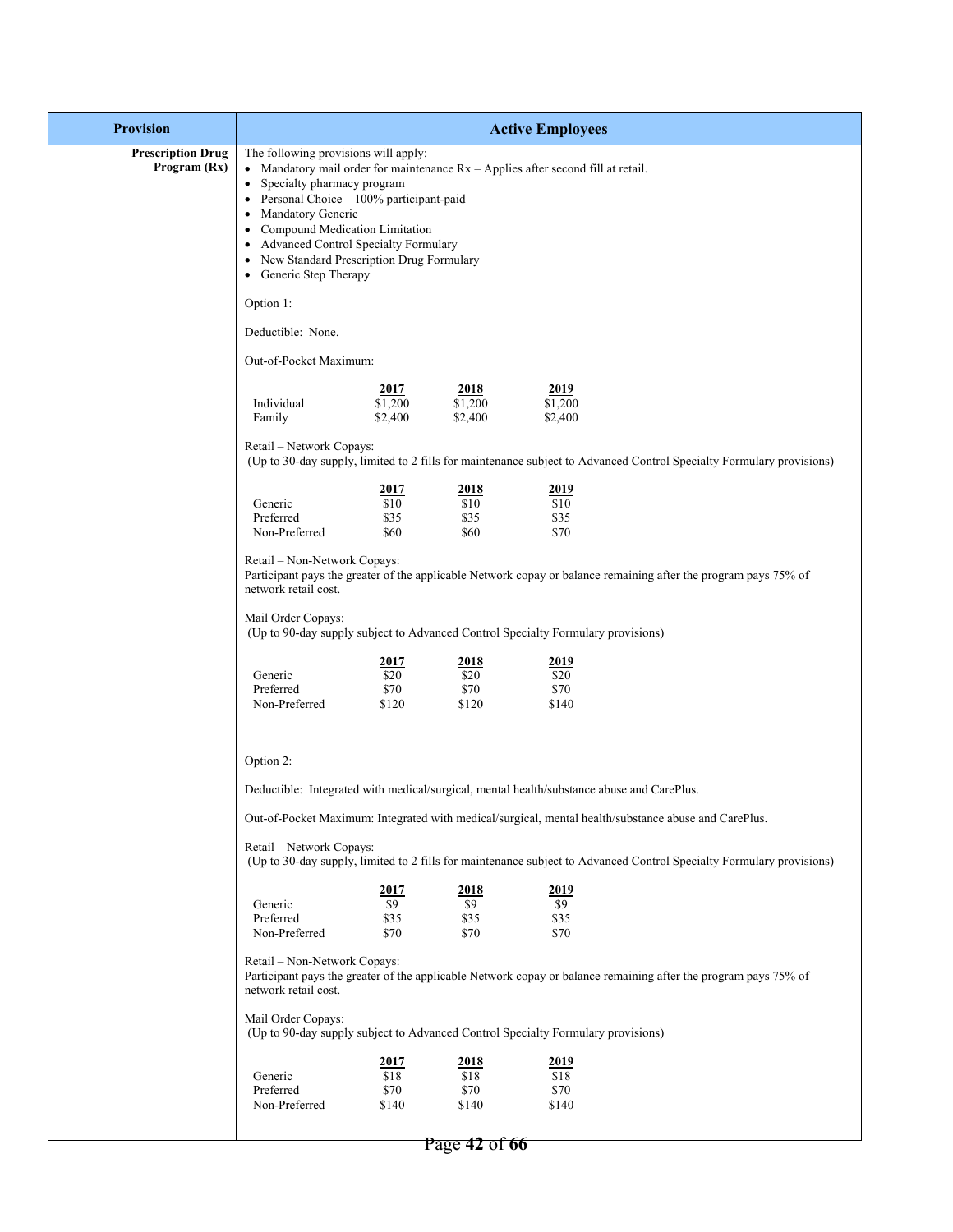| Provision | Active Employees |
|---|---|
| **Prescription Drug Program (Rx)** | The following provisions will apply: |

- Mandatory mail order for maintenance Rx – Applies after second fill at retail.
- Specialty pharmacy program
- Personal Choice – 100% participant-paid
- Mandatory Generic
- Compound Medication Limitation
- Advanced Control Specialty Formulary
- New Standard Prescription Drug Formulary
- Generic Step Therapy

Option 1:

Deductible: None.

Out-of-Pocket Maximum:

| | 2017 | 2018 | 2019 |
|---|---|---|---|
| Individual | $1,200 | $1,200 | $1,200 |
| Family | $2,400 | $2,400 | $2,400 |

Retail – Network Copays:
(Up to 30-day supply, limited to 2 fills for maintenance subject to Advanced Control Specialty Formulary provisions)

| | 2017 | 2018 | 2019 |
|---|---|---|---|
| Generic | $10 | $10 | $10 |
| Preferred | $35 | $35 | $35 |
| Non-Preferred | $60 | $60 | $70 |

Retail – Non-Network Copays:
Participant pays the greater of the applicable Network copay or balance remaining after the program pays 75% of network retail cost.

Mail Order Copays:
(Up to 90-day supply subject to Advanced Control Specialty Formulary provisions)

| | 2017 | 2018 | 2019 |
|---|---|---|---|
| Generic | $20 | $20 | $20 |
| Preferred | $70 | $70 | $70 |
| Non-Preferred | $120 | $120 | $140 |

Option 2:

Deductible: Integrated with medical/surgical, mental health/substance abuse and CarePlus.

Out-of-Pocket Maximum: Integrated with medical/surgical, mental health/substance abuse and CarePlus.

Retail – Network Copays:
(Up to 30-day supply, limited to 2 fills for maintenance subject to Advanced Control Specialty Formulary provisions)

| | 2017 | 2018 | 2019 |
|---|---|---|---|
| Generic | $9 | $9 | $9 |
| Preferred | $35 | $35 | $35 |
| Non-Preferred | $70 | $70 | $70 |

Retail – Non-Network Copays:
Participant pays the greater of the applicable Network copay or balance remaining after the program pays 75% of network retail cost.

Mail Order Copays:
(Up to 90-day supply subject to Advanced Control Specialty Formulary provisions)

| | 2017 | 2018 | 2019 |
|---|---|---|---|
| Generic | $18 | $18 | $18 |
| Preferred | $70 | $70 | $70 |
| Non-Preferred | $140 | $140 | $140 |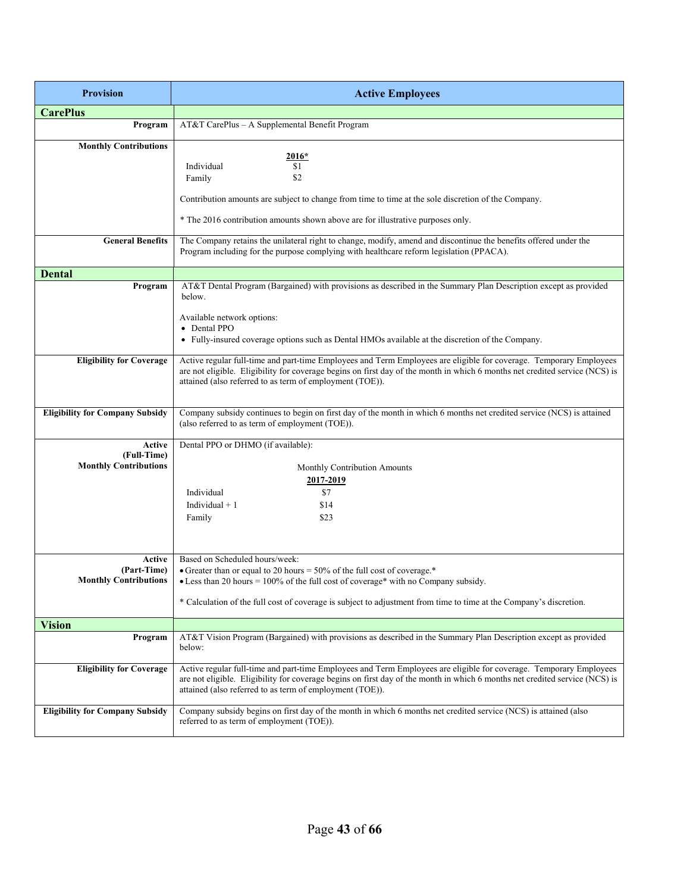| Provision | Active Employees |
|---|---|
| **CarePlus** | |
| **Program** | AT&T CarePlus – A Supplemental Benefit Program |
| **Monthly Contributions** | **2016***<br>Individual $1<br>Family $2<br><br>Contribution amounts are subject to change from time to time at the sole discretion of the Company.<br><br>* The 2016 contribution amounts shown above are for illustrative purposes only. |
| **General Benefits** | The Company retains the unilateral right to change, modify, amend and discontinue the benefits offered under the Program including for the purpose complying with healthcare reform legislation (PPACA). |
| **Dental** | |
| **Program** | AT&T Dental Program (Bargained) with provisions as described in the Summary Plan Description except as provided below.<br><br>Available network options:<br>• Dental PPO<br>• Fully-insured coverage options such as Dental HMOs available at the discretion of the Company. |
| **Eligibility for Coverage** | Active regular full-time and part-time Employees and Term Employees are eligible for coverage. Temporary Employees are not eligible. Eligibility for coverage begins on first day of the month in which 6 months net credited service (NCS) is attained (also referred to as term of employment (TOE)). |
| **Eligibility for Company Subsidy** | Company subsidy continues to begin on first day of the month in which 6 months net credited service (NCS) is attained (also referred to as term of employment (TOE)). |
| **Active (Full-Time) Monthly Contributions** | Dental PPO or DHMO (if available):<br><br>Monthly Contribution Amounts<br>**2017-2019**<br>Individual $7<br>Individual + 1 $14<br>Family $23 |
| **Active (Part-Time) Monthly Contributions** | Based on Scheduled hours/week:<br>• Greater than or equal to 20 hours = 50% of the full cost of coverage.*<br>• Less than 20 hours = 100% of the full cost of coverage* with no Company subsidy.<br><br>* Calculation of the full cost of coverage is subject to adjustment from time to time at the Company's discretion. |
| **Vision** | |
| **Program** | AT&T Vision Program (Bargained) with provisions as described in the Summary Plan Description except as provided below: |
| **Eligibility for Coverage** | Active regular full-time and part-time Employees and Term Employees are eligible for coverage. Temporary Employees are not eligible. Eligibility for coverage begins on first day of the month in which 6 months net credited service (NCS) is attained (also referred to as term of employment (TOE)). |
| **Eligibility for Company Subsidy** | Company subsidy begins on first day of the month in which 6 months net credited service (NCS) is attained (also referred to as term of employment (TOE)). |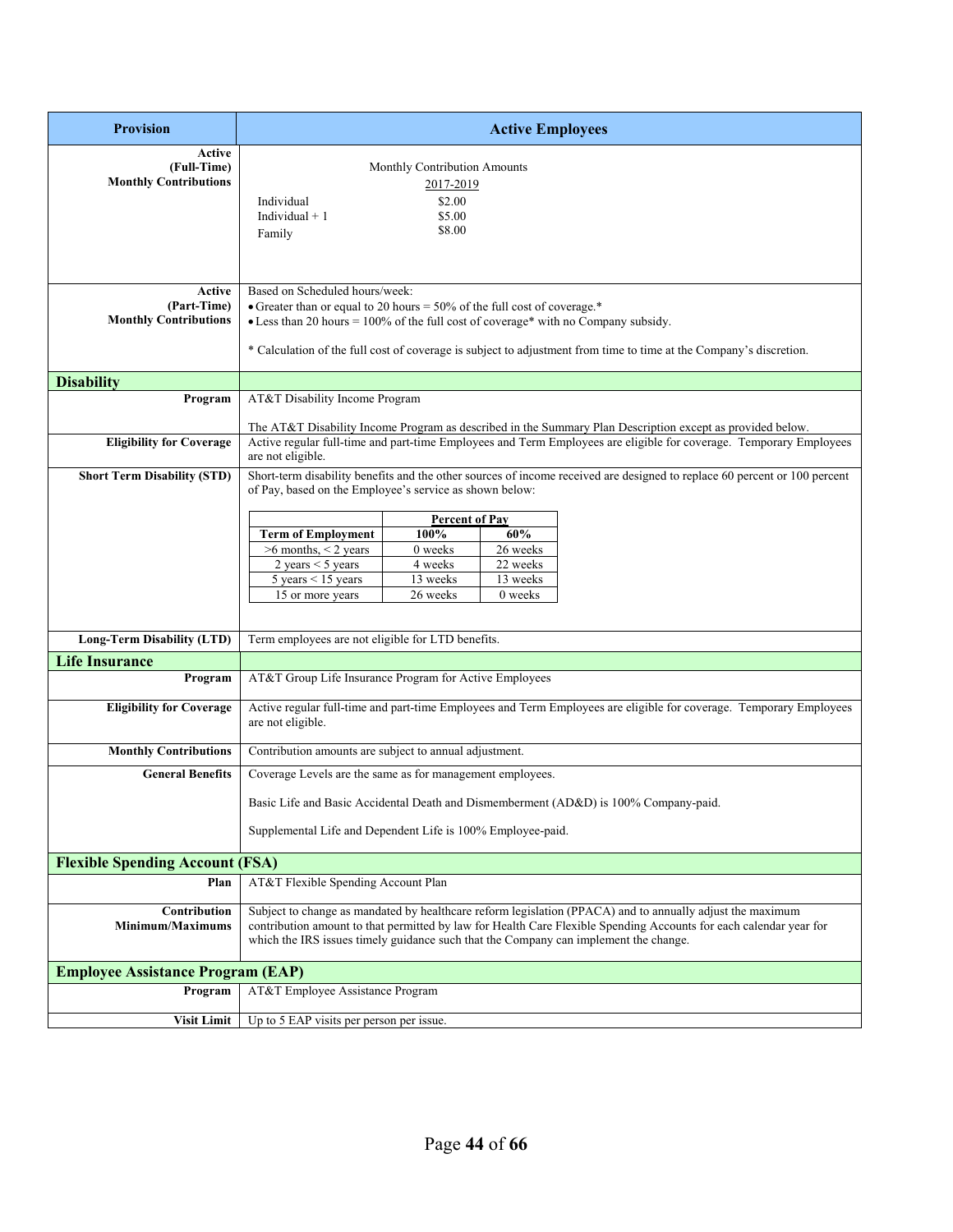| Provision | Active Employees |
| --- | --- |
| **Active (Full-Time) Monthly Contributions** | Monthly Contribution Amounts<br>2017-2019<br>Individual $2.00<br>Individual + 1 $5.00<br>Family $8.00 |
| **Active (Part-Time) Monthly Contributions** | Based on Scheduled hours/week:<br>• Greater than or equal to 20 hours = 50% of the full cost of coverage.*<br>• Less than 20 hours = 100% of the full cost of coverage* with no Company subsidy.<br><br>* Calculation of the full cost of coverage is subject to adjustment from time to time at the Company's discretion. |
| **Disability** | |
| **Program** | AT&T Disability Income Program<br><br>The AT&T Disability Income Program as described in the Summary Plan Description except as provided below. |
| **Eligibility for Coverage** | Active regular full-time and part-time Employees and Term Employees are eligible for coverage. Temporary Employees are not eligible. |
| **Short Term Disability (STD)** | Short-term disability benefits and the other sources of income received are designed to replace 60 percent or 100 percent of Pay, based on the Employee's service as shown below: |
| **Long-Term Disability (LTD)** | Term employees are not eligible for LTD benefits. |
| **Life Insurance** | |
| **Program** | AT&T Group Life Insurance Program for Active Employees |
| **Eligibility for Coverage** | Active regular full-time and part-time Employees and Term Employees are eligible for coverage. Temporary Employees are not eligible. |
| **Monthly Contributions** | Contribution amounts are subject to annual adjustment. |
| **General Benefits** | Coverage Levels are the same as for management employees.<br><br>Basic Life and Basic Accidental Death and Dismemberment (AD&D) is 100% Company-paid.<br><br>Supplemental Life and Dependent Life is 100% Employee-paid. |
| **Flexible Spending Account (FSA)** | |
| **Plan** | AT&T Flexible Spending Account Plan |
| **Contribution Minimum/Maximums** | Subject to change as mandated by healthcare reform legislation (PPACA) and to annually adjust the maximum contribution amount to that permitted by law for Health Care Flexible Spending Accounts for each calendar year for which the IRS issues timely guidance such that the Company can implement the change. |
| **Employee Assistance Program (EAP)** | |
| **Program** | AT&T Employee Assistance Program |
| **Visit Limit** | Up to 5 EAP visits per person per issue. |

Short Term Disability (STD) schedule:

| Term of Employment | Percent of Pay 100% | Percent of Pay 60% |
| --- | --- | --- |
| >6 months, < 2 years | 0 weeks | 26 weeks |
| 2 years < 5 years | 4 weeks | 22 weeks |
| 5 years < 15 years | 13 weeks | 13 weeks |
| 15 or more years | 26 weeks | 0 weeks |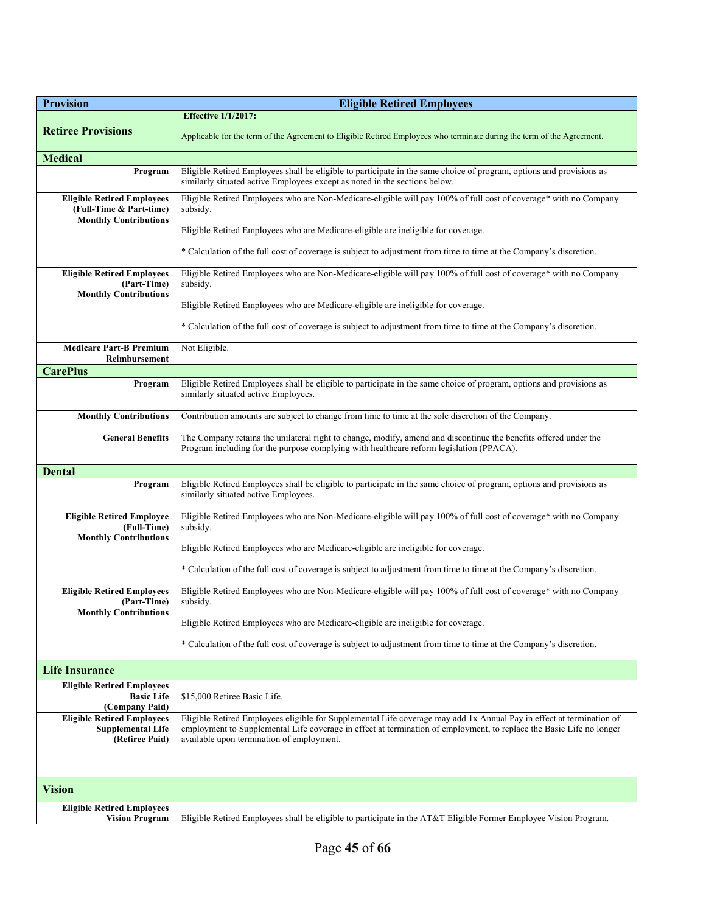| Provision | Eligible Retired Employees |
|---|---|
| **Retiree Provisions** | **Effective 1/1/2017:**<br><br>Applicable for the term of the Agreement to Eligible Retired Employees who terminate during the term of the Agreement. |
| **Medical** | |
| **Program** | Eligible Retired Employees shall be eligible to participate in the same choice of program, options and provisions as similarly situated active Employees except as noted in the sections below. |
| **Eligible Retired Employees (Full-Time & Part-time) Monthly Contributions** | Eligible Retired Employees who are Non-Medicare-eligible will pay 100% of full cost of coverage* with no Company subsidy.<br><br>Eligible Retired Employees who are Medicare-eligible are ineligible for coverage.<br><br>* Calculation of the full cost of coverage is subject to adjustment from time to time at the Company's discretion. |
| **Eligible Retired Employees (Part-Time) Monthly Contributions** | Eligible Retired Employees who are Non-Medicare-eligible will pay 100% of full cost of coverage* with no Company subsidy.<br><br>Eligible Retired Employees who are Medicare-eligible are ineligible for coverage.<br><br>* Calculation of the full cost of coverage is subject to adjustment from time to time at the Company's discretion. |
| **Medicare Part-B Premium Reimbursement** | Not Eligible. |
| **CarePlus** | |
| **Program** | Eligible Retired Employees shall be eligible to participate in the same choice of program, options and provisions as similarly situated active Employees. |
| **Monthly Contributions** | Contribution amounts are subject to change from time to time at the sole discretion of the Company. |
| **General Benefits** | The Company retains the unilateral right to change, modify, amend and discontinue the benefits offered under the Program including for the purpose complying with healthcare reform legislation (PPACA). |
| **Dental** | |
| **Program** | Eligible Retired Employees shall be eligible to participate in the same choice of program, options and provisions as similarly situated active Employees. |
| **Eligible Retired Employee (Full-Time) Monthly Contributions** | Eligible Retired Employees who are Non-Medicare-eligible will pay 100% of full cost of coverage* with no Company subsidy.<br><br>Eligible Retired Employees who are Medicare-eligible are ineligible for coverage.<br><br>* Calculation of the full cost of coverage is subject to adjustment from time to time at the Company's discretion. |
| **Eligible Retired Employees (Part-Time) Monthly Contributions** | Eligible Retired Employees who are Non-Medicare-eligible will pay 100% of full cost of coverage* with no Company subsidy.<br><br>Eligible Retired Employees who are Medicare-eligible are ineligible for coverage.<br><br>* Calculation of the full cost of coverage is subject to adjustment from time to time at the Company's discretion. |
| **Life Insurance** | |
| **Eligible Retired Employees Basic Life (Company Paid)** | $15,000 Retiree Basic Life. |
| **Eligible Retired Employees Supplemental Life (Retiree Paid)** | Eligible Retired Employees eligible for Supplemental Life coverage may add 1x Annual Pay in effect at termination of employment to Supplemental Life coverage in effect at termination of employment, to replace the Basic Life no longer available upon termination of employment. |
| **Vision** | |
| **Eligible Retired Employees Vision Program** | Eligible Retired Employees shall be eligible to participate in the AT&T Eligible Former Employee Vision Program. |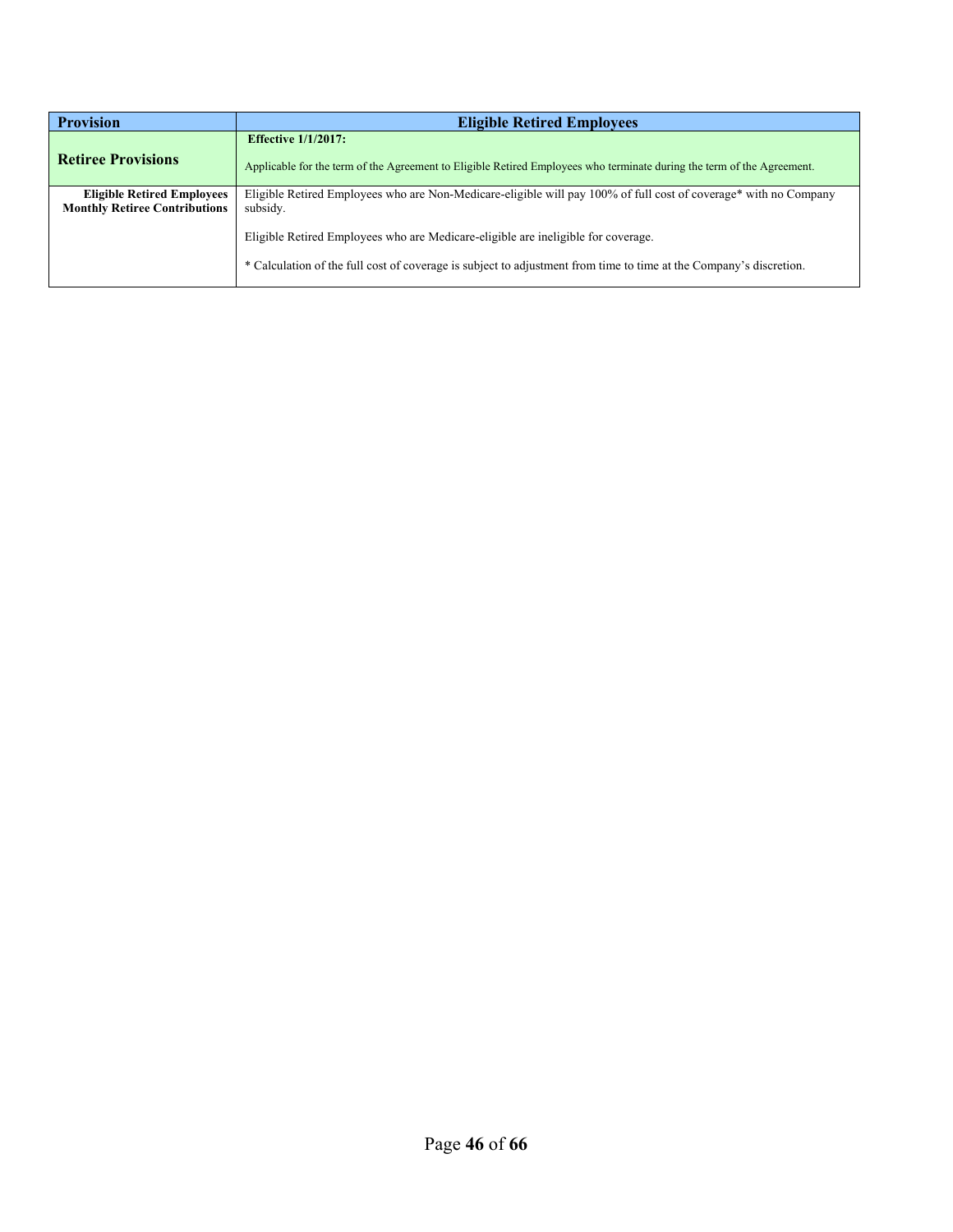| Provision | Eligible Retired Employees |
|---|---|
| **Retiree Provisions** | **Effective 1/1/2017:**<br><br>Applicable for the term of the Agreement to Eligible Retired Employees who terminate during the term of the Agreement. |
| **Eligible Retired Employees Monthly Retiree Contributions** | Eligible Retired Employees who are Non-Medicare-eligible will pay 100% of full cost of coverage* with no Company subsidy.<br><br>Eligible Retired Employees who are Medicare-eligible are ineligible for coverage.<br><br>* Calculation of the full cost of coverage is subject to adjustment from time to time at the Company's discretion. |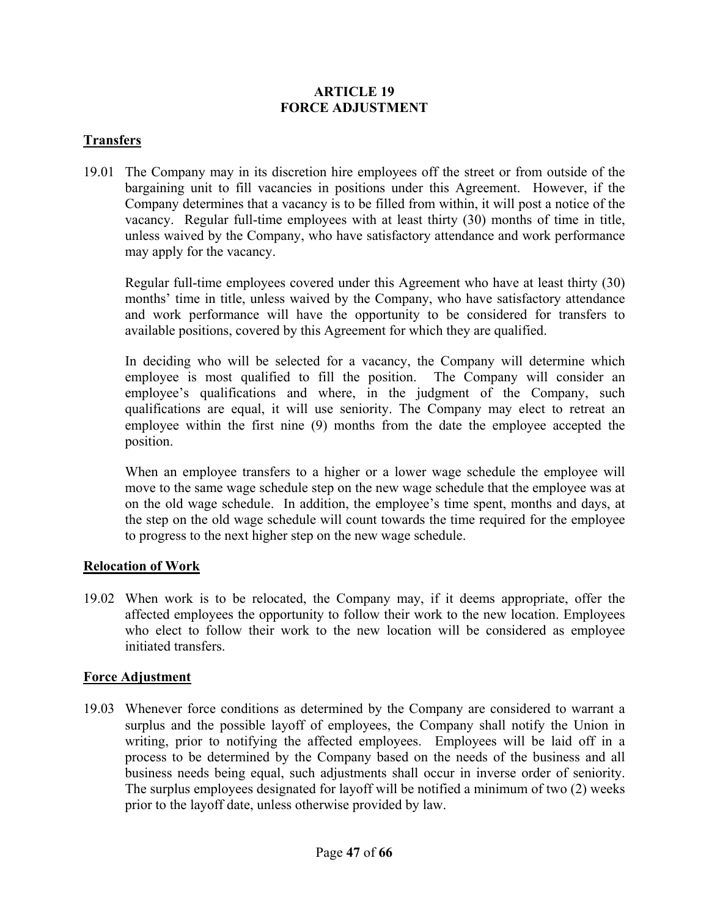## ARTICLE 19
## FORCE ADJUSTMENT

### Transfers

19.01 The Company may in its discretion hire employees off the street or from outside of the bargaining unit to fill vacancies in positions under this Agreement. However, if the Company determines that a vacancy is to be filled from within, it will post a notice of the vacancy. Regular full-time employees with at least thirty (30) months of time in title, unless waived by the Company, who have satisfactory attendance and work performance may apply for the vacancy.

Regular full-time employees covered under this Agreement who have at least thirty (30) months' time in title, unless waived by the Company, who have satisfactory attendance and work performance will have the opportunity to be considered for transfers to available positions, covered by this Agreement for which they are qualified.

In deciding who will be selected for a vacancy, the Company will determine which employee is most qualified to fill the position. The Company will consider an employee's qualifications and where, in the judgment of the Company, such qualifications are equal, it will use seniority. The Company may elect to retreat an employee within the first nine (9) months from the date the employee accepted the position.

When an employee transfers to a higher or a lower wage schedule the employee will move to the same wage schedule step on the new wage schedule that the employee was at on the old wage schedule. In addition, the employee's time spent, months and days, at the step on the old wage schedule will count towards the time required for the employee to progress to the next higher step on the new wage schedule.

### Relocation of Work

19.02 When work is to be relocated, the Company may, if it deems appropriate, offer the affected employees the opportunity to follow their work to the new location. Employees who elect to follow their work to the new location will be considered as employee initiated transfers.

### Force Adjustment

19.03 Whenever force conditions as determined by the Company are considered to warrant a surplus and the possible layoff of employees, the Company shall notify the Union in writing, prior to notifying the affected employees. Employees will be laid off in a process to be determined by the Company based on the needs of the business and all business needs being equal, such adjustments shall occur in inverse order of seniority. The surplus employees designated for layoff will be notified a minimum of two (2) weeks prior to the layoff date, unless otherwise provided by law.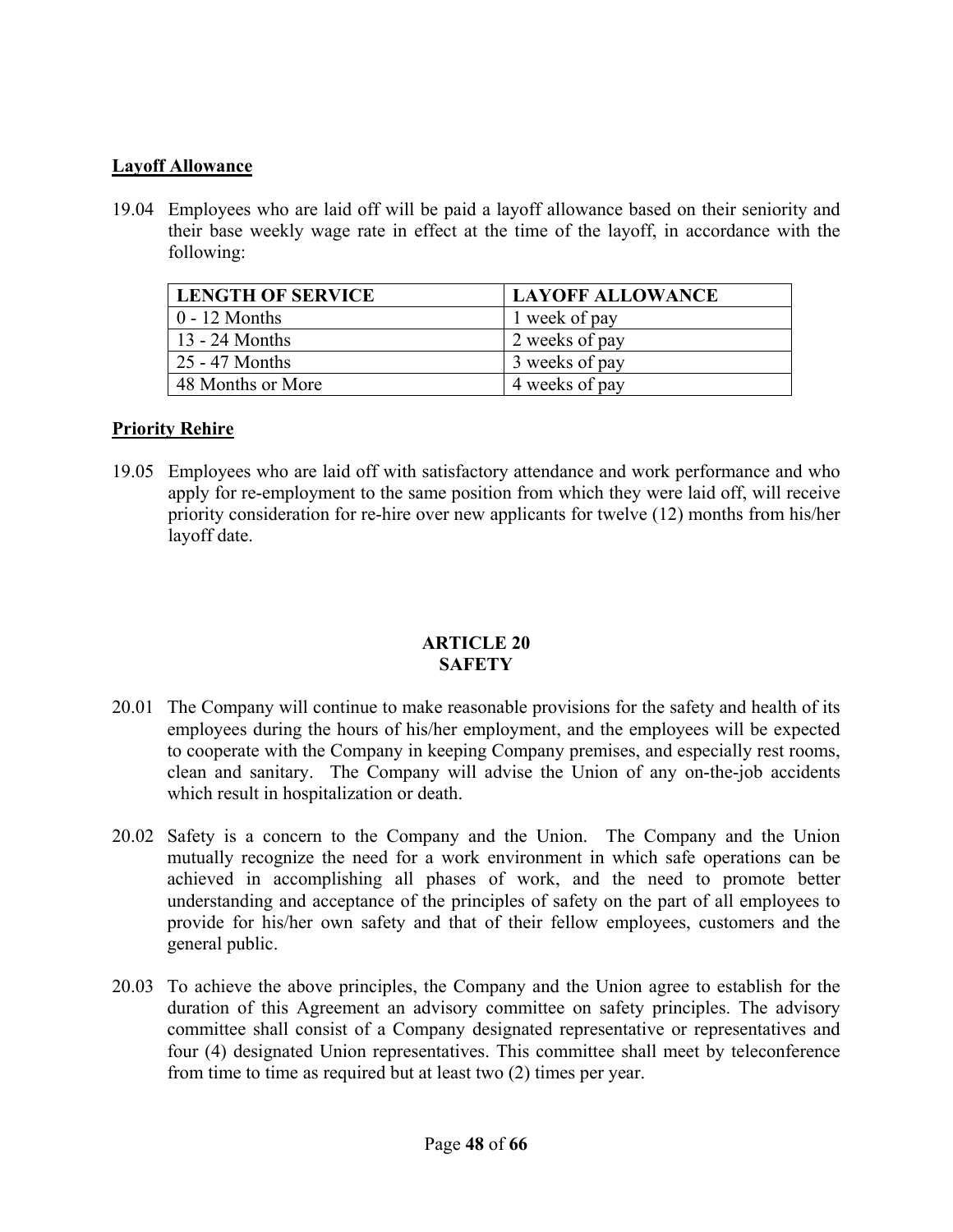**Layoff Allowance**

19.04 Employees who are laid off will be paid a layoff allowance based on their seniority and their base weekly wage rate in effect at the time of the layoff, in accordance with the following:

| LENGTH OF SERVICE | LAYOFF ALLOWANCE |
|---|---|
| 0 - 12 Months | 1 week of pay |
| 13 - 24 Months | 2 weeks of pay |
| 25 - 47 Months | 3 weeks of pay |
| 48 Months or More | 4 weeks of pay |

**Priority Rehire**

19.05 Employees who are laid off with satisfactory attendance and work performance and who apply for re-employment to the same position from which they were laid off, will receive priority consideration for re-hire over new applicants for twelve (12) months from his/her layoff date.

## ARTICLE 20
## SAFETY

20.01 The Company will continue to make reasonable provisions for the safety and health of its employees during the hours of his/her employment, and the employees will be expected to cooperate with the Company in keeping Company premises, and especially rest rooms, clean and sanitary. The Company will advise the Union of any on-the-job accidents which result in hospitalization or death.

20.02 Safety is a concern to the Company and the Union. The Company and the Union mutually recognize the need for a work environment in which safe operations can be achieved in accomplishing all phases of work, and the need to promote better understanding and acceptance of the principles of safety on the part of all employees to provide for his/her own safety and that of their fellow employees, customers and the general public.

20.03 To achieve the above principles, the Company and the Union agree to establish for the duration of this Agreement an advisory committee on safety principles. The advisory committee shall consist of a Company designated representative or representatives and four (4) designated Union representatives. This committee shall meet by teleconference from time to time as required but at least two (2) times per year.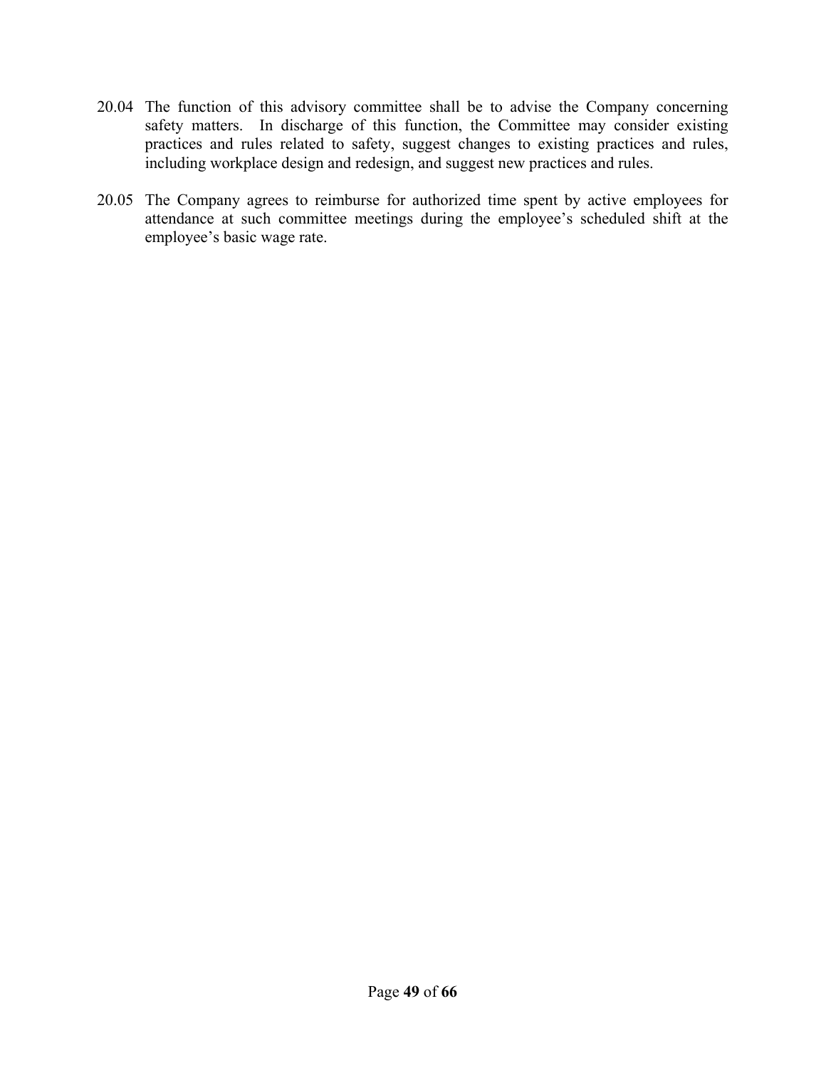20.04 The function of this advisory committee shall be to advise the Company concerning safety matters. In discharge of this function, the Committee may consider existing practices and rules related to safety, suggest changes to existing practices and rules, including workplace design and redesign, and suggest new practices and rules.

20.05 The Company agrees to reimburse for authorized time spent by active employees for attendance at such committee meetings during the employee's scheduled shift at the employee's basic wage rate.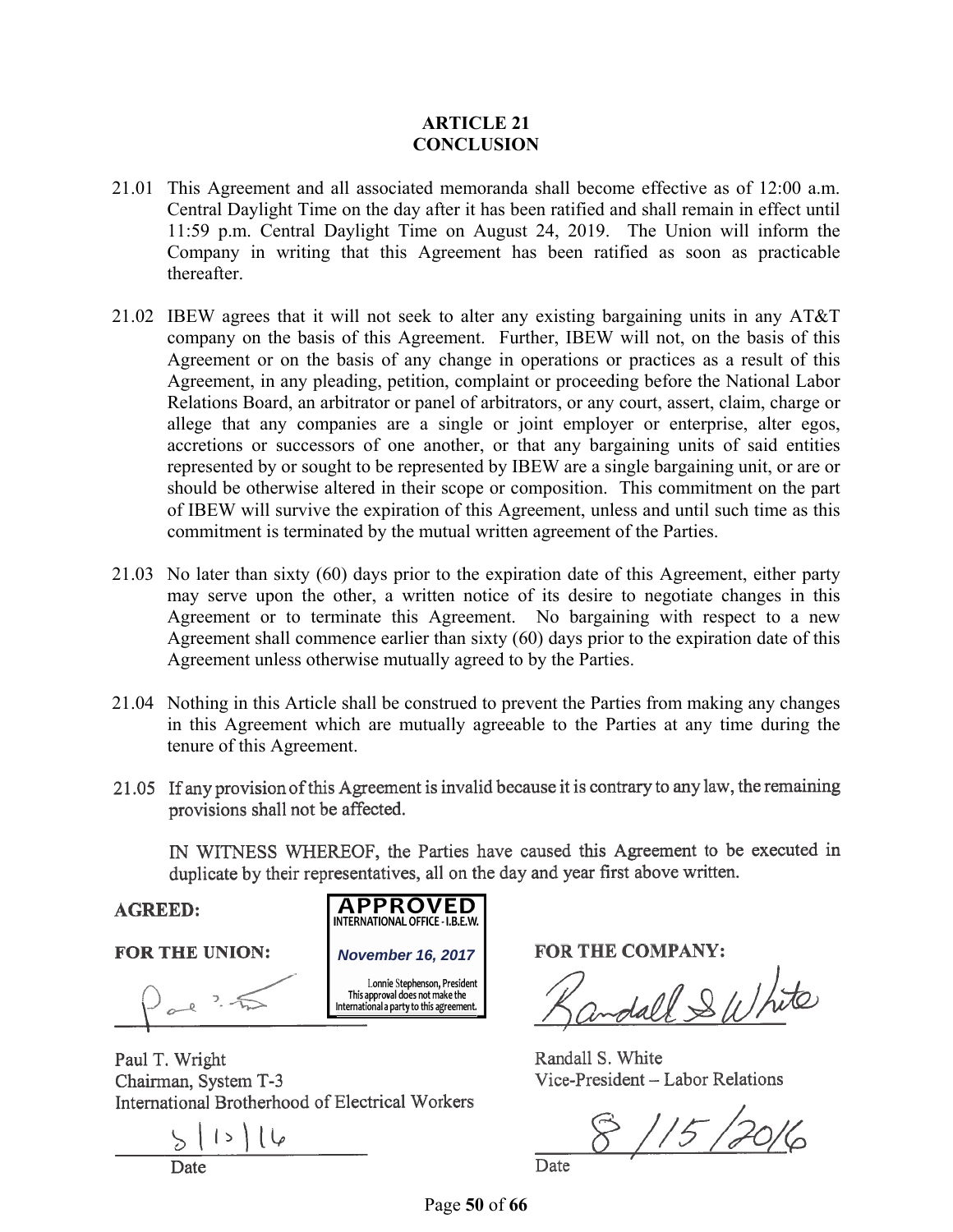## ARTICLE 21
## CONCLUSION

21.01 This Agreement and all associated memoranda shall become effective as of 12:00 a.m. Central Daylight Time on the day after it has been ratified and shall remain in effect until 11:59 p.m. Central Daylight Time on August 24, 2019. The Union will inform the Company in writing that this Agreement has been ratified as soon as practicable thereafter.

21.02 IBEW agrees that it will not seek to alter any existing bargaining units in any AT&T company on the basis of this Agreement. Further, IBEW will not, on the basis of this Agreement or on the basis of any change in operations or practices as a result of this Agreement, in any pleading, petition, complaint or proceeding before the National Labor Relations Board, an arbitrator or panel of arbitrators, or any court, assert, claim, charge or allege that any companies are a single or joint employer or enterprise, alter egos, accretions or successors of one another, or that any bargaining units of said entities represented by or sought to be represented by IBEW are a single bargaining unit, or are or should be otherwise altered in their scope or composition. This commitment on the part of IBEW will survive the expiration of this Agreement, unless and until such time as this commitment is terminated by the mutual written agreement of the Parties.

21.03 No later than sixty (60) days prior to the expiration date of this Agreement, either party may serve upon the other, a written notice of its desire to negotiate changes in this Agreement or to terminate this Agreement. No bargaining with respect to a new Agreement shall commence earlier than sixty (60) days prior to the expiration date of this Agreement unless otherwise mutually agreed to by the Parties.

21.04 Nothing in this Article shall be construed to prevent the Parties from making any changes in this Agreement which are mutually agreeable to the Parties at any time during the tenure of this Agreement.

21.05 If any provision of this Agreement is invalid because it is contrary to any law, the remaining provisions shall not be affected.

IN WITNESS WHEREOF, the Parties have caused this Agreement to be executed in duplicate by their representatives, all on the day and year first above written.

**AGREED:**

**APPROVED**
INTERNATIONAL OFFICE - I.B.E.W.
*November 16, 2017*
Lonnie Stephenson, President
This approval does not make the International a party to this agreement.

**FOR THE UNION:**

Paul T. Wright
Chairman, System T-3
International Brotherhood of Electrical Workers

8/15/16
Date

**FOR THE COMPANY:**

Randall S. White
Vice-President – Labor Relations

8/15/2016
Date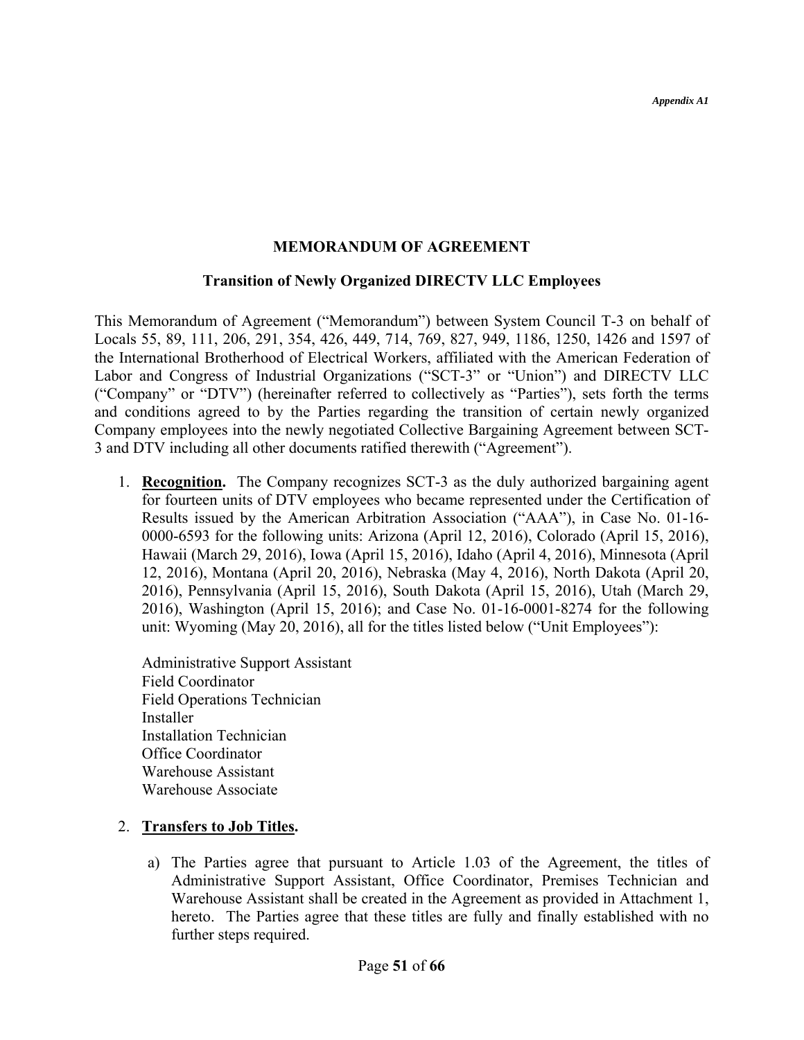*Appendix A1*

## MEMORANDUM OF AGREEMENT

### Transition of Newly Organized DIRECTV LLC Employees

This Memorandum of Agreement ("Memorandum") between System Council T-3 on behalf of Locals 55, 89, 111, 206, 291, 354, 426, 449, 714, 769, 827, 949, 1186, 1250, 1426 and 1597 of the International Brotherhood of Electrical Workers, affiliated with the American Federation of Labor and Congress of Industrial Organizations ("SCT-3" or "Union") and DIRECTV LLC ("Company" or "DTV") (hereinafter referred to collectively as "Parties"), sets forth the terms and conditions agreed to by the Parties regarding the transition of certain newly organized Company employees into the newly negotiated Collective Bargaining Agreement between SCT-3 and DTV including all other documents ratified therewith ("Agreement").

1. **Recognition.** The Company recognizes SCT-3 as the duly authorized bargaining agent for fourteen units of DTV employees who became represented under the Certification of Results issued by the American Arbitration Association ("AAA"), in Case No. 01-16-0000-6593 for the following units: Arizona (April 12, 2016), Colorado (April 15, 2016), Hawaii (March 29, 2016), Iowa (April 15, 2016), Idaho (April 4, 2016), Minnesota (April 12, 2016), Montana (April 20, 2016), Nebraska (May 4, 2016), North Dakota (April 20, 2016), Pennsylvania (April 15, 2016), South Dakota (April 15, 2016), Utah (March 29, 2016), Washington (April 15, 2016); and Case No. 01-16-0001-8274 for the following unit: Wyoming (May 20, 2016), all for the titles listed below ("Unit Employees"):

   Administrative Support Assistant
   Field Coordinator
   Field Operations Technician
   Installer
   Installation Technician
   Office Coordinator
   Warehouse Assistant
   Warehouse Associate

2. **Transfers to Job Titles.**

   a) The Parties agree that pursuant to Article 1.03 of the Agreement, the titles of Administrative Support Assistant, Office Coordinator, Premises Technician and Warehouse Assistant shall be created in the Agreement as provided in Attachment 1, hereto. The Parties agree that these titles are fully and finally established with no further steps required.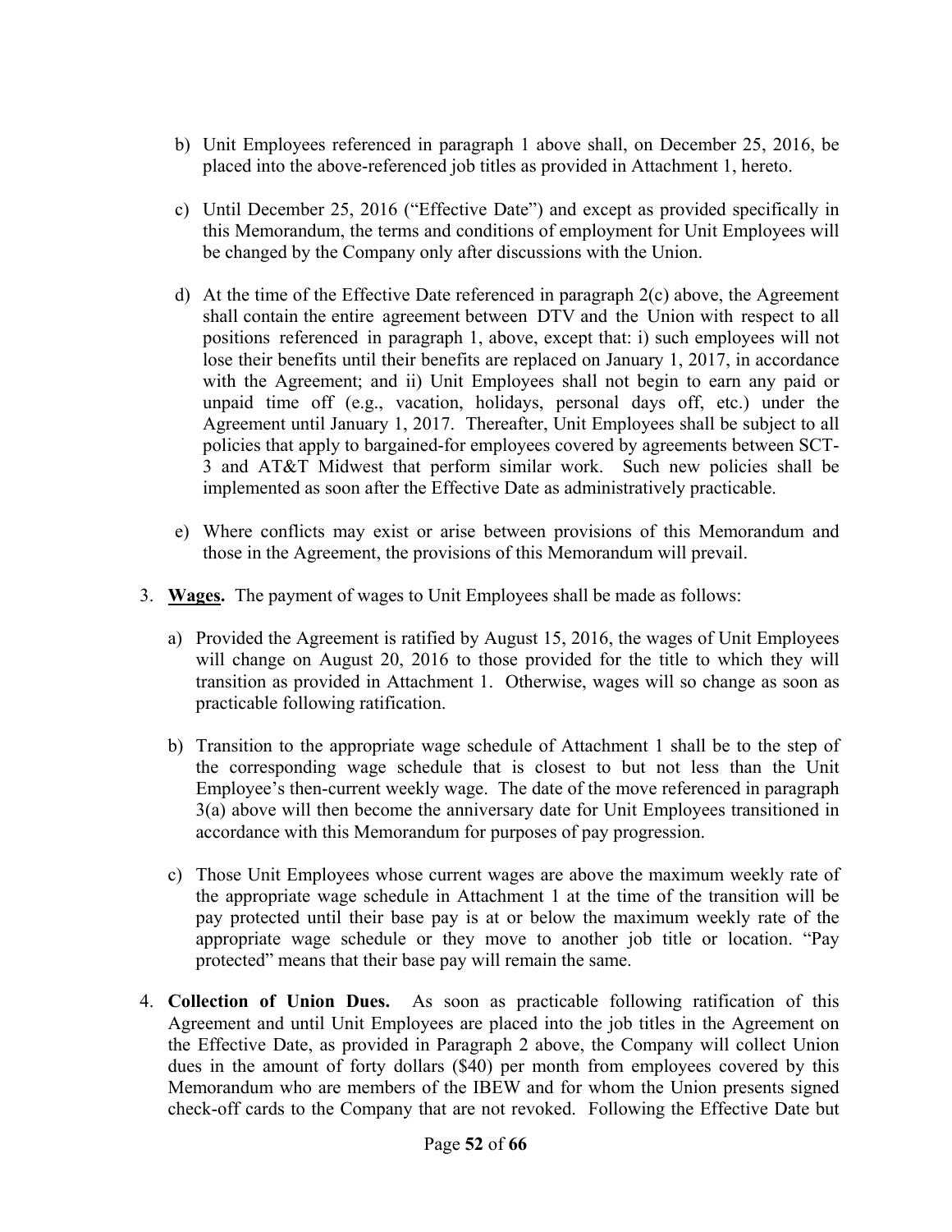b) Unit Employees referenced in paragraph 1 above shall, on December 25, 2016, be placed into the above-referenced job titles as provided in Attachment 1, hereto.

c) Until December 25, 2016 ("Effective Date") and except as provided specifically in this Memorandum, the terms and conditions of employment for Unit Employees will be changed by the Company only after discussions with the Union.

d) At the time of the Effective Date referenced in paragraph 2(c) above, the Agreement shall contain the entire agreement between DTV and the Union with respect to all positions referenced in paragraph 1, above, except that: i) such employees will not lose their benefits until their benefits are replaced on January 1, 2017, in accordance with the Agreement; and ii) Unit Employees shall not begin to earn any paid or unpaid time off (e.g., vacation, holidays, personal days off, etc.) under the Agreement until January 1, 2017. Thereafter, Unit Employees shall be subject to all policies that apply to bargained-for employees covered by agreements between SCT-3 and AT&T Midwest that perform similar work. Such new policies shall be implemented as soon after the Effective Date as administratively practicable.

e) Where conflicts may exist or arise between provisions of this Memorandum and those in the Agreement, the provisions of this Memorandum will prevail.

3. **<u>Wages</u>.** The payment of wages to Unit Employees shall be made as follows:

   a) Provided the Agreement is ratified by August 15, 2016, the wages of Unit Employees will change on August 20, 2016 to those provided for the title to which they will transition as provided in Attachment 1. Otherwise, wages will so change as soon as practicable following ratification.

   b) Transition to the appropriate wage schedule of Attachment 1 shall be to the step of the corresponding wage schedule that is closest to but not less than the Unit Employee's then-current weekly wage. The date of the move referenced in paragraph 3(a) above will then become the anniversary date for Unit Employees transitioned in accordance with this Memorandum for purposes of pay progression.

   c) Those Unit Employees whose current wages are above the maximum weekly rate of the appropriate wage schedule in Attachment 1 at the time of the transition will be pay protected until their base pay is at or below the maximum weekly rate of the appropriate wage schedule or they move to another job title or location. "Pay protected" means that their base pay will remain the same.

4. **Collection of Union Dues.** As soon as practicable following ratification of this Agreement and until Unit Employees are placed into the job titles in the Agreement on the Effective Date, as provided in Paragraph 2 above, the Company will collect Union dues in the amount of forty dollars ($40) per month from employees covered by this Memorandum who are members of the IBEW and for whom the Union presents signed check-off cards to the Company that are not revoked. Following the Effective Date but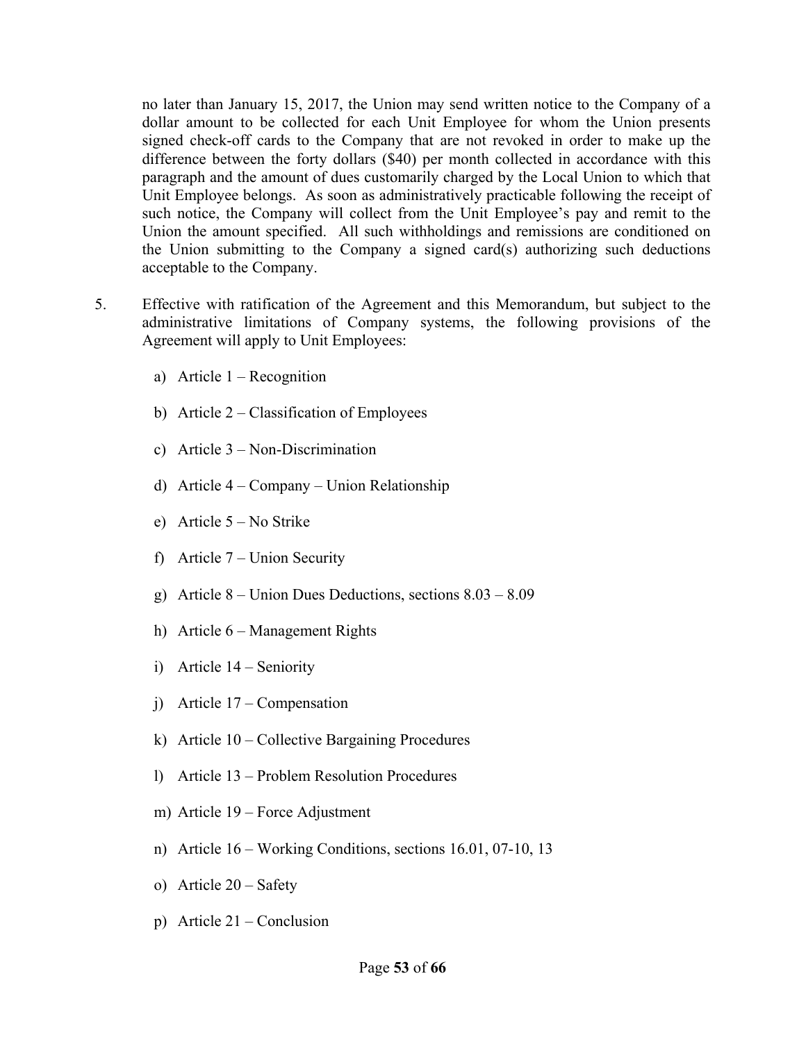no later than January 15, 2017, the Union may send written notice to the Company of a dollar amount to be collected for each Unit Employee for whom the Union presents signed check-off cards to the Company that are not revoked in order to make up the difference between the forty dollars ($40) per month collected in accordance with this paragraph and the amount of dues customarily charged by the Local Union to which that Unit Employee belongs. As soon as administratively practicable following the receipt of such notice, the Company will collect from the Unit Employee's pay and remit to the Union the amount specified. All such withholdings and remissions are conditioned on the Union submitting to the Company a signed card(s) authorizing such deductions acceptable to the Company.

5. Effective with ratification of the Agreement and this Memorandum, but subject to the administrative limitations of Company systems, the following provisions of the Agreement will apply to Unit Employees:

   a) Article 1 – Recognition

   b) Article 2 – Classification of Employees

   c) Article 3 – Non-Discrimination

   d) Article 4 – Company – Union Relationship

   e) Article 5 – No Strike

   f) Article 7 – Union Security

   g) Article 8 – Union Dues Deductions, sections 8.03 – 8.09

   h) Article 6 – Management Rights

   i) Article 14 – Seniority

   j) Article 17 – Compensation

   k) Article 10 – Collective Bargaining Procedures

   l) Article 13 – Problem Resolution Procedures

   m) Article 19 – Force Adjustment

   n) Article 16 – Working Conditions, sections 16.01, 07-10, 13

   o) Article 20 – Safety

   p) Article 21 – Conclusion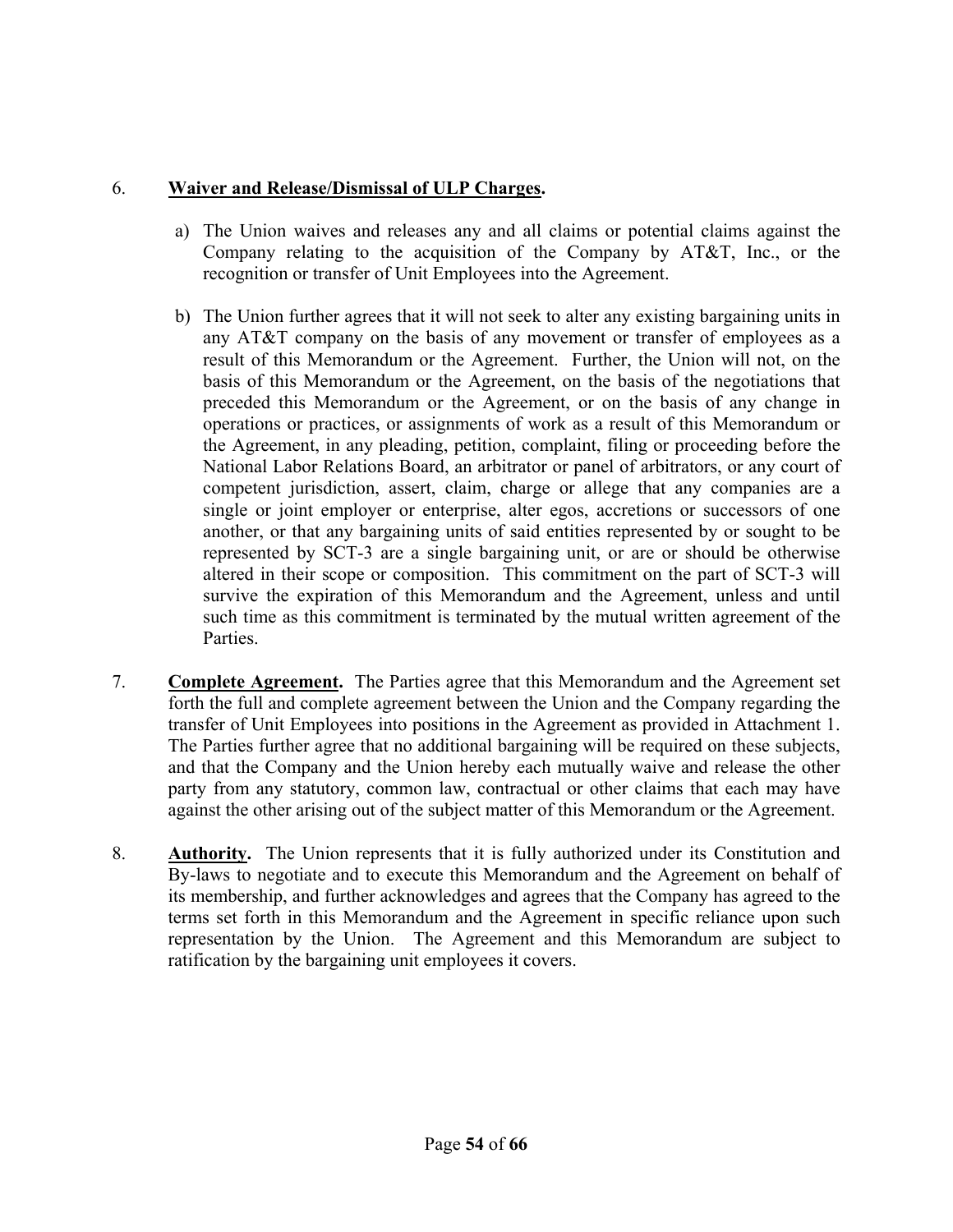6. **Waiver and Release/Dismissal of ULP Charges.**

   a) The Union waives and releases any and all claims or potential claims against the Company relating to the acquisition of the Company by AT&T, Inc., or the recognition or transfer of Unit Employees into the Agreement.

   b) The Union further agrees that it will not seek to alter any existing bargaining units in any AT&T company on the basis of any movement or transfer of employees as a result of this Memorandum or the Agreement. Further, the Union will not, on the basis of this Memorandum or the Agreement, on the basis of the negotiations that preceded this Memorandum or the Agreement, or on the basis of any change in operations or practices, or assignments of work as a result of this Memorandum or the Agreement, in any pleading, petition, complaint, filing or proceeding before the National Labor Relations Board, an arbitrator or panel of arbitrators, or any court of competent jurisdiction, assert, claim, charge or allege that any companies are a single or joint employer or enterprise, alter egos, accretions or successors of one another, or that any bargaining units of said entities represented by or sought to be represented by SCT-3 are a single bargaining unit, or are or should be otherwise altered in their scope or composition. This commitment on the part of SCT-3 will survive the expiration of this Memorandum and the Agreement, unless and until such time as this commitment is terminated by the mutual written agreement of the Parties.

7. **Complete Agreement.** The Parties agree that this Memorandum and the Agreement set forth the full and complete agreement between the Union and the Company regarding the transfer of Unit Employees into positions in the Agreement as provided in Attachment 1. The Parties further agree that no additional bargaining will be required on these subjects, and that the Company and the Union hereby each mutually waive and release the other party from any statutory, common law, contractual or other claims that each may have against the other arising out of the subject matter of this Memorandum or the Agreement.

8. **Authority.** The Union represents that it is fully authorized under its Constitution and By-laws to negotiate and to execute this Memorandum and the Agreement on behalf of its membership, and further acknowledges and agrees that the Company has agreed to the terms set forth in this Memorandum and the Agreement in specific reliance upon such representation by the Union. The Agreement and this Memorandum are subject to ratification by the bargaining unit employees it covers.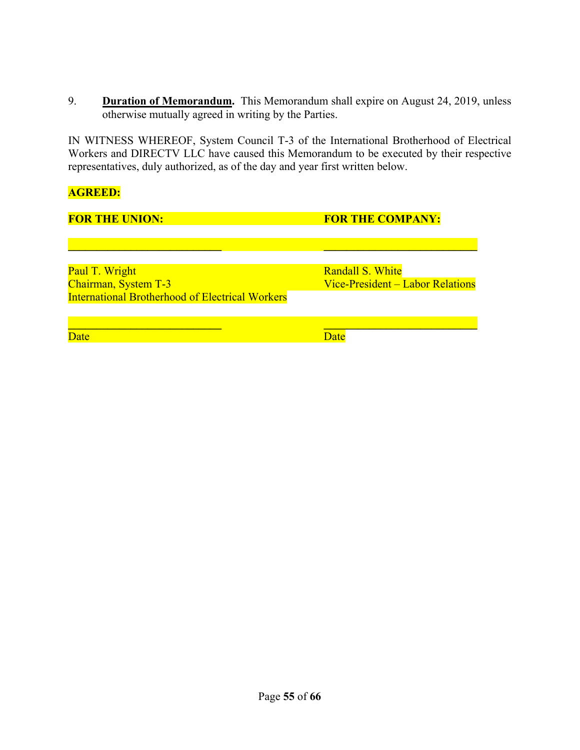9. **Duration of Memorandum.** This Memorandum shall expire on August 24, 2019, unless otherwise mutually agreed in writing by the Parties.

IN WITNESS WHEREOF, System Council T-3 of the International Brotherhood of Electrical Workers and DIRECTV LLC have caused this Memorandum to be executed by their respective representatives, duly authorized, as of the day and year first written below.

**AGREED:**

| **FOR THE UNION:** | **FOR THE COMPANY:** |
|---|---|
| ___________________________ | ___________________________ |
| Paul T. Wright<br>Chairman, System T-3<br>International Brotherhood of Electrical Workers | Randall S. White<br>Vice-President – Labor Relations |
| ___________________________<br>Date | ___________________________<br>Date |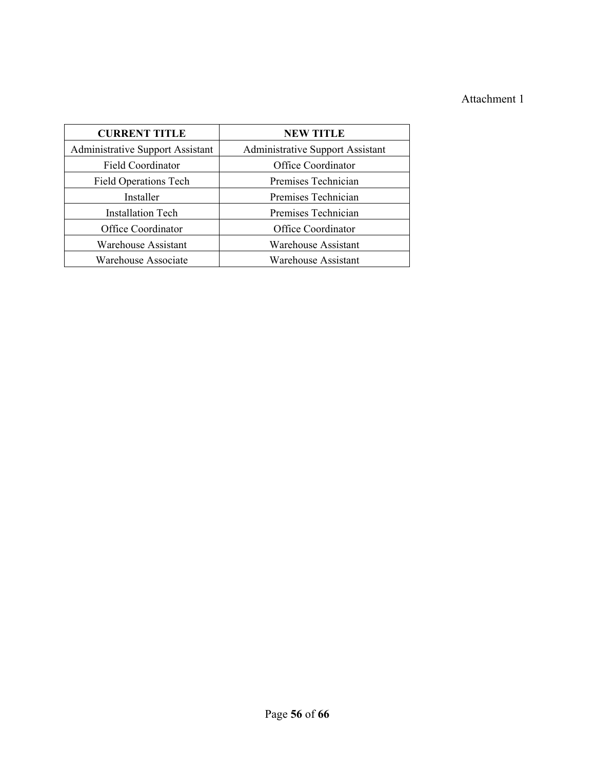Attachment 1

| CURRENT TITLE | NEW TITLE |
|---|---|
| Administrative Support Assistant | Administrative Support Assistant |
| Field Coordinator | Office Coordinator |
| Field Operations Tech | Premises Technician |
| Installer | Premises Technician |
| Installation Tech | Premises Technician |
| Office Coordinator | Office Coordinator |
| Warehouse Assistant | Warehouse Assistant |
| Warehouse Associate | Warehouse Assistant |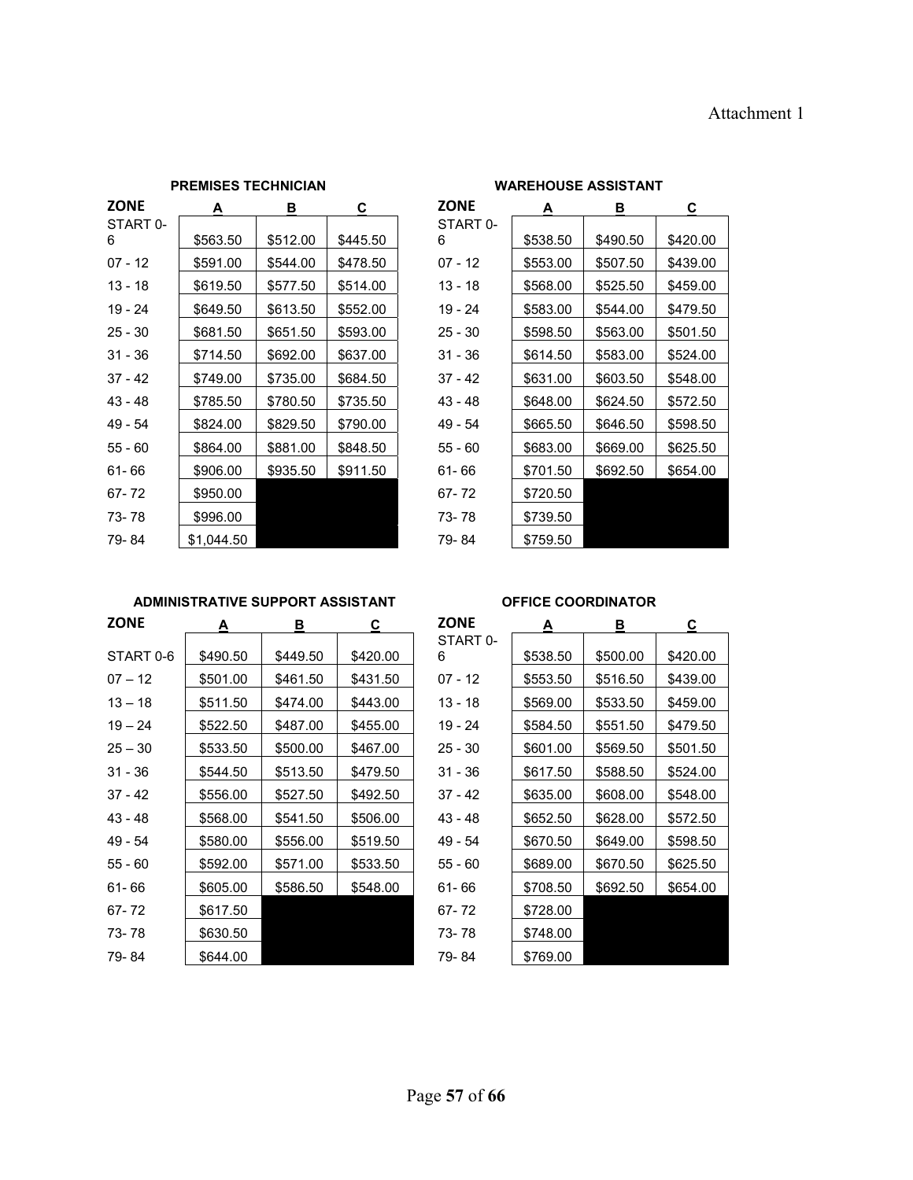Attachment 1

**PREMISES TECHNICIAN**

| ZONE | A | B | C |
|---|---|---|---|
| START 0-6 | $563.50 | $512.00 | $445.50 |
| 07 - 12 | $591.00 | $544.00 | $478.50 |
| 13 - 18 | $619.50 | $577.50 | $514.00 |
| 19 - 24 | $649.50 | $613.50 | $552.00 |
| 25 - 30 | $681.50 | $651.50 | $593.00 |
| 31 - 36 | $714.50 | $692.00 | $637.00 |
| 37 - 42 | $749.00 | $735.00 | $684.50 |
| 43 - 48 | $785.50 | $780.50 | $735.50 |
| 49 - 54 | $824.00 | $829.50 | $790.00 |
| 55 - 60 | $864.00 | $881.00 | $848.50 |
| 61- 66 | $906.00 | $935.50 | $911.50 |
| 67- 72 | $950.00 | | |
| 73- 78 | $996.00 | | |
| 79- 84 | $1,044.50 | | |

**WAREHOUSE ASSISTANT**

| ZONE | A | B | C |
|---|---|---|---|
| START 0-6 | $538.50 | $490.50 | $420.00 |
| 07 - 12 | $553.00 | $507.50 | $439.00 |
| 13 - 18 | $568.00 | $525.50 | $459.00 |
| 19 - 24 | $583.00 | $544.00 | $479.50 |
| 25 - 30 | $598.50 | $563.00 | $501.50 |
| 31 - 36 | $614.50 | $583.00 | $524.00 |
| 37 - 42 | $631.00 | $603.50 | $548.00 |
| 43 - 48 | $648.00 | $624.50 | $572.50 |
| 49 - 54 | $665.50 | $646.50 | $598.50 |
| 55 - 60 | $683.00 | $669.00 | $625.50 |
| 61- 66 | $701.50 | $692.50 | $654.00 |
| 67- 72 | $720.50 | | |
| 73- 78 | $739.50 | | |
| 79- 84 | $759.50 | | |

**ADMINISTRATIVE SUPPORT ASSISTANT**

| ZONE | A | B | C |
|---|---|---|---|
| START 0-6 | $490.50 | $449.50 | $420.00 |
| 07 – 12 | $501.00 | $461.50 | $431.50 |
| 13 – 18 | $511.50 | $474.00 | $443.00 |
| 19 – 24 | $522.50 | $487.00 | $455.00 |
| 25 – 30 | $533.50 | $500.00 | $467.00 |
| 31 - 36 | $544.50 | $513.50 | $479.50 |
| 37 - 42 | $556.00 | $527.50 | $492.50 |
| 43 - 48 | $568.00 | $541.50 | $506.00 |
| 49 - 54 | $580.00 | $556.00 | $519.50 |
| 55 - 60 | $592.00 | $571.00 | $533.50 |
| 61- 66 | $605.00 | $586.50 | $548.00 |
| 67- 72 | $617.50 | | |
| 73- 78 | $630.50 | | |
| 79- 84 | $644.00 | | |

**OFFICE COORDINATOR**

| ZONE | A | B | C |
|---|---|---|---|
| START 0-6 | $538.50 | $500.00 | $420.00 |
| 07 - 12 | $553.50 | $516.50 | $439.00 |
| 13 - 18 | $569.00 | $533.50 | $459.00 |
| 19 - 24 | $584.50 | $551.50 | $479.50 |
| 25 - 30 | $601.00 | $569.50 | $501.50 |
| 31 - 36 | $617.50 | $588.50 | $524.00 |
| 37 - 42 | $635.00 | $608.00 | $548.00 |
| 43 - 48 | $652.50 | $628.00 | $572.50 |
| 49 - 54 | $670.50 | $649.00 | $598.50 |
| 55 - 60 | $689.00 | $670.50 | $625.50 |
| 61- 66 | $708.50 | $692.50 | $654.00 |
| 67- 72 | $728.00 | | |
| 73- 78 | $748.00 | | |
| 79- 84 | $769.00 | | |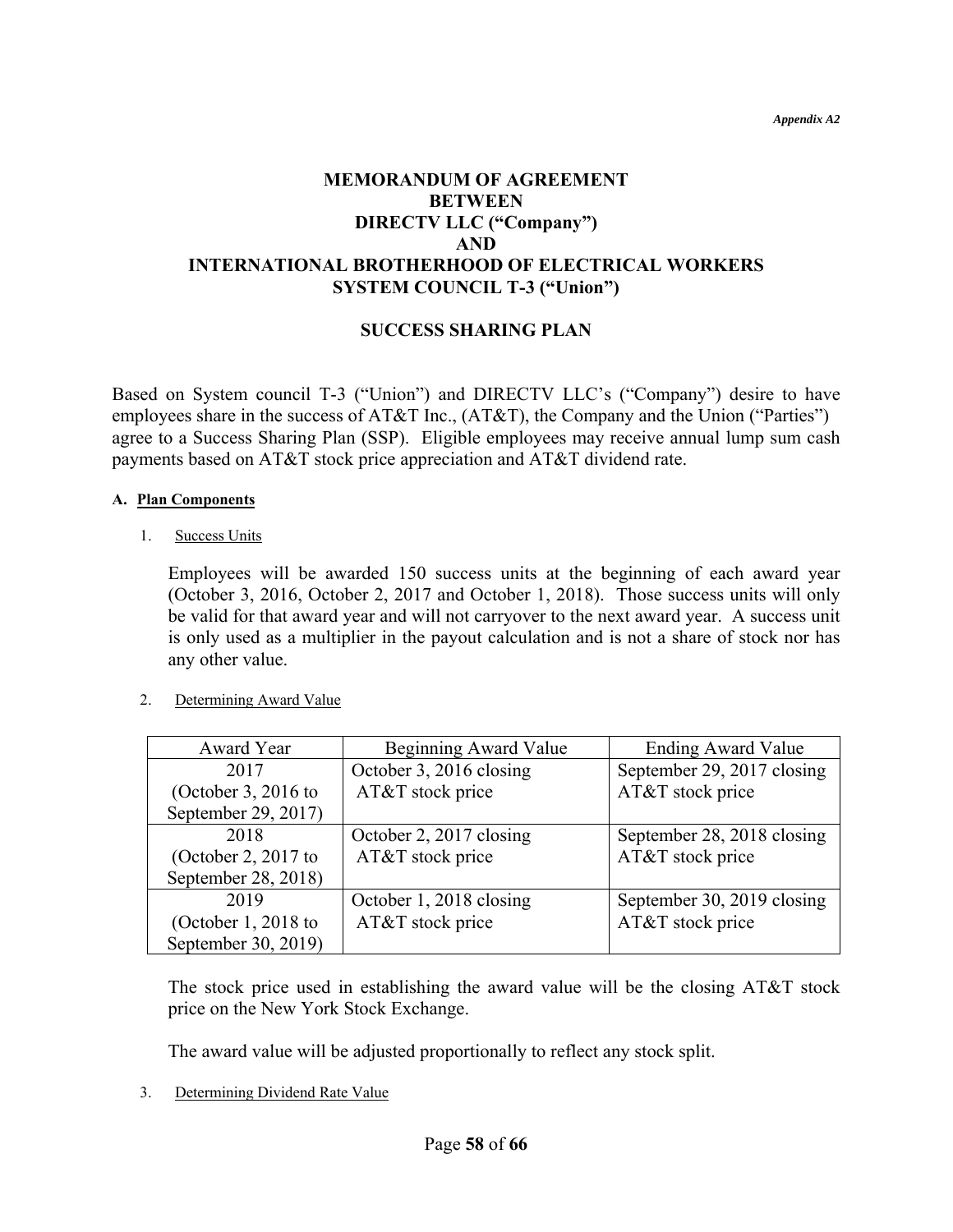*Appendix A2*

# MEMORANDUM OF AGREEMENT
# BETWEEN
# DIRECTV LLC ("Company")
# AND
# INTERNATIONAL BROTHERHOOD OF ELECTRICAL WORKERS SYSTEM COUNCIL T-3 ("Union")

## SUCCESS SHARING PLAN

Based on System council T-3 ("Union") and DIRECTV LLC's ("Company") desire to have employees share in the success of AT&T Inc., (AT&T), the Company and the Union ("Parties") agree to a Success Sharing Plan (SSP). Eligible employees may receive annual lump sum cash payments based on AT&T stock price appreciation and AT&T dividend rate.

### A. Plan Components

1. Success Units

   Employees will be awarded 150 success units at the beginning of each award year (October 3, 2016, October 2, 2017 and October 1, 2018). Those success units will only be valid for that award year and will not carryover to the next award year. A success unit is only used as a multiplier in the payout calculation and is not a share of stock nor has any other value.

2. Determining Award Value

| Award Year | Beginning Award Value | Ending Award Value |
| --- | --- | --- |
| 2017 (October 3, 2016 to September 29, 2017) | October 3, 2016 closing AT&T stock price | September 29, 2017 closing AT&T stock price |
| 2018 (October 2, 2017 to September 28, 2018) | October 2, 2017 closing AT&T stock price | September 28, 2018 closing AT&T stock price |
| 2019 (October 1, 2018 to September 30, 2019) | October 1, 2018 closing AT&T stock price | September 30, 2019 closing AT&T stock price |

   The stock price used in establishing the award value will be the closing AT&T stock price on the New York Stock Exchange.

   The award value will be adjusted proportionally to reflect any stock split.

3. Determining Dividend Rate Value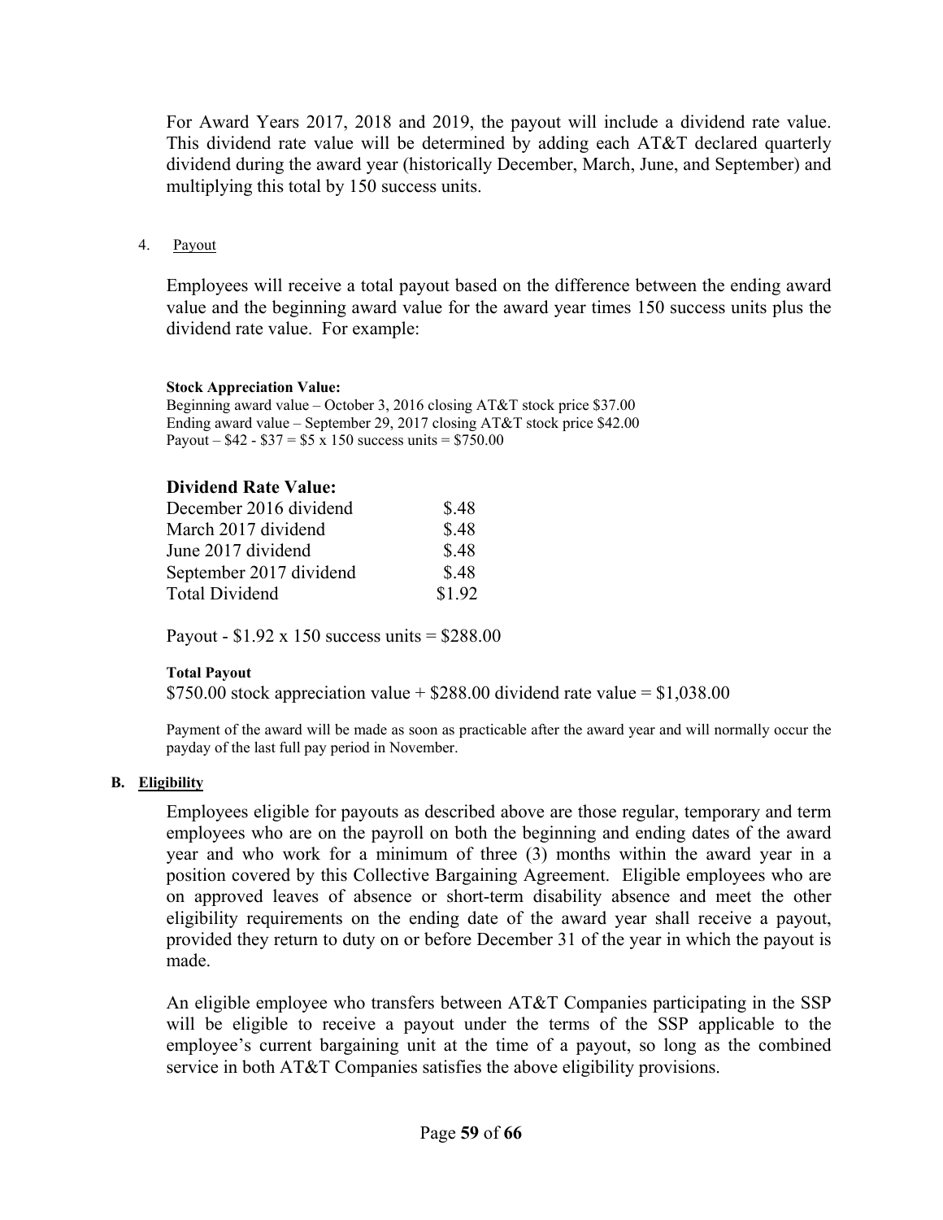For Award Years 2017, 2018 and 2019, the payout will include a dividend rate value. This dividend rate value will be determined by adding each AT&T declared quarterly dividend during the award year (historically December, March, June, and September) and multiplying this total by 150 success units.

4. Payout

Employees will receive a total payout based on the difference between the ending award value and the beginning award value for the award year times 150 success units plus the dividend rate value. For example:

**Stock Appreciation Value:**
Beginning award value – October 3, 2016 closing AT&T stock price $37.00
Ending award value – September 29, 2017 closing AT&T stock price $42.00
Payout – $42 - $37 = $5 x 150 success units = $750.00

**Dividend Rate Value:**

| | |
|---|---|
| December 2016 dividend | $.48 |
| March 2017 dividend | $.48 |
| June 2017 dividend | $.48 |
| September 2017 dividend | $.48 |
| Total Dividend | $1.92 |

Payout - $1.92 x 150 success units = $288.00

**Total Payout**
$750.00 stock appreciation value + $288.00 dividend rate value = $1,038.00

Payment of the award will be made as soon as practicable after the award year and will normally occur the payday of the last full pay period in November.

**B. Eligibility**

Employees eligible for payouts as described above are those regular, temporary and term employees who are on the payroll on both the beginning and ending dates of the award year and who work for a minimum of three (3) months within the award year in a position covered by this Collective Bargaining Agreement. Eligible employees who are on approved leaves of absence or short-term disability absence and meet the other eligibility requirements on the ending date of the award year shall receive a payout, provided they return to duty on or before December 31 of the year in which the payout is made.

An eligible employee who transfers between AT&T Companies participating in the SSP will be eligible to receive a payout under the terms of the SSP applicable to the employee's current bargaining unit at the time of a payout, so long as the combined service in both AT&T Companies satisfies the above eligibility provisions.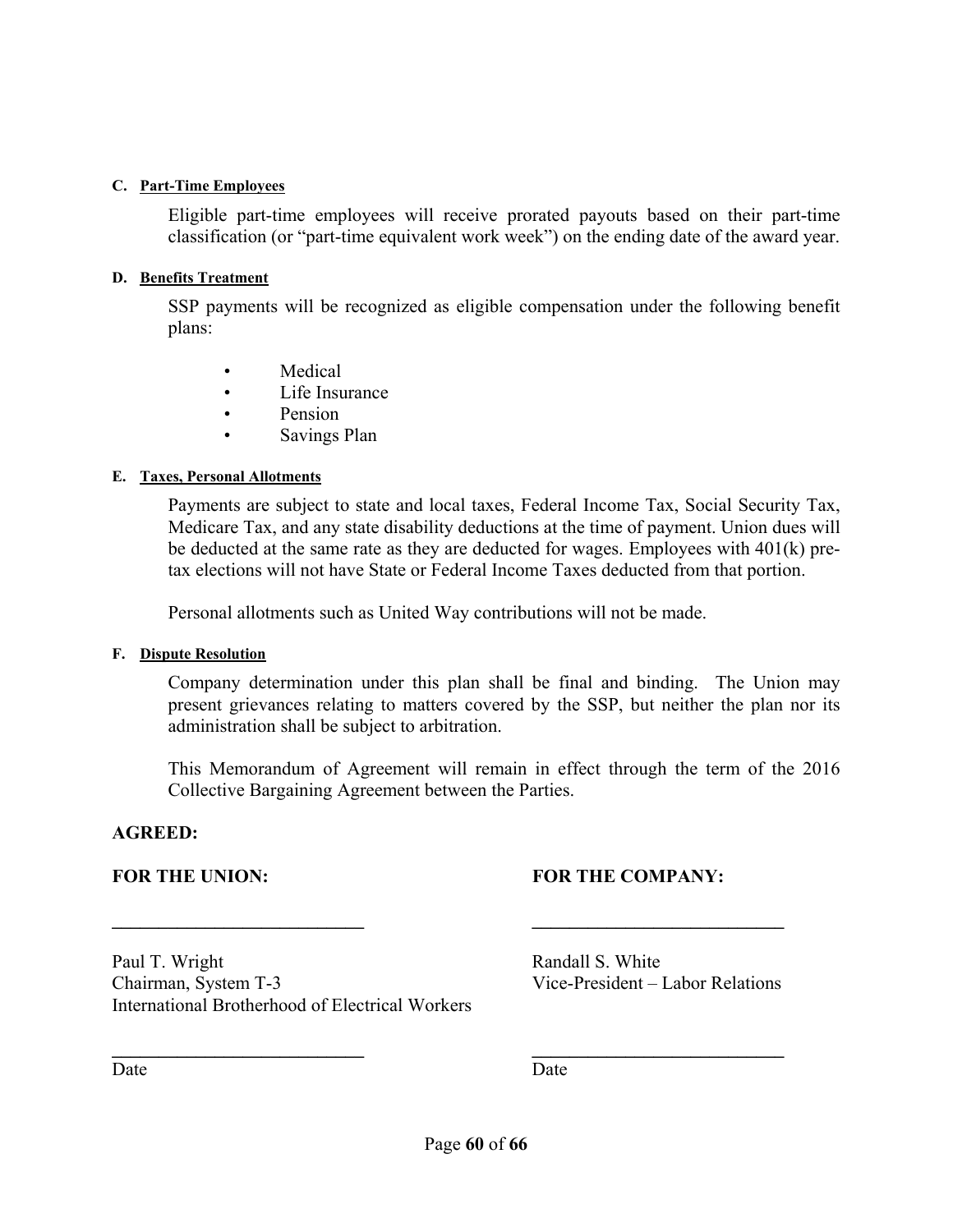**C. Part-Time Employees**

Eligible part-time employees will receive prorated payouts based on their part-time classification (or "part-time equivalent work week") on the ending date of the award year.

**D. Benefits Treatment**

SSP payments will be recognized as eligible compensation under the following benefit plans:

- Medical
- Life Insurance
- Pension
- Savings Plan

**E. Taxes, Personal Allotments**

Payments are subject to state and local taxes, Federal Income Tax, Social Security Tax, Medicare Tax, and any state disability deductions at the time of payment. Union dues will be deducted at the same rate as they are deducted for wages. Employees with 401(k) pre-tax elections will not have State or Federal Income Taxes deducted from that portion.

Personal allotments such as United Way contributions will not be made.

**F. Dispute Resolution**

Company determination under this plan shall be final and binding. The Union may present grievances relating to matters covered by the SSP, but neither the plan nor its administration shall be subject to arbitration.

This Memorandum of Agreement will remain in effect through the term of the 2016 Collective Bargaining Agreement between the Parties.

**AGREED:**

**FOR THE UNION:**

\_\_\_\_\_\_\_\_\_\_\_\_\_\_\_\_\_\_\_\_\_\_\_\_\_\_\_

Paul T. Wright
Chairman, System T-3
International Brotherhood of Electrical Workers

\_\_\_\_\_\_\_\_\_\_\_\_\_\_\_\_\_\_\_\_\_\_\_\_\_\_\_
Date

**FOR THE COMPANY:**

\_\_\_\_\_\_\_\_\_\_\_\_\_\_\_\_\_\_\_\_\_\_\_\_\_\_\_

Randall S. White
Vice-President – Labor Relations

\_\_\_\_\_\_\_\_\_\_\_\_\_\_\_\_\_\_\_\_\_\_\_\_\_\_\_
Date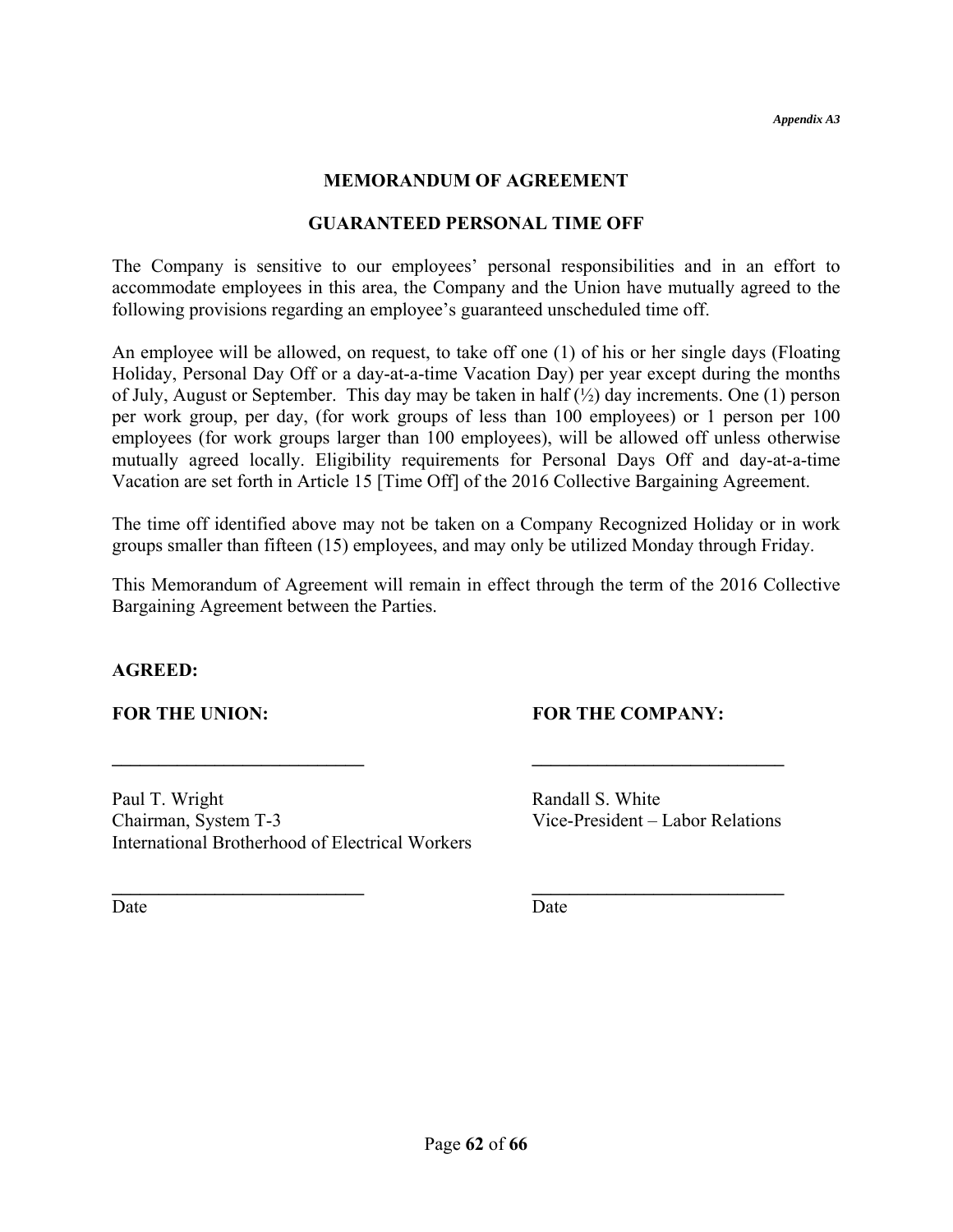*Appendix A3*

## MEMORANDUM OF AGREEMENT

## GUARANTEED PERSONAL TIME OFF

The Company is sensitive to our employees' personal responsibilities and in an effort to accommodate employees in this area, the Company and the Union have mutually agreed to the following provisions regarding an employee's guaranteed unscheduled time off.

An employee will be allowed, on request, to take off one (1) of his or her single days (Floating Holiday, Personal Day Off or a day-at-a-time Vacation Day) per year except during the months of July, August or September. This day may be taken in half (½) day increments. One (1) person per work group, per day, (for work groups of less than 100 employees) or 1 person per 100 employees (for work groups larger than 100 employees), will be allowed off unless otherwise mutually agreed locally. Eligibility requirements for Personal Days Off and day-at-a-time Vacation are set forth in Article 15 [Time Off] of the 2016 Collective Bargaining Agreement.

The time off identified above may not be taken on a Company Recognized Holiday or in work groups smaller than fifteen (15) employees, and may only be utilized Monday through Friday.

This Memorandum of Agreement will remain in effect through the term of the 2016 Collective Bargaining Agreement between the Parties.

**AGREED:**

**FOR THE UNION:**

\_\_\_\_\_\_\_\_\_\_\_\_\_\_\_\_\_\_\_\_\_\_\_\_\_\_\_

Paul T. Wright
Chairman, System T-3
International Brotherhood of Electrical Workers

\_\_\_\_\_\_\_\_\_\_\_\_\_\_\_\_\_\_\_\_\_\_\_\_\_\_\_
Date

**FOR THE COMPANY:**

\_\_\_\_\_\_\_\_\_\_\_\_\_\_\_\_\_\_\_\_\_\_\_\_\_\_\_

Randall S. White
Vice-President – Labor Relations

\_\_\_\_\_\_\_\_\_\_\_\_\_\_\_\_\_\_\_\_\_\_\_\_\_\_\_
Date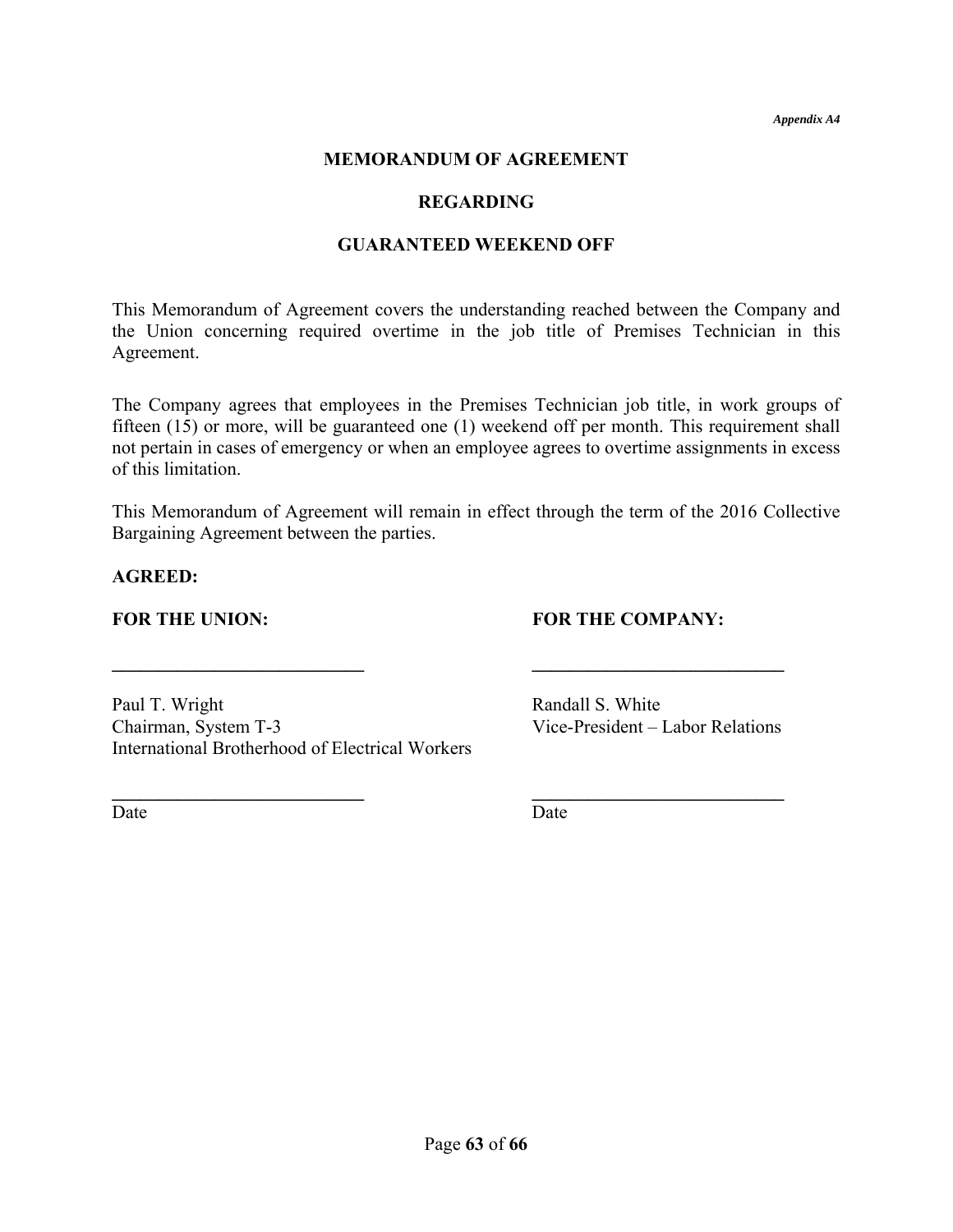*Appendix A4*

**MEMORANDUM OF AGREEMENT**

**REGARDING**

**GUARANTEED WEEKEND OFF**

This Memorandum of Agreement covers the understanding reached between the Company and the Union concerning required overtime in the job title of Premises Technician in this Agreement.

The Company agrees that employees in the Premises Technician job title, in work groups of fifteen (15) or more, will be guaranteed one (1) weekend off per month. This requirement shall not pertain in cases of emergency or when an employee agrees to overtime assignments in excess of this limitation.

This Memorandum of Agreement will remain in effect through the term of the 2016 Collective Bargaining Agreement between the parties.

**AGREED:**

**FOR THE UNION:**

\_\_\_\_\_\_\_\_\_\_\_\_\_\_\_\_\_\_\_\_\_\_\_\_\_\_\_\_

Paul T. Wright
Chairman, System T-3
International Brotherhood of Electrical Workers

\_\_\_\_\_\_\_\_\_\_\_\_\_\_\_\_\_\_\_\_\_\_\_\_\_\_\_\_
Date

**FOR THE COMPANY:**

\_\_\_\_\_\_\_\_\_\_\_\_\_\_\_\_\_\_\_\_\_\_\_\_\_\_\_\_

Randall S. White
Vice-President – Labor Relations

\_\_\_\_\_\_\_\_\_\_\_\_\_\_\_\_\_\_\_\_\_\_\_\_\_\_\_\_
Date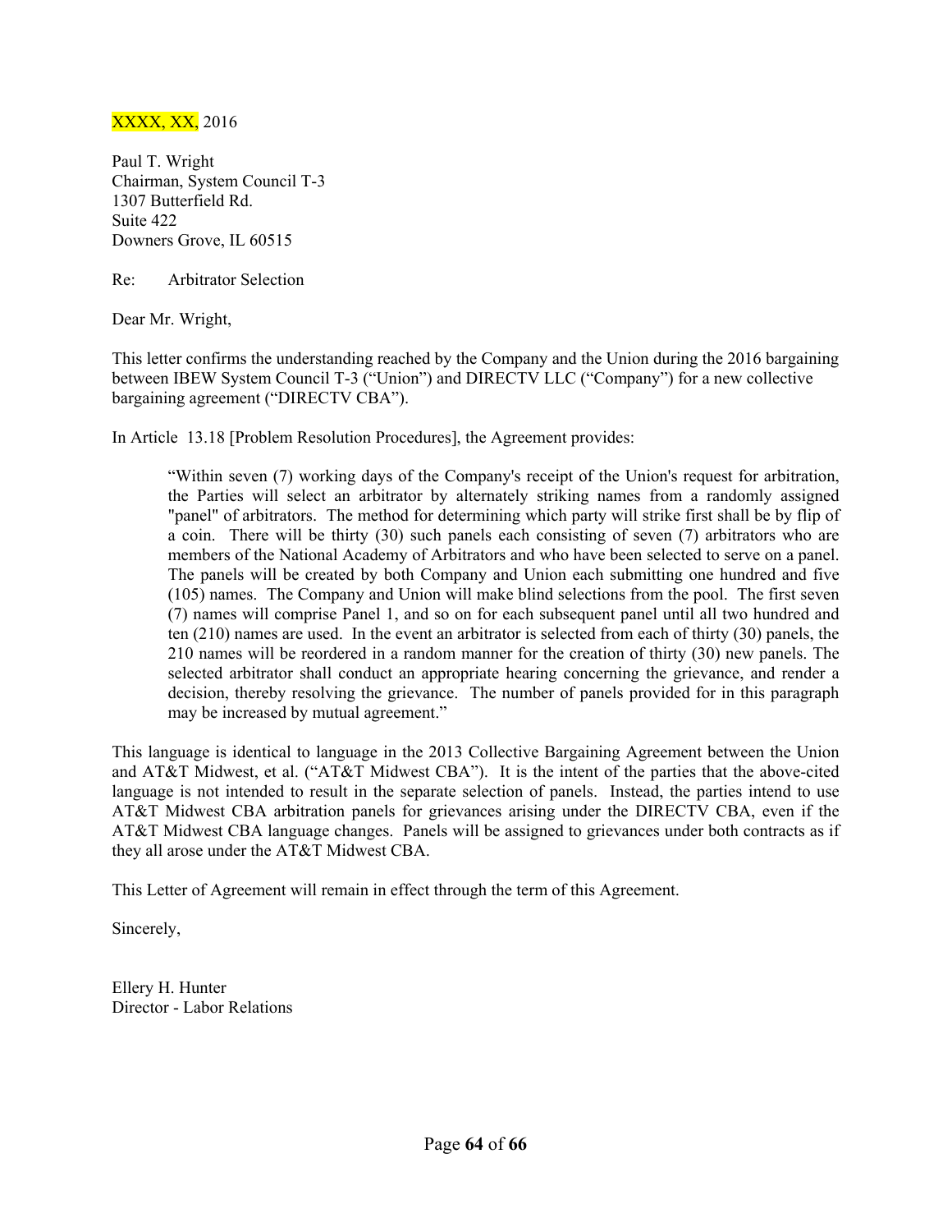XXXX, XX, 2016

Paul T. Wright
Chairman, System Council T-3
1307 Butterfield Rd.
Suite 422
Downers Grove, IL 60515

Re: Arbitrator Selection

Dear Mr. Wright,

This letter confirms the understanding reached by the Company and the Union during the 2016 bargaining between IBEW System Council T-3 ("Union") and DIRECTV LLC ("Company") for a new collective bargaining agreement ("DIRECTV CBA").

In Article 13.18 [Problem Resolution Procedures], the Agreement provides:

> "Within seven (7) working days of the Company's receipt of the Union's request for arbitration, the Parties will select an arbitrator by alternately striking names from a randomly assigned "panel" of arbitrators. The method for determining which party will strike first shall be by flip of a coin. There will be thirty (30) such panels each consisting of seven (7) arbitrators who are members of the National Academy of Arbitrators and who have been selected to serve on a panel. The panels will be created by both Company and Union each submitting one hundred and five (105) names. The Company and Union will make blind selections from the pool. The first seven (7) names will comprise Panel 1, and so on for each subsequent panel until all two hundred and ten (210) names are used. In the event an arbitrator is selected from each of thirty (30) panels, the 210 names will be reordered in a random manner for the creation of thirty (30) new panels. The selected arbitrator shall conduct an appropriate hearing concerning the grievance, and render a decision, thereby resolving the grievance. The number of panels provided for in this paragraph may be increased by mutual agreement."

This language is identical to language in the 2013 Collective Bargaining Agreement between the Union and AT&T Midwest, et al. ("AT&T Midwest CBA"). It is the intent of the parties that the above-cited language is not intended to result in the separate selection of panels. Instead, the parties intend to use AT&T Midwest CBA arbitration panels for grievances arising under the DIRECTV CBA, even if the AT&T Midwest CBA language changes. Panels will be assigned to grievances under both contracts as if they all arose under the AT&T Midwest CBA.

This Letter of Agreement will remain in effect through the term of this Agreement.

Sincerely,

Ellery H. Hunter
Director - Labor Relations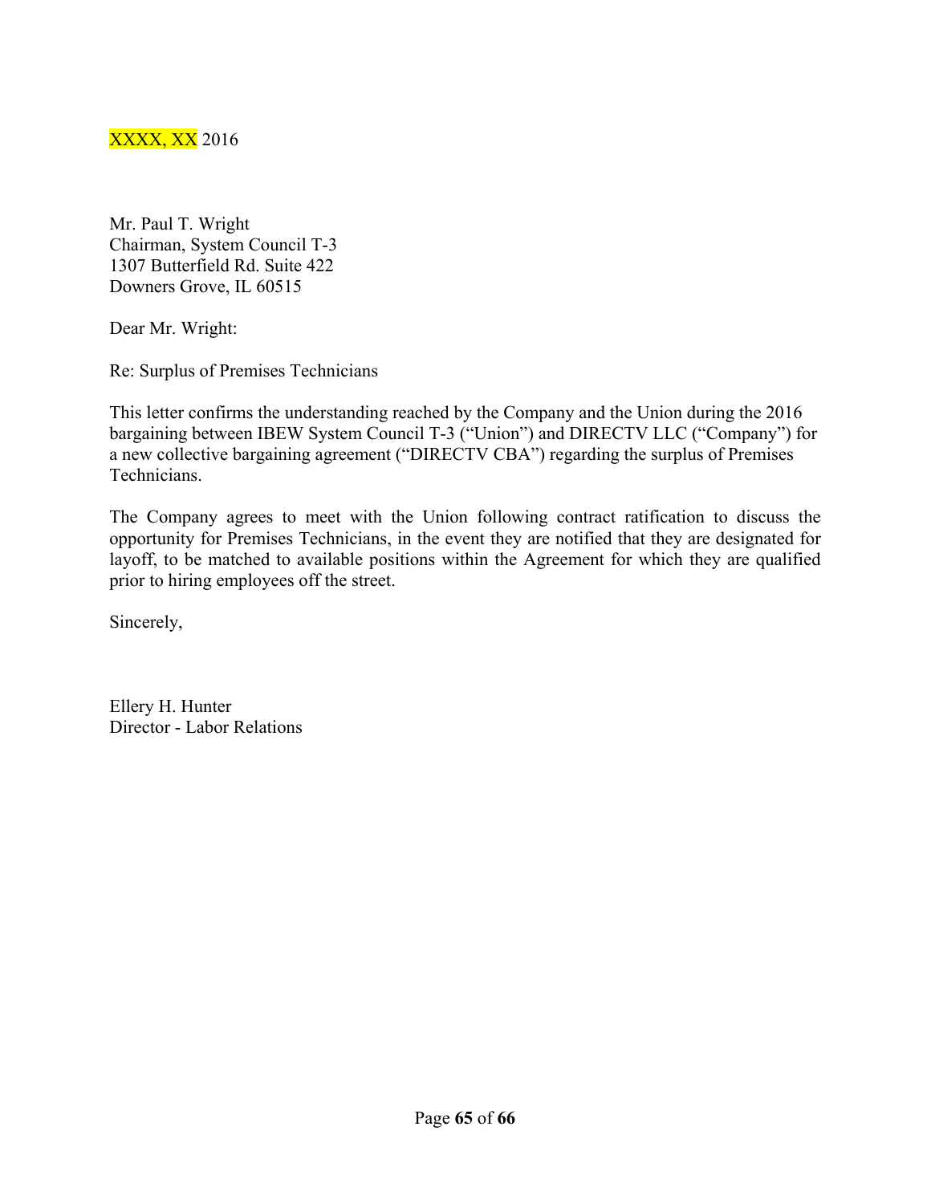XXXX, XX 2016

Mr. Paul T. Wright
Chairman, System Council T-3
1307 Butterfield Rd. Suite 422
Downers Grove, IL 60515

Dear Mr. Wright:

Re: Surplus of Premises Technicians

This letter confirms the understanding reached by the Company and the Union during the 2016 bargaining between IBEW System Council T-3 ("Union") and DIRECTV LLC ("Company") for a new collective bargaining agreement ("DIRECTV CBA") regarding the surplus of Premises Technicians.

The Company agrees to meet with the Union following contract ratification to discuss the opportunity for Premises Technicians, in the event they are notified that they are designated for layoff, to be matched to available positions within the Agreement for which they are qualified prior to hiring employees off the street.

Sincerely,

Ellery H. Hunter
Director - Labor Relations